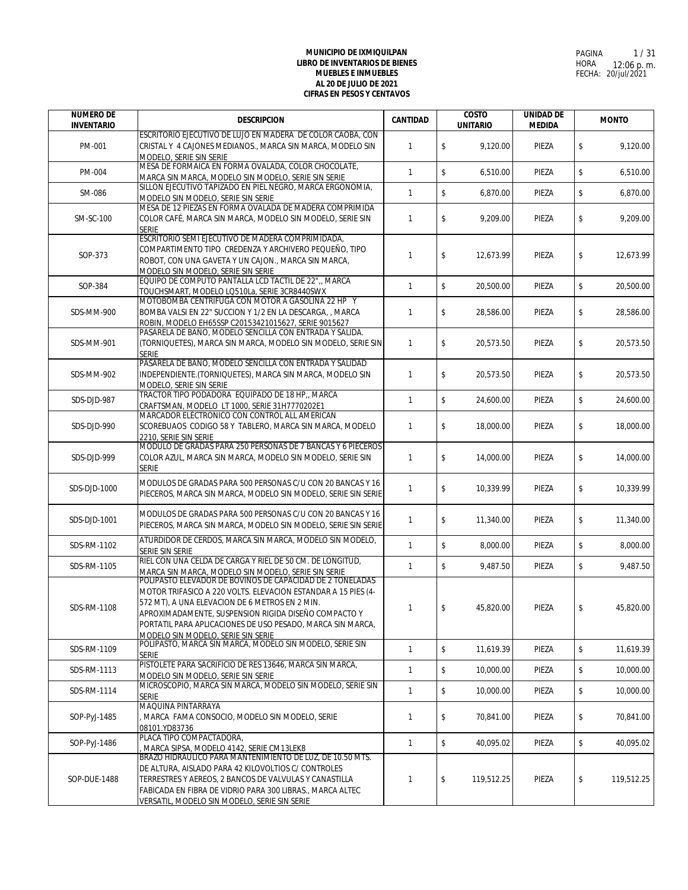**MUNICIPIO DE IXMIQUILPAN**
**LIBRO DE INVENTARIOS DE BIENES**
**MUEBLES E INMUEBLES**
**AL 20 DE JULIO DE 2021**
**CIFRAS EN PESOS Y CENTAVOS**

HORA 12:06 p. m.
FECHA: 20/jul/2021

| NUMERO DE INVENTARIO | DESCRIPCION | CANTIDAD | COSTO UNITARIO | UNIDAD DE MEDIDA | MONTO |
|---|---|---|---|---|---|
| PM-001 | ESCRITORIO EJECUTIVO DE LUJO EN MADERA DE COLOR CAOBA, CON CRISTAL Y 4 CAJONES MEDIANOS., MARCA SIN MARCA, MODELO SIN MODELO, SERIE SIN SERIE | 1 | $ 9,120.00 | PIEZA | $ 9,120.00 |
| PM-004 | MESA DE FORMAICA EN FORMA OVALADA, COLOR CHOCOLATE, MARCA SIN MARCA, MODELO SIN MODELO, SERIE SIN SERIE | 1 | $ 6,510.00 | PIEZA | $ 6,510.00 |
| SM-086 | SILLON EJECUTIVO TAPIZADO EN PIEL NEGRO, MARCA ERGONOMIA, MODELO SIN MODELO, SERIE SIN SERIE | 1 | $ 6,870.00 | PIEZA | $ 6,870.00 |
| SM-SC-100 | MESA DE 12 PIEZAS EN FORMA OVALADA DE MADERA COMPRIMIDA COLOR CAFÉ, MARCA SIN MARCA, MODELO SIN MODELO, SERIE SIN SERIE | 1 | $ 9,209.00 | PIEZA | $ 9,209.00 |
| SOP-373 | ESCRITORIO SEMI EJECUTIVO DE MADERA COMPRIMIDADA, COMPARTIMENTO TIPO CREDENZA Y ARCHIVERO PEQUEÑO, TIPO ROBOT, CON UNA GAVETA Y UN CAJON., MARCA SIN MARCA, MODELO SIN MODELO, SERIE SIN SERIE | 1 | $ 12,673.99 | PIEZA | $ 12,673.99 |
| SOP-384 | EQUIPO DE COMPUTO PANTALLA LCD TACTIL DE 22", MARCA TOUCHSMART, MODELO LQ510La, SERIE 3CR8440SWX | 1 | $ 20,500.00 | PIEZA | $ 20,500.00 |
| SDS-MM-900 | MOTOBOMBA CENTRIFUGA CON MOTOR A GASOLINA 22 HP Y BOMBA VALSI EN 22" SUCCION Y 1/2 EN LA DESCARGA, , MARCA ROBIN, MODELO EH65SSP C20153421015627, SERIE 9015627 | 1 | $ 28,586.00 | PIEZA | $ 28,586.00 |
| SDS-MM-901 | PASARELA DE BAÑO, MODELO SENCILLA CON ENTRADA Y SALIDA. (TORNIQUETES), MARCA SIN MARCA, MODELO SIN MODELO, SERIE SIN SERIE | 1 | $ 20,573.50 | PIEZA | $ 20,573.50 |
| SDS-MM-902 | PASARELA DE BAÑO, MODELO SENCILLA CON ENTRADA Y SALIDAD INDEPENDIENTE.(TORNIQUETES), MARCA SIN MARCA, MODELO SIN MODELO, SERIE SIN SERIE | 1 | $ 20,573.50 | PIEZA | $ 20,573.50 |
| SDS-DJD-987 | TRACTOR TIPO PODADORA EQUIPADO DE 18 HP,, MARCA CRAFTSMAN, MODELO LT 1000, SERIE 31H7770202E1 | 1 | $ 24,600.00 | PIEZA | $ 24,600.00 |
| SDS-DJD-990 | MARCADOR ELECTRONICO CON CONTROL ALL AMERICAN SCOREBUAOS CODIGO 58 Y TABLERO, MARCA SIN MARCA, MODELO 2210, SERIE SIN SERIE | 1 | $ 18,000.00 | PIEZA | $ 18,000.00 |
| SDS-DJD-999 | MODULO DE GRADAS PARA 250 PERSONAS DE 7 BANCAS Y 6 PIECEROS COLOR AZUL, MARCA SIN MARCA, MODELO SIN MODELO, SERIE SIN SERIE | 1 | $ 14,000.00 | PIEZA | $ 14,000.00 |
| SDS-DJD-1000 | MODULOS DE GRADAS PARA 500 PERSONAS C/U CON 20 BANCAS Y 16 PIECEROS, MARCA SIN MARCA, MODELO SIN MODELO, SERIE SIN SERIE | 1 | $ 10,339.99 | PIEZA | $ 10,339.99 |
| SDS-DJD-1001 | MODULOS DE GRADAS PARA 500 PERSONAS C/U CON 20 BANCAS Y 16 PIECEROS, MARCA SIN MARCA, MODELO SIN MODELO, SERIE SIN SERIE | 1 | $ 11,340.00 | PIEZA | $ 11,340.00 |
| SDS-RM-1102 | ATURDIDOR DE CERDOS, MARCA SIN MARCA, MODELO SIN MODELO, SERIE SIN SERIE | 1 | $ 8,000.00 | PIEZA | $ 8,000.00 |
| SDS-RM-1105 | RIEL CON UNA CELDA DE CARGA Y RIEL DE 50 CM. DE LONGITUD, MARCA SIN MARCA, MODELO SIN MODELO, SERIE SIN SERIE | 1 | $ 9,487.50 | PIEZA | $ 9,487.50 |
| SDS-RM-1108 | POLIPASTO ELEVADOR DE BOVINOS DE CAPACIDAD DE 2 TONELADAS MOTOR TRIFASICO A 220 VOLTS. ELEVACION ESTANDAR A 15 PIES (4-572 MT), A UNA ELEVACION DE 6 METROS EN 2 MIN. APROXIMADAMENTE, SUSPENSION RIGIDA DISEÑO COMPACTO Y PORTATIL PARA APLICACIONES DE USO PESADO, MARCA SIN MARCA, MODELO SIN MODELO, SERIE SIN SERIE | 1 | $ 45,820.00 | PIEZA | $ 45,820.00 |
| SDS-RM-1109 | POLIPASTO, MARCA SIN MARCA, MODELO SIN MODELO, SERIE SIN SERIE | 1 | $ 11,619.39 | PIEZA | $ 11,619.39 |
| SDS-RM-1113 | PISTOLETE PARA SACRIFICIO DE RES 13646, MARCA SIN MARCA, MODELO SIN MODELO, SERIE SIN SERIE | 1 | $ 10,000.00 | PIEZA | $ 10,000.00 |
| SDS-RM-1114 | MICROSCOPIO, MARCA SIN MARCA, MODELO SIN MODELO, SERIE SIN SERIE | 1 | $ 10,000.00 | PIEZA | $ 10,000.00 |
| SOP-PyJ-1485 | MAQUINA PINTARRAYA , MARCA FAMA CONSOCIO, MODELO SIN MODELO, SERIE 08101.YD83736 | 1 | $ 70,841.00 | PIEZA | $ 70,841.00 |
| SOP-PyJ-1486 | PLACA TIPO COMPACTADORA, , MARCA SIPSA, MODELO 4142, SERIE CM13LEK8 | 1 | $ 40,095.02 | PIEZA | $ 40,095.02 |
| SOP-DUE-1488 | BRAZO HIDRAULICO PARA MANTENIMIENTO DE LUZ, DE 10.50 MTS. DE ALTURA, AISLADO PARA 42 KILOVOLTIOS C/ CONTROLES TERRESTRES Y AEREOS, 2 BANCOS DE VALVULAS Y CANASTILLA FABICADA EN FIBRA DE VIDRIO PARA 300 LIBRAS., MARCA ALTEC VERSATIL, MODELO SIN MODELO, SERIE SIN SERIE | 1 | $ 119,512.25 | PIEZA | $ 119,512.25 |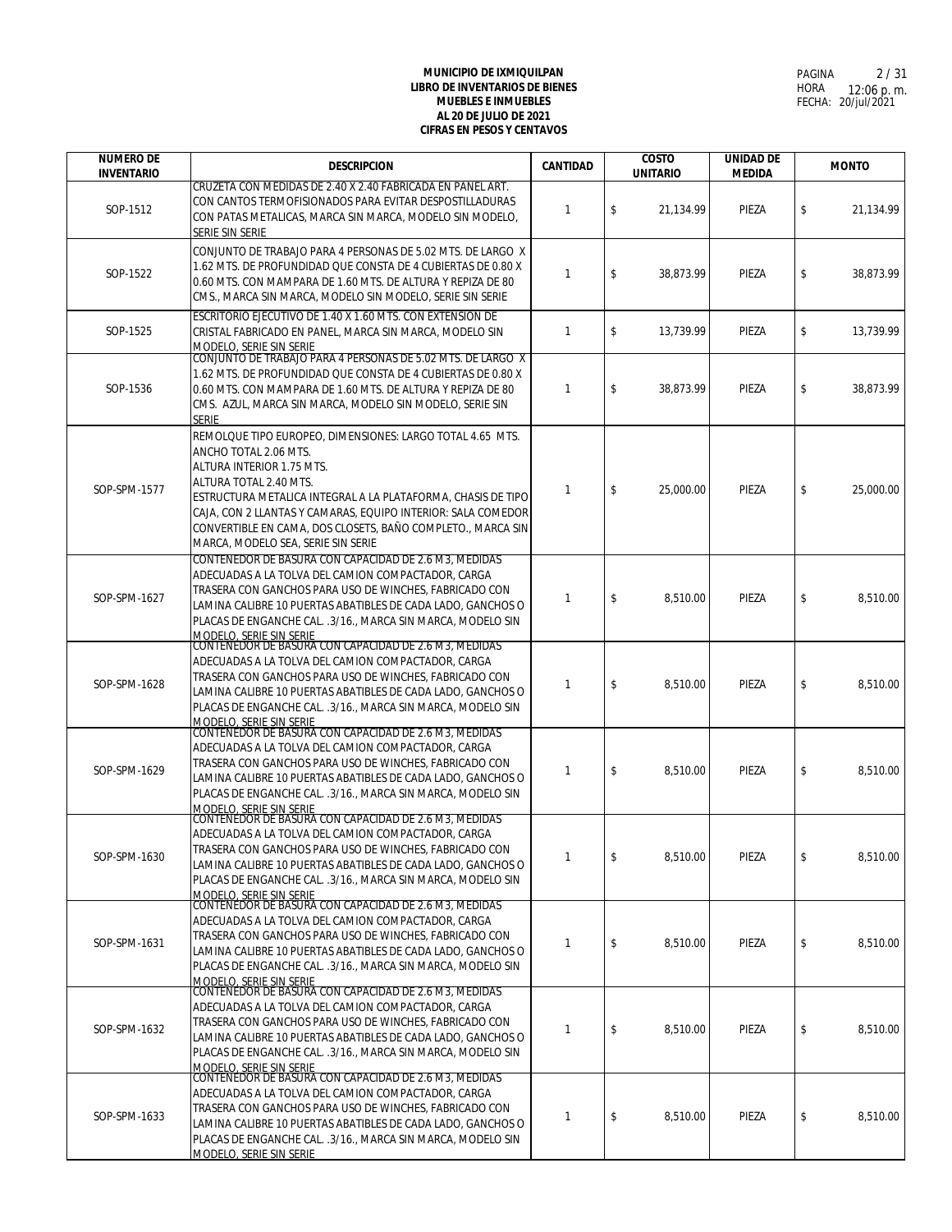**MUNICIPIO DE IXMIQUILPAN**
**LIBRO DE INVENTARIOS DE BIENES**
**MUEBLES E INMUEBLES**
**AL 20 DE JULIO DE 2021**
**CIFRAS EN PESOS Y CENTAVOS**

HORA 12:06 p. m.
FECHA: 20/jul/2021

| NUMERO DE INVENTARIO | DESCRIPCION | CANTIDAD | COSTO UNITARIO | UNIDAD DE MEDIDA | MONTO |
|---|---|---|---|---|---|
| SOP-1512 | CRUZETA CON MEDIDAS DE 2.40 X 2.40 FABRICADA EN PANEL ART. CON CANTOS TERMOFISIONADOS PARA EVITAR DESPOSTILLADURAS CON PATAS METALICAS, MARCA SIN MARCA, MODELO SIN MODELO, SERIE SIN SERIE | 1 | $ 21,134.99 | PIEZA | $ 21,134.99 |
| SOP-1522 | CONJUNTO DE TRABAJO PARA 4 PERSONAS DE 5.02 MTS. DE LARGO X 1.62 MTS. DE PROFUNDIDAD QUE CONSTA DE 4 CUBIERTAS DE 0.80 X 0.60 MTS. CON MAMPARA DE 1.60 MTS. DE ALTURA Y REPIZA DE 80 CMS., MARCA SIN MARCA, MODELO SIN MODELO, SERIE SIN SERIE | 1 | $ 38,873.99 | PIEZA | $ 38,873.99 |
| SOP-1525 | ESCRITORIO EJECUTIVO DE 1.40 X 1.60 MTS. CON EXTENSION DE CRISTAL FABRICADO EN PANEL, MARCA SIN MARCA, MODELO SIN MODELO, SERIE SIN SERIE | 1 | $ 13,739.99 | PIEZA | $ 13,739.99 |
| SOP-1536 | CONJUNTO DE TRABAJO PARA 4 PERSONAS DE 5.02 MTS. DE LARGO X 1.62 MTS. DE PROFUNDIDAD QUE CONSTA DE 4 CUBIERTAS DE 0.80 X 0.60 MTS. CON MAMPARA DE 1.60 MTS. DE ALTURA Y REPIZA DE 80 CMS. AZUL, MARCA SIN MARCA, MODELO SIN MODELO, SERIE SIN SERIE | 1 | $ 38,873.99 | PIEZA | $ 38,873.99 |
| SOP-SPM-1577 | REMOLQUE TIPO EUROPEO, DIMENSIONES: LARGO TOTAL 4.65 MTS. ANCHO TOTAL 2.06 MTS. ALTURA INTERIOR 1.75 MTS. ALTURA TOTAL 2.40 MTS. ESTRUCTURA METALICA INTEGRAL A LA PLATAFORMA, CHASIS DE TIPO CAJA, CON 2 LLANTAS Y CAMARAS, EQUIPO INTERIOR: SALA COMEDOR CONVERTIBLE EN CAMA, DOS CLOSETS, BAÑO COMPLETO., MARCA SIN MARCA, MODELO SEA, SERIE SIN SERIE | 1 | $ 25,000.00 | PIEZA | $ 25,000.00 |
| SOP-SPM-1627 | CONTENEDOR DE BASURA CON CAPACIDAD DE 2.6 M3, MEDIDAS ADECUADAS A LA TOLVA DEL CAMION COMPACTADOR, CARGA TRASERA CON GANCHOS PARA USO DE WINCHES, FABRICADO CON LAMINA CALIBRE 10 PUERTAS ABATIBLES DE CADA LADO, GANCHOS O PLACAS DE ENGANCHE CAL. .3/16., MARCA SIN MARCA, MODELO SIN MODELO, SERIE SIN SERIE | 1 | $ 8,510.00 | PIEZA | $ 8,510.00 |
| SOP-SPM-1628 | CONTENEDOR DE BASURA CON CAPACIDAD DE 2.6 M3, MEDIDAS ADECUADAS A LA TOLVA DEL CAMION COMPACTADOR, CARGA TRASERA CON GANCHOS PARA USO DE WINCHES, FABRICADO CON LAMINA CALIBRE 10 PUERTAS ABATIBLES DE CADA LADO, GANCHOS O PLACAS DE ENGANCHE CAL. .3/16., MARCA SIN MARCA, MODELO SIN MODELO, SERIE SIN SERIE | 1 | $ 8,510.00 | PIEZA | $ 8,510.00 |
| SOP-SPM-1629 | CONTENEDOR DE BASURA CON CAPACIDAD DE 2.6 M3, MEDIDAS ADECUADAS A LA TOLVA DEL CAMION COMPACTADOR, CARGA TRASERA CON GANCHOS PARA USO DE WINCHES, FABRICADO CON LAMINA CALIBRE 10 PUERTAS ABATIBLES DE CADA LADO, GANCHOS O PLACAS DE ENGANCHE CAL. .3/16., MARCA SIN MARCA, MODELO SIN MODELO, SERIE SIN SERIE | 1 | $ 8,510.00 | PIEZA | $ 8,510.00 |
| SOP-SPM-1630 | CONTENEDOR DE BASURA CON CAPACIDAD DE 2.6 M3, MEDIDAS ADECUADAS A LA TOLVA DEL CAMION COMPACTADOR, CARGA TRASERA CON GANCHOS PARA USO DE WINCHES, FABRICADO CON LAMINA CALIBRE 10 PUERTAS ABATIBLES DE CADA LADO, GANCHOS O PLACAS DE ENGANCHE CAL. .3/16., MARCA SIN MARCA, MODELO SIN MODELO, SERIE SIN SERIE | 1 | $ 8,510.00 | PIEZA | $ 8,510.00 |
| SOP-SPM-1631 | CONTENEDOR DE BASURA CON CAPACIDAD DE 2.6 M3, MEDIDAS ADECUADAS A LA TOLVA DEL CAMION COMPACTADOR, CARGA TRASERA CON GANCHOS PARA USO DE WINCHES, FABRICADO CON LAMINA CALIBRE 10 PUERTAS ABATIBLES DE CADA LADO, GANCHOS O PLACAS DE ENGANCHE CAL. .3/16., MARCA SIN MARCA, MODELO SIN MODELO, SERIE SIN SERIE | 1 | $ 8,510.00 | PIEZA | $ 8,510.00 |
| SOP-SPM-1632 | CONTENEDOR DE BASURA CON CAPACIDAD DE 2.6 M3, MEDIDAS ADECUADAS A LA TOLVA DEL CAMION COMPACTADOR, CARGA TRASERA CON GANCHOS PARA USO DE WINCHES, FABRICADO CON LAMINA CALIBRE 10 PUERTAS ABATIBLES DE CADA LADO, GANCHOS O PLACAS DE ENGANCHE CAL. .3/16., MARCA SIN MARCA, MODELO SIN MODELO, SERIE SIN SERIE | 1 | $ 8,510.00 | PIEZA | $ 8,510.00 |
| SOP-SPM-1633 | CONTENEDOR DE BASURA CON CAPACIDAD DE 2.6 M3, MEDIDAS ADECUADAS A LA TOLVA DEL CAMION COMPACTADOR, CARGA TRASERA CON GANCHOS PARA USO DE WINCHES, FABRICADO CON LAMINA CALIBRE 10 PUERTAS ABATIBLES DE CADA LADO, GANCHOS O PLACAS DE ENGANCHE CAL. .3/16., MARCA SIN MARCA, MODELO SIN MODELO, SERIE SIN SERIE | 1 | $ 8,510.00 | PIEZA | $ 8,510.00 |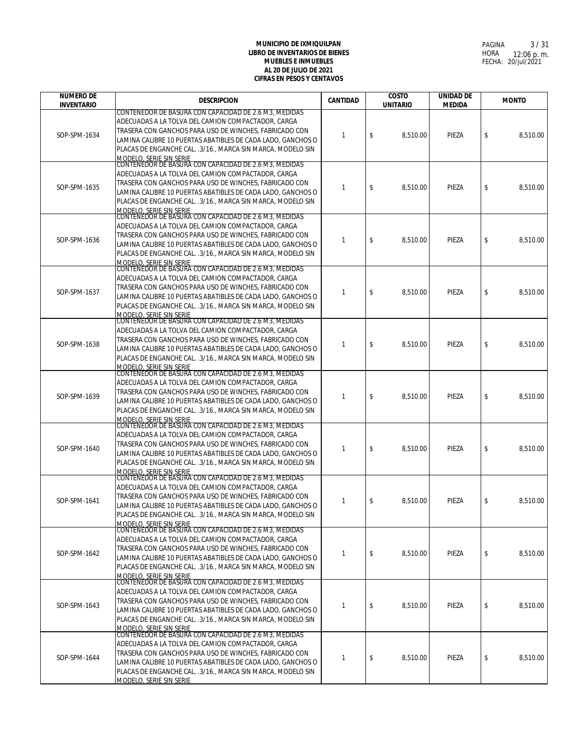**MUNICIPIO DE IXMIQUILPAN**
**LIBRO DE INVENTARIOS DE BIENES**
**MUEBLES E INMUEBLES**
**AL 20 DE JULIO DE 2021**
**CIFRAS EN PESOS Y CENTAVOS**

PAGINA 3 / 31
HORA 12:06 p. m.
FECHA: 20/jul/2021

| NUMERO DE INVENTARIO | DESCRIPCION | CANTIDAD | COSTO UNITARIO | UNIDAD DE MEDIDA | MONTO |
|---|---|---|---|---|---|
| SOP-SPM-1634 | CONTENEDOR DE BASURA CON CAPACIDAD DE 2.6 M3, MEDIDAS ADECUADAS A LA TOLVA DEL CAMION COMPACTADOR, CARGA TRASERA CON GANCHOS PARA USO DE WINCHES, FABRICADO CON LAMINA CALIBRE 10 PUERTAS ABATIBLES DE CADA LADO, GANCHOS O PLACAS DE ENGANCHE CAL. .3/16., MARCA SIN MARCA, MODELO SIN MODELO, SERIE SIN SERIE | 1 | $ 8,510.00 | PIEZA | $ 8,510.00 |
| SOP-SPM-1635 | CONTENEDOR DE BASURA CON CAPACIDAD DE 2.6 M3, MEDIDAS ADECUADAS A LA TOLVA DEL CAMION COMPACTADOR, CARGA TRASERA CON GANCHOS PARA USO DE WINCHES, FABRICADO CON LAMINA CALIBRE 10 PUERTAS ABATIBLES DE CADA LADO, GANCHOS O PLACAS DE ENGANCHE CAL. .3/16., MARCA SIN MARCA, MODELO SIN MODELO, SERIE SIN SERIE | 1 | $ 8,510.00 | PIEZA | $ 8,510.00 |
| SOP-SPM-1636 | CONTENEDOR DE BASURA CON CAPACIDAD DE 2.6 M3, MEDIDAS ADECUADAS A LA TOLVA DEL CAMION COMPACTADOR, CARGA TRASERA CON GANCHOS PARA USO DE WINCHES, FABRICADO CON LAMINA CALIBRE 10 PUERTAS ABATIBLES DE CADA LADO, GANCHOS O PLACAS DE ENGANCHE CAL. .3/16., MARCA SIN MARCA, MODELO SIN MODELO, SERIE SIN SERIE | 1 | $ 8,510.00 | PIEZA | $ 8,510.00 |
| SOP-SPM-1637 | CONTENEDOR DE BASURA CON CAPACIDAD DE 2.6 M3, MEDIDAS ADECUADAS A LA TOLVA DEL CAMION COMPACTADOR, CARGA TRASERA CON GANCHOS PARA USO DE WINCHES, FABRICADO CON LAMINA CALIBRE 10 PUERTAS ABATIBLES DE CADA LADO, GANCHOS O PLACAS DE ENGANCHE CAL. .3/16., MARCA SIN MARCA, MODELO SIN MODELO, SERIE SIN SERIE | 1 | $ 8,510.00 | PIEZA | $ 8,510.00 |
| SOP-SPM-1638 | CONTENEDOR DE BASURA CON CAPACIDAD DE 2.6 M3, MEDIDAS ADECUADAS A LA TOLVA DEL CAMION COMPACTADOR, CARGA TRASERA CON GANCHOS PARA USO DE WINCHES, FABRICADO CON LAMINA CALIBRE 10 PUERTAS ABATIBLES DE CADA LADO, GANCHOS O PLACAS DE ENGANCHE CAL. .3/16., MARCA SIN MARCA, MODELO SIN MODELO, SERIE SIN SERIE | 1 | $ 8,510.00 | PIEZA | $ 8,510.00 |
| SOP-SPM-1639 | CONTENEDOR DE BASURA CON CAPACIDAD DE 2.6 M3, MEDIDAS ADECUADAS A LA TOLVA DEL CAMION COMPACTADOR, CARGA TRASERA CON GANCHOS PARA USO DE WINCHES, FABRICADO CON LAMINA CALIBRE 10 PUERTAS ABATIBLES DE CADA LADO, GANCHOS O PLACAS DE ENGANCHE CAL. .3/16., MARCA SIN MARCA, MODELO SIN MODELO, SERIE SIN SERIE | 1 | $ 8,510.00 | PIEZA | $ 8,510.00 |
| SOP-SPM-1640 | CONTENEDOR DE BASURA CON CAPACIDAD DE 2.6 M3, MEDIDAS ADECUADAS A LA TOLVA DEL CAMION COMPACTADOR, CARGA TRASERA CON GANCHOS PARA USO DE WINCHES, FABRICADO CON LAMINA CALIBRE 10 PUERTAS ABATIBLES DE CADA LADO, GANCHOS O PLACAS DE ENGANCHE CAL. .3/16., MARCA SIN MARCA, MODELO SIN MODELO, SERIE SIN SERIE | 1 | $ 8,510.00 | PIEZA | $ 8,510.00 |
| SOP-SPM-1641 | CONTENEDOR DE BASURA CON CAPACIDAD DE 2.6 M3, MEDIDAS ADECUADAS A LA TOLVA DEL CAMION COMPACTADOR, CARGA TRASERA CON GANCHOS PARA USO DE WINCHES, FABRICADO CON LAMINA CALIBRE 10 PUERTAS ABATIBLES DE CADA LADO, GANCHOS O PLACAS DE ENGANCHE CAL. .3/16., MARCA SIN MARCA, MODELO SIN MODELO, SERIE SIN SERIE | 1 | $ 8,510.00 | PIEZA | $ 8,510.00 |
| SOP-SPM-1642 | CONTENEDOR DE BASURA CON CAPACIDAD DE 2.6 M3, MEDIDAS ADECUADAS A LA TOLVA DEL CAMION COMPACTADOR, CARGA TRASERA CON GANCHOS PARA USO DE WINCHES, FABRICADO CON LAMINA CALIBRE 10 PUERTAS ABATIBLES DE CADA LADO, GANCHOS O PLACAS DE ENGANCHE CAL. .3/16., MARCA SIN MARCA, MODELO SIN MODELO, SERIE SIN SERIE | 1 | $ 8,510.00 | PIEZA | $ 8,510.00 |
| SOP-SPM-1643 | CONTENEDOR DE BASURA CON CAPACIDAD DE 2.6 M3, MEDIDAS ADECUADAS A LA TOLVA DEL CAMION COMPACTADOR, CARGA TRASERA CON GANCHOS PARA USO DE WINCHES, FABRICADO CON LAMINA CALIBRE 10 PUERTAS ABATIBLES DE CADA LADO, GANCHOS O PLACAS DE ENGANCHE CAL. .3/16., MARCA SIN MARCA, MODELO SIN MODELO, SERIE SIN SERIE | 1 | $ 8,510.00 | PIEZA | $ 8,510.00 |
| SOP-SPM-1644 | CONTENEDOR DE BASURA CON CAPACIDAD DE 2.6 M3, MEDIDAS ADECUADAS A LA TOLVA DEL CAMION COMPACTADOR, CARGA TRASERA CON GANCHOS PARA USO DE WINCHES, FABRICADO CON LAMINA CALIBRE 10 PUERTAS ABATIBLES DE CADA LADO, GANCHOS O PLACAS DE ENGANCHE CAL. .3/16., MARCA SIN MARCA, MODELO SIN MODELO, SERIE SIN SERIE | 1 | $ 8,510.00 | PIEZA | $ 8,510.00 |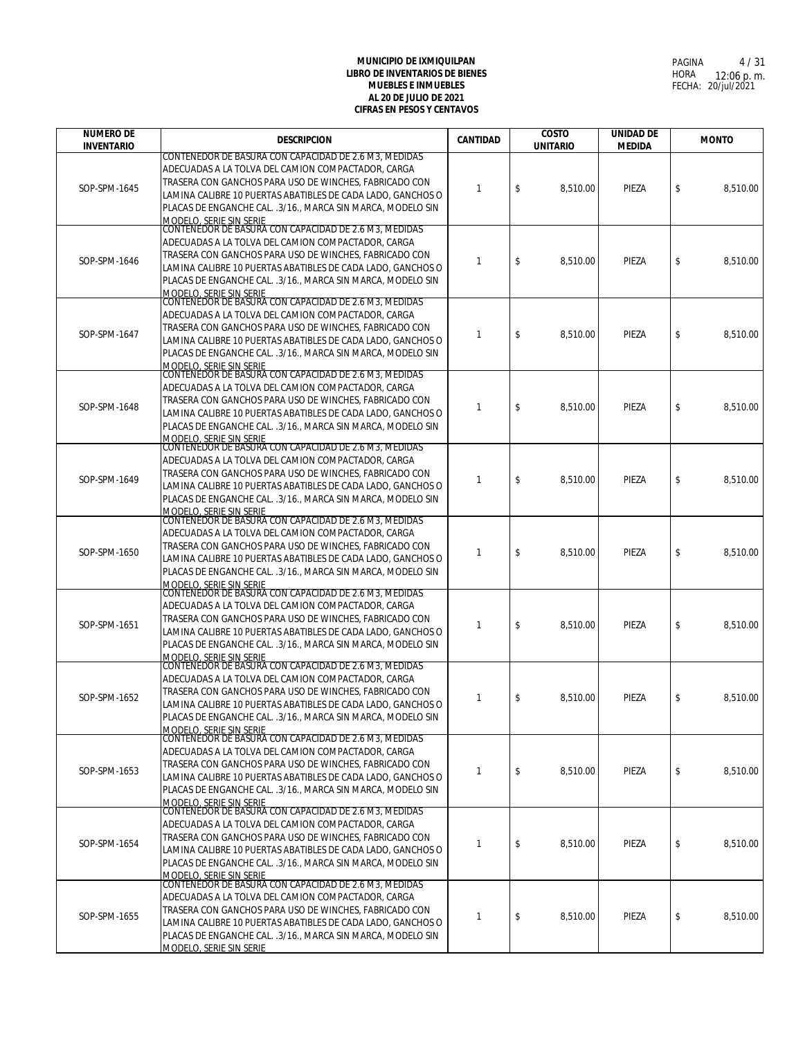**MUNICIPIO DE IXMIQUILPAN**
**LIBRO DE INVENTARIOS DE BIENES**
**MUEBLES E INMUEBLES**
**AL 20 DE JULIO DE 2021**
**CIFRAS EN PESOS Y CENTAVOS**

PAGINA 4 / 31
HORA 12:06 p. m.
FECHA: 20/jul/2021

| NUMERO DE INVENTARIO | DESCRIPCION | CANTIDAD | COSTO UNITARIO | UNIDAD DE MEDIDA | MONTO |
|---|---|---|---|---|---|
| SOP-SPM-1645 | CONTENEDOR DE BASURA CON CAPACIDAD DE 2.6 M3, MEDIDAS ADECUADAS A LA TOLVA DEL CAMION COMPACTADOR, CARGA TRASERA CON GANCHOS PARA USO DE WINCHES, FABRICADO CON LAMINA CALIBRE 10 PUERTAS ABATIBLES DE CADA LADO, GANCHOS O PLACAS DE ENGANCHE CAL. .3/16., MARCA SIN MARCA, MODELO SIN MODELO, SERIE SIN SERIE | 1 | $ 8,510.00 | PIEZA | $ 8,510.00 |
| SOP-SPM-1646 | CONTENEDOR DE BASURA CON CAPACIDAD DE 2.6 M3, MEDIDAS ADECUADAS A LA TOLVA DEL CAMION COMPACTADOR, CARGA TRASERA CON GANCHOS PARA USO DE WINCHES, FABRICADO CON LAMINA CALIBRE 10 PUERTAS ABATIBLES DE CADA LADO, GANCHOS O PLACAS DE ENGANCHE CAL. .3/16., MARCA SIN MARCA, MODELO SIN MODELO, SERIE SIN SERIE | 1 | $ 8,510.00 | PIEZA | $ 8,510.00 |
| SOP-SPM-1647 | CONTENEDOR DE BASURA CON CAPACIDAD DE 2.6 M3, MEDIDAS ADECUADAS A LA TOLVA DEL CAMION COMPACTADOR, CARGA TRASERA CON GANCHOS PARA USO DE WINCHES, FABRICADO CON LAMINA CALIBRE 10 PUERTAS ABATIBLES DE CADA LADO, GANCHOS O PLACAS DE ENGANCHE CAL. .3/16., MARCA SIN MARCA, MODELO SIN MODELO, SERIE SIN SERIE | 1 | $ 8,510.00 | PIEZA | $ 8,510.00 |
| SOP-SPM-1648 | CONTENEDOR DE BASURA CON CAPACIDAD DE 2.6 M3, MEDIDAS ADECUADAS A LA TOLVA DEL CAMION COMPACTADOR, CARGA TRASERA CON GANCHOS PARA USO DE WINCHES, FABRICADO CON LAMINA CALIBRE 10 PUERTAS ABATIBLES DE CADA LADO, GANCHOS O PLACAS DE ENGANCHE CAL. .3/16., MARCA SIN MARCA, MODELO SIN MODELO, SERIE SIN SERIE | 1 | $ 8,510.00 | PIEZA | $ 8,510.00 |
| SOP-SPM-1649 | CONTENEDOR DE BASURA CON CAPACIDAD DE 2.6 M3, MEDIDAS ADECUADAS A LA TOLVA DEL CAMION COMPACTADOR, CARGA TRASERA CON GANCHOS PARA USO DE WINCHES, FABRICADO CON LAMINA CALIBRE 10 PUERTAS ABATIBLES DE CADA LADO, GANCHOS O PLACAS DE ENGANCHE CAL. .3/16., MARCA SIN MARCA, MODELO SIN MODELO, SERIE SIN SERIE | 1 | $ 8,510.00 | PIEZA | $ 8,510.00 |
| SOP-SPM-1650 | CONTENEDOR DE BASURA CON CAPACIDAD DE 2.6 M3, MEDIDAS ADECUADAS A LA TOLVA DEL CAMION COMPACTADOR, CARGA TRASERA CON GANCHOS PARA USO DE WINCHES, FABRICADO CON LAMINA CALIBRE 10 PUERTAS ABATIBLES DE CADA LADO, GANCHOS O PLACAS DE ENGANCHE CAL. .3/16., MARCA SIN MARCA, MODELO SIN MODELO, SERIE SIN SERIE | 1 | $ 8,510.00 | PIEZA | $ 8,510.00 |
| SOP-SPM-1651 | CONTENEDOR DE BASURA CON CAPACIDAD DE 2.6 M3, MEDIDAS ADECUADAS A LA TOLVA DEL CAMION COMPACTADOR, CARGA TRASERA CON GANCHOS PARA USO DE WINCHES, FABRICADO CON LAMINA CALIBRE 10 PUERTAS ABATIBLES DE CADA LADO, GANCHOS O PLACAS DE ENGANCHE CAL. .3/16., MARCA SIN MARCA, MODELO SIN MODELO, SERIE SIN SERIE | 1 | $ 8,510.00 | PIEZA | $ 8,510.00 |
| SOP-SPM-1652 | CONTENEDOR DE BASURA CON CAPACIDAD DE 2.6 M3, MEDIDAS ADECUADAS A LA TOLVA DEL CAMION COMPACTADOR, CARGA TRASERA CON GANCHOS PARA USO DE WINCHES, FABRICADO CON LAMINA CALIBRE 10 PUERTAS ABATIBLES DE CADA LADO, GANCHOS O PLACAS DE ENGANCHE CAL. .3/16., MARCA SIN MARCA, MODELO SIN MODELO, SERIE SIN SERIE | 1 | $ 8,510.00 | PIEZA | $ 8,510.00 |
| SOP-SPM-1653 | CONTENEDOR DE BASURA CON CAPACIDAD DE 2.6 M3, MEDIDAS ADECUADAS A LA TOLVA DEL CAMION COMPACTADOR, CARGA TRASERA CON GANCHOS PARA USO DE WINCHES, FABRICADO CON LAMINA CALIBRE 10 PUERTAS ABATIBLES DE CADA LADO, GANCHOS O PLACAS DE ENGANCHE CAL. .3/16., MARCA SIN MARCA, MODELO SIN MODELO, SERIE SIN SERIE | 1 | $ 8,510.00 | PIEZA | $ 8,510.00 |
| SOP-SPM-1654 | CONTENEDOR DE BASURA CON CAPACIDAD DE 2.6 M3, MEDIDAS ADECUADAS A LA TOLVA DEL CAMION COMPACTADOR, CARGA TRASERA CON GANCHOS PARA USO DE WINCHES, FABRICADO CON LAMINA CALIBRE 10 PUERTAS ABATIBLES DE CADA LADO, GANCHOS O PLACAS DE ENGANCHE CAL. .3/16., MARCA SIN MARCA, MODELO SIN MODELO, SERIE SIN SERIE | 1 | $ 8,510.00 | PIEZA | $ 8,510.00 |
| SOP-SPM-1655 | CONTENEDOR DE BASURA CON CAPACIDAD DE 2.6 M3, MEDIDAS ADECUADAS A LA TOLVA DEL CAMION COMPACTADOR, CARGA TRASERA CON GANCHOS PARA USO DE WINCHES, FABRICADO CON LAMINA CALIBRE 10 PUERTAS ABATIBLES DE CADA LADO, GANCHOS O PLACAS DE ENGANCHE CAL. .3/16., MARCA SIN MARCA, MODELO SIN MODELO, SERIE SIN SERIE | 1 | $ 8,510.00 | PIEZA | $ 8,510.00 |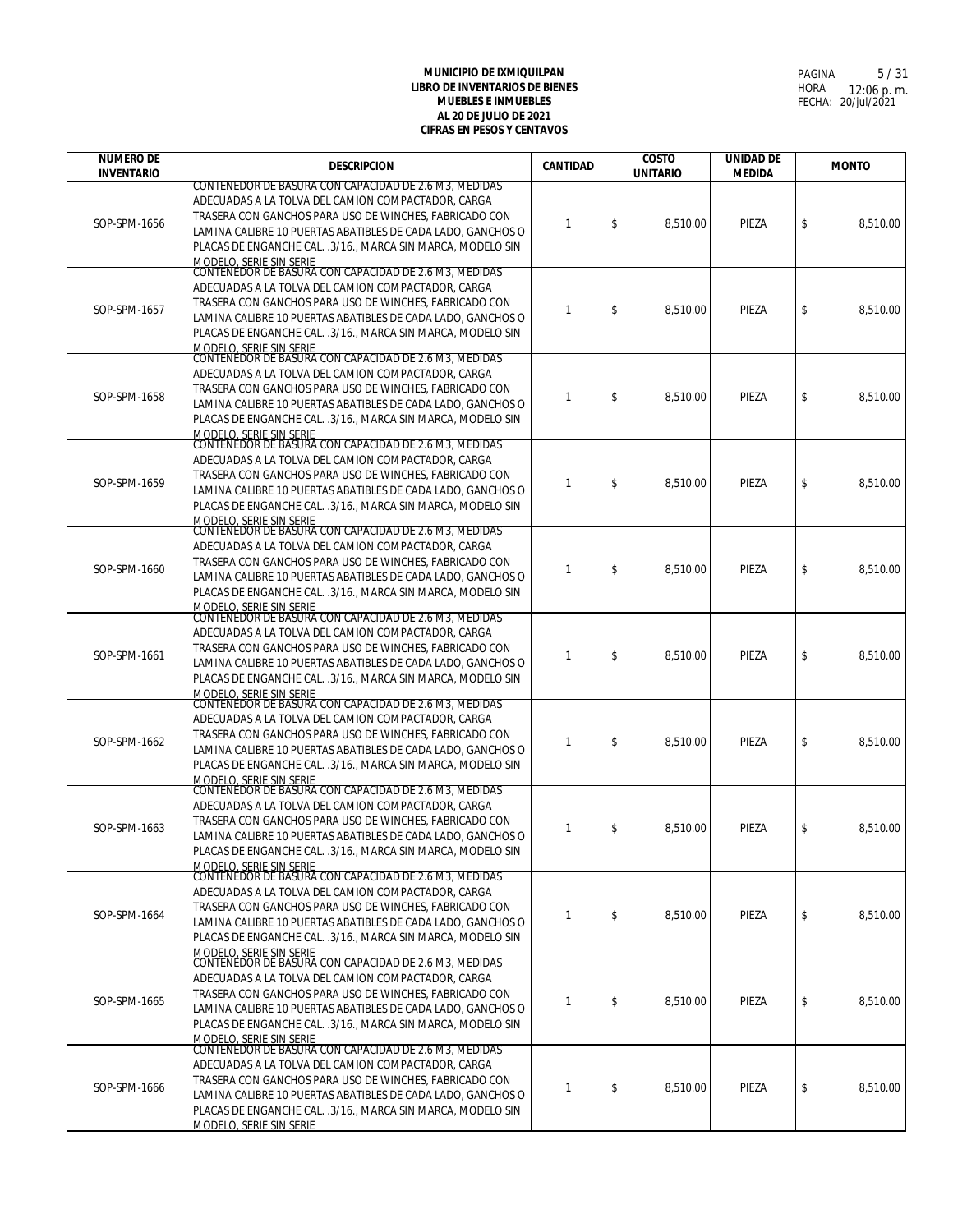**MUNICIPIO DE IXMIQUILPAN**
**LIBRO DE INVENTARIOS DE BIENES**
**MUEBLES E INMUEBLES**
**AL 20 DE JULIO DE 2021**
**CIFRAS EN PESOS Y CENTAVOS**

HORA 12:06 p. m.
FECHA: 20/jul/2021

| NUMERO DE INVENTARIO | DESCRIPCION | CANTIDAD | COSTO UNITARIO | UNIDAD DE MEDIDA | MONTO |
|---|---|---|---|---|---|
| SOP-SPM-1656 | CONTENEDOR DE BASURA CON CAPACIDAD DE 2.6 M3, MEDIDAS ADECUADAS A LA TOLVA DEL CAMION COMPACTADOR, CARGA TRASERA CON GANCHOS PARA USO DE WINCHES, FABRICADO CON LAMINA CALIBRE 10 PUERTAS ABATIBLES DE CADA LADO, GANCHOS O PLACAS DE ENGANCHE CAL. .3/16., MARCA SIN MARCA, MODELO SIN MODELO, SERIE SIN SERIE | 1 | $ 8,510.00 | PIEZA | $ 8,510.00 |
| SOP-SPM-1657 | CONTENEDOR DE BASURA CON CAPACIDAD DE 2.6 M3, MEDIDAS ADECUADAS A LA TOLVA DEL CAMION COMPACTADOR, CARGA TRASERA CON GANCHOS PARA USO DE WINCHES, FABRICADO CON LAMINA CALIBRE 10 PUERTAS ABATIBLES DE CADA LADO, GANCHOS O PLACAS DE ENGANCHE CAL. .3/16., MARCA SIN MARCA, MODELO SIN MODELO, SERIE SIN SERIE | 1 | $ 8,510.00 | PIEZA | $ 8,510.00 |
| SOP-SPM-1658 | CONTENEDOR DE BASURA CON CAPACIDAD DE 2.6 M3, MEDIDAS ADECUADAS A LA TOLVA DEL CAMION COMPACTADOR, CARGA TRASERA CON GANCHOS PARA USO DE WINCHES, FABRICADO CON LAMINA CALIBRE 10 PUERTAS ABATIBLES DE CADA LADO, GANCHOS O PLACAS DE ENGANCHE CAL. .3/16., MARCA SIN MARCA, MODELO SIN MODELO, SERIE SIN SERIE | 1 | $ 8,510.00 | PIEZA | $ 8,510.00 |
| SOP-SPM-1659 | CONTENEDOR DE BASURA CON CAPACIDAD DE 2.6 M3, MEDIDAS ADECUADAS A LA TOLVA DEL CAMION COMPACTADOR, CARGA TRASERA CON GANCHOS PARA USO DE WINCHES, FABRICADO CON LAMINA CALIBRE 10 PUERTAS ABATIBLES DE CADA LADO, GANCHOS O PLACAS DE ENGANCHE CAL. .3/16., MARCA SIN MARCA, MODELO SIN MODELO, SERIE SIN SERIE | 1 | $ 8,510.00 | PIEZA | $ 8,510.00 |
| SOP-SPM-1660 | CONTENEDOR DE BASURA CON CAPACIDAD DE 2.6 M3, MEDIDAS ADECUADAS A LA TOLVA DEL CAMION COMPACTADOR, CARGA TRASERA CON GANCHOS PARA USO DE WINCHES, FABRICADO CON LAMINA CALIBRE 10 PUERTAS ABATIBLES DE CADA LADO, GANCHOS O PLACAS DE ENGANCHE CAL. .3/16., MARCA SIN MARCA, MODELO SIN MODELO, SERIE SIN SERIE | 1 | $ 8,510.00 | PIEZA | $ 8,510.00 |
| SOP-SPM-1661 | CONTENEDOR DE BASURA CON CAPACIDAD DE 2.6 M3, MEDIDAS ADECUADAS A LA TOLVA DEL CAMION COMPACTADOR, CARGA TRASERA CON GANCHOS PARA USO DE WINCHES, FABRICADO CON LAMINA CALIBRE 10 PUERTAS ABATIBLES DE CADA LADO, GANCHOS O PLACAS DE ENGANCHE CAL. .3/16., MARCA SIN MARCA, MODELO SIN MODELO, SERIE SIN SERIE | 1 | $ 8,510.00 | PIEZA | $ 8,510.00 |
| SOP-SPM-1662 | CONTENEDOR DE BASURA CON CAPACIDAD DE 2.6 M3, MEDIDAS ADECUADAS A LA TOLVA DEL CAMION COMPACTADOR, CARGA TRASERA CON GANCHOS PARA USO DE WINCHES, FABRICADO CON LAMINA CALIBRE 10 PUERTAS ABATIBLES DE CADA LADO, GANCHOS O PLACAS DE ENGANCHE CAL. .3/16., MARCA SIN MARCA, MODELO SIN MODELO, SERIE SIN SERIE | 1 | $ 8,510.00 | PIEZA | $ 8,510.00 |
| SOP-SPM-1663 | CONTENEDOR DE BASURA CON CAPACIDAD DE 2.6 M3, MEDIDAS ADECUADAS A LA TOLVA DEL CAMION COMPACTADOR, CARGA TRASERA CON GANCHOS PARA USO DE WINCHES, FABRICADO CON LAMINA CALIBRE 10 PUERTAS ABATIBLES DE CADA LADO, GANCHOS O PLACAS DE ENGANCHE CAL. .3/16., MARCA SIN MARCA, MODELO SIN MODELO, SERIE SIN SERIE | 1 | $ 8,510.00 | PIEZA | $ 8,510.00 |
| SOP-SPM-1664 | CONTENEDOR DE BASURA CON CAPACIDAD DE 2.6 M3, MEDIDAS ADECUADAS A LA TOLVA DEL CAMION COMPACTADOR, CARGA TRASERA CON GANCHOS PARA USO DE WINCHES, FABRICADO CON LAMINA CALIBRE 10 PUERTAS ABATIBLES DE CADA LADO, GANCHOS O PLACAS DE ENGANCHE CAL. .3/16., MARCA SIN MARCA, MODELO SIN MODELO, SERIE SIN SERIE | 1 | $ 8,510.00 | PIEZA | $ 8,510.00 |
| SOP-SPM-1665 | CONTENEDOR DE BASURA CON CAPACIDAD DE 2.6 M3, MEDIDAS ADECUADAS A LA TOLVA DEL CAMION COMPACTADOR, CARGA TRASERA CON GANCHOS PARA USO DE WINCHES, FABRICADO CON LAMINA CALIBRE 10 PUERTAS ABATIBLES DE CADA LADO, GANCHOS O PLACAS DE ENGANCHE CAL. .3/16., MARCA SIN MARCA, MODELO SIN MODELO, SERIE SIN SERIE | 1 | $ 8,510.00 | PIEZA | $ 8,510.00 |
| SOP-SPM-1666 | CONTENEDOR DE BASURA CON CAPACIDAD DE 2.6 M3, MEDIDAS ADECUADAS A LA TOLVA DEL CAMION COMPACTADOR, CARGA TRASERA CON GANCHOS PARA USO DE WINCHES, FABRICADO CON LAMINA CALIBRE 10 PUERTAS ABATIBLES DE CADA LADO, GANCHOS O PLACAS DE ENGANCHE CAL. .3/16., MARCA SIN MARCA, MODELO SIN MODELO, SERIE SIN SERIE | 1 | $ 8,510.00 | PIEZA | $ 8,510.00 |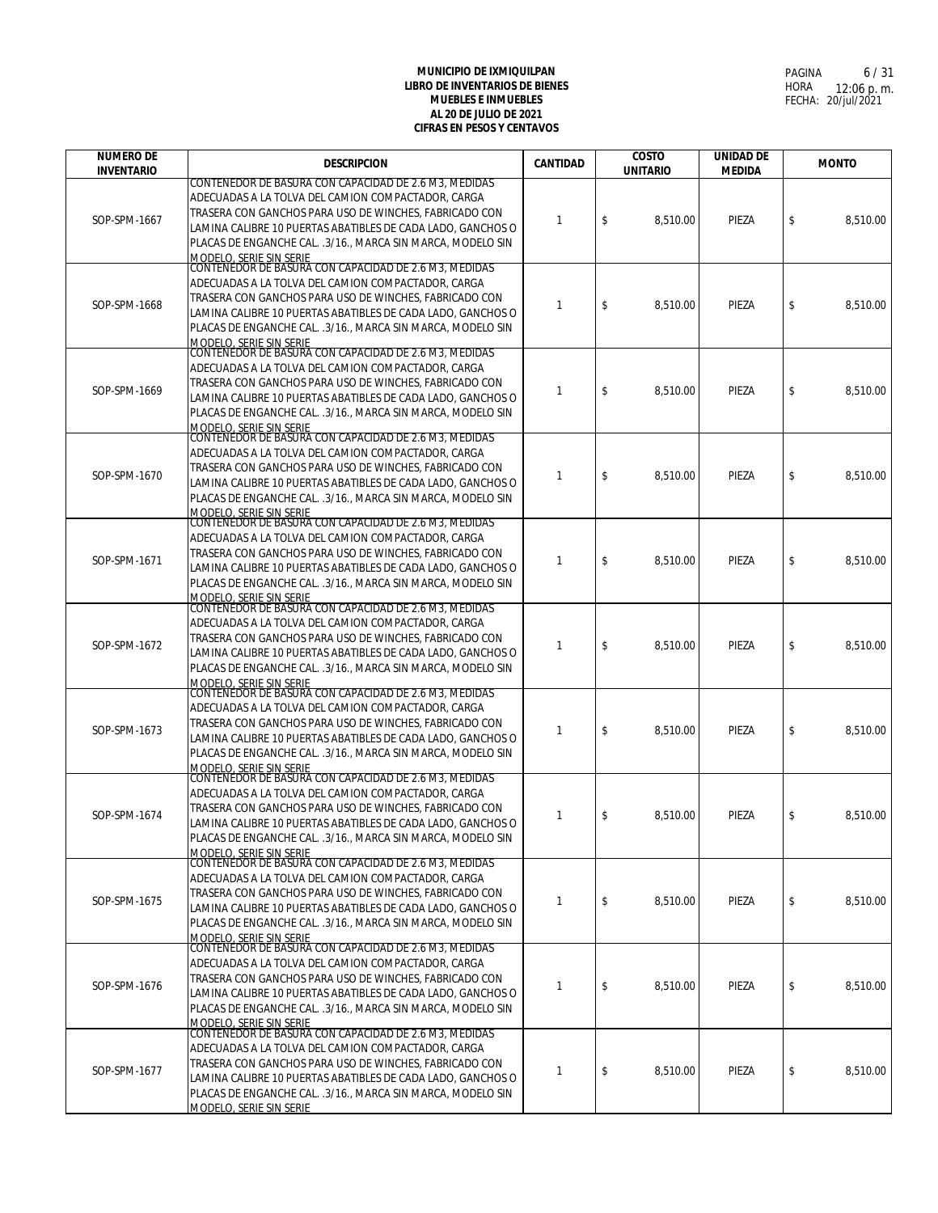**MUNICIPIO DE IXMIQUILPAN**
**LIBRO DE INVENTARIOS DE BIENES**
**MUEBLES E INMUEBLES**
**AL 20 DE JULIO DE 2021**
**CIFRAS EN PESOS Y CENTAVOS**

HORA 12:06 p. m.
FECHA: 20/jul/2021

| NUMERO DE INVENTARIO | DESCRIPCION | CANTIDAD | COSTO UNITARIO | UNIDAD DE MEDIDA | MONTO |
|---|---|---|---|---|---|
| SOP-SPM-1667 | CONTENEDOR DE BASURA CON CAPACIDAD DE 2.6 M3, MEDIDAS ADECUADAS A LA TOLVA DEL CAMION COMPACTADOR, CARGA TRASERA CON GANCHOS PARA USO DE WINCHES, FABRICADO CON LAMINA CALIBRE 10 PUERTAS ABATIBLES DE CADA LADO, GANCHOS O PLACAS DE ENGANCHE CAL. .3/16., MARCA SIN MARCA, MODELO SIN MODELO, SERIE SIN SERIE | 1 | $ 8,510.00 | PIEZA | $ 8,510.00 |
| SOP-SPM-1668 | CONTENEDOR DE BASURA CON CAPACIDAD DE 2.6 M3, MEDIDAS ADECUADAS A LA TOLVA DEL CAMION COMPACTADOR, CARGA TRASERA CON GANCHOS PARA USO DE WINCHES, FABRICADO CON LAMINA CALIBRE 10 PUERTAS ABATIBLES DE CADA LADO, GANCHOS O PLACAS DE ENGANCHE CAL. .3/16., MARCA SIN MARCA, MODELO SIN MODELO, SERIE SIN SERIE | 1 | $ 8,510.00 | PIEZA | $ 8,510.00 |
| SOP-SPM-1669 | CONTENEDOR DE BASURA CON CAPACIDAD DE 2.6 M3, MEDIDAS ADECUADAS A LA TOLVA DEL CAMION COMPACTADOR, CARGA TRASERA CON GANCHOS PARA USO DE WINCHES, FABRICADO CON LAMINA CALIBRE 10 PUERTAS ABATIBLES DE CADA LADO, GANCHOS O PLACAS DE ENGANCHE CAL. .3/16., MARCA SIN MARCA, MODELO SIN MODELO, SERIE SIN SERIE | 1 | $ 8,510.00 | PIEZA | $ 8,510.00 |
| SOP-SPM-1670 | CONTENEDOR DE BASURA CON CAPACIDAD DE 2.6 M3, MEDIDAS ADECUADAS A LA TOLVA DEL CAMION COMPACTADOR, CARGA TRASERA CON GANCHOS PARA USO DE WINCHES, FABRICADO CON LAMINA CALIBRE 10 PUERTAS ABATIBLES DE CADA LADO, GANCHOS O PLACAS DE ENGANCHE CAL. .3/16., MARCA SIN MARCA, MODELO SIN MODELO, SERIE SIN SERIE | 1 | $ 8,510.00 | PIEZA | $ 8,510.00 |
| SOP-SPM-1671 | CONTENEDOR DE BASURA CON CAPACIDAD DE 2.6 M3, MEDIDAS ADECUADAS A LA TOLVA DEL CAMION COMPACTADOR, CARGA TRASERA CON GANCHOS PARA USO DE WINCHES, FABRICADO CON LAMINA CALIBRE 10 PUERTAS ABATIBLES DE CADA LADO, GANCHOS O PLACAS DE ENGANCHE CAL. .3/16., MARCA SIN MARCA, MODELO SIN MODELO, SERIE SIN SERIE | 1 | $ 8,510.00 | PIEZA | $ 8,510.00 |
| SOP-SPM-1672 | CONTENEDOR DE BASURA CON CAPACIDAD DE 2.6 M3, MEDIDAS ADECUADAS A LA TOLVA DEL CAMION COMPACTADOR, CARGA TRASERA CON GANCHOS PARA USO DE WINCHES, FABRICADO CON LAMINA CALIBRE 10 PUERTAS ABATIBLES DE CADA LADO, GANCHOS O PLACAS DE ENGANCHE CAL. .3/16., MARCA SIN MARCA, MODELO SIN MODELO, SERIE SIN SERIE | 1 | $ 8,510.00 | PIEZA | $ 8,510.00 |
| SOP-SPM-1673 | CONTENEDOR DE BASURA CON CAPACIDAD DE 2.6 M3, MEDIDAS ADECUADAS A LA TOLVA DEL CAMION COMPACTADOR, CARGA TRASERA CON GANCHOS PARA USO DE WINCHES, FABRICADO CON LAMINA CALIBRE 10 PUERTAS ABATIBLES DE CADA LADO, GANCHOS O PLACAS DE ENGANCHE CAL. .3/16., MARCA SIN MARCA, MODELO SIN MODELO, SERIE SIN SERIE | 1 | $ 8,510.00 | PIEZA | $ 8,510.00 |
| SOP-SPM-1674 | CONTENEDOR DE BASURA CON CAPACIDAD DE 2.6 M3, MEDIDAS ADECUADAS A LA TOLVA DEL CAMION COMPACTADOR, CARGA TRASERA CON GANCHOS PARA USO DE WINCHES, FABRICADO CON LAMINA CALIBRE 10 PUERTAS ABATIBLES DE CADA LADO, GANCHOS O PLACAS DE ENGANCHE CAL. .3/16., MARCA SIN MARCA, MODELO SIN MODELO, SERIE SIN SERIE | 1 | $ 8,510.00 | PIEZA | $ 8,510.00 |
| SOP-SPM-1675 | CONTENEDOR DE BASURA CON CAPACIDAD DE 2.6 M3, MEDIDAS ADECUADAS A LA TOLVA DEL CAMION COMPACTADOR, CARGA TRASERA CON GANCHOS PARA USO DE WINCHES, FABRICADO CON LAMINA CALIBRE 10 PUERTAS ABATIBLES DE CADA LADO, GANCHOS O PLACAS DE ENGANCHE CAL. .3/16., MARCA SIN MARCA, MODELO SIN MODELO, SERIE SIN SERIE | 1 | $ 8,510.00 | PIEZA | $ 8,510.00 |
| SOP-SPM-1676 | CONTENEDOR DE BASURA CON CAPACIDAD DE 2.6 M3, MEDIDAS ADECUADAS A LA TOLVA DEL CAMION COMPACTADOR, CARGA TRASERA CON GANCHOS PARA USO DE WINCHES, FABRICADO CON LAMINA CALIBRE 10 PUERTAS ABATIBLES DE CADA LADO, GANCHOS O PLACAS DE ENGANCHE CAL. .3/16., MARCA SIN MARCA, MODELO SIN MODELO, SERIE SIN SERIE | 1 | $ 8,510.00 | PIEZA | $ 8,510.00 |
| SOP-SPM-1677 | CONTENEDOR DE BASURA CON CAPACIDAD DE 2.6 M3, MEDIDAS ADECUADAS A LA TOLVA DEL CAMION COMPACTADOR, CARGA TRASERA CON GANCHOS PARA USO DE WINCHES, FABRICADO CON LAMINA CALIBRE 10 PUERTAS ABATIBLES DE CADA LADO, GANCHOS O PLACAS DE ENGANCHE CAL. .3/16., MARCA SIN MARCA, MODELO SIN MODELO, SERIE SIN SERIE | 1 | $ 8,510.00 | PIEZA | $ 8,510.00 |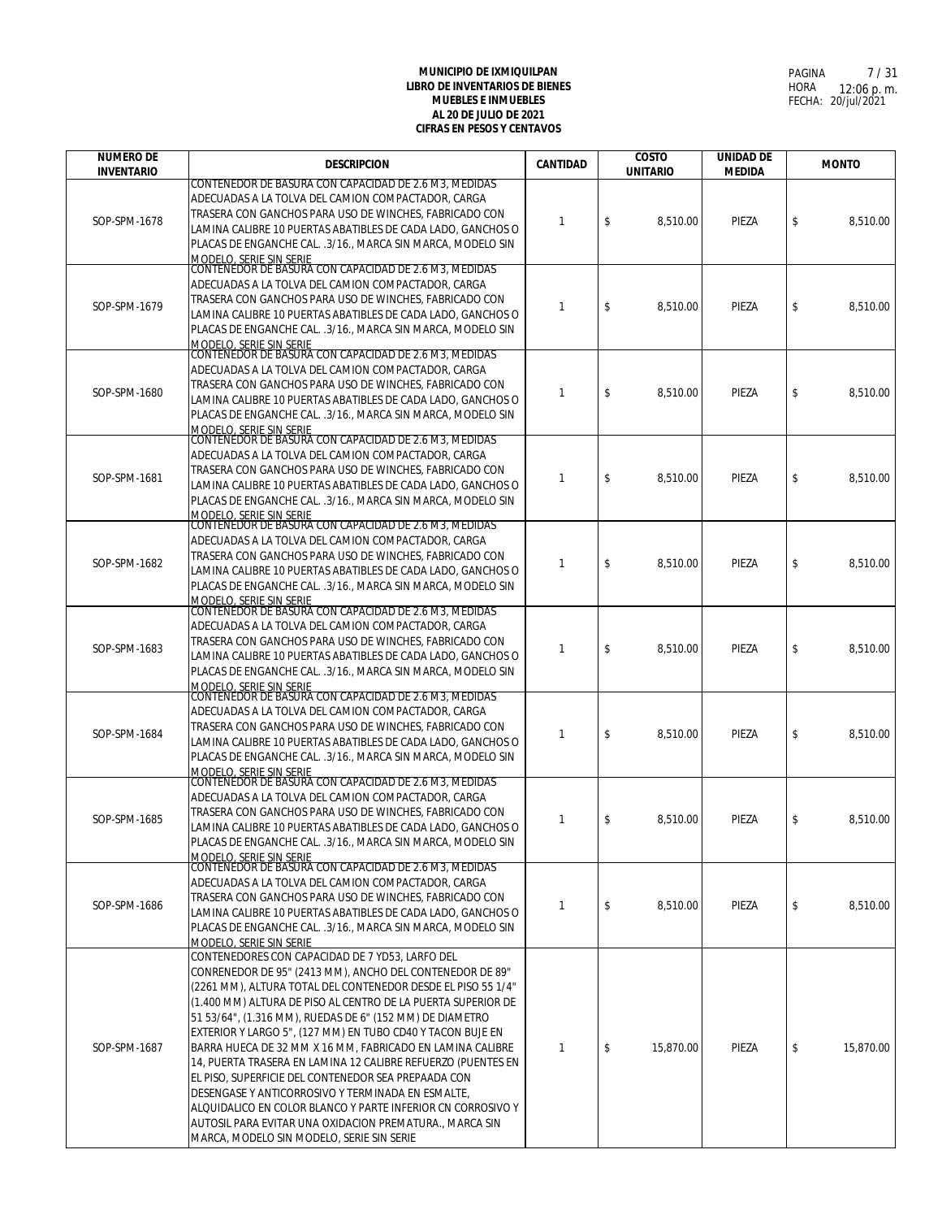**MUNICIPIO DE IXMIQUILPAN**
**LIBRO DE INVENTARIOS DE BIENES MUEBLES E INMUEBLES**
**AL 20 DE JULIO DE 2021**
**CIFRAS EN PESOS Y CENTAVOS**

HORA 12:06 p. m.
FECHA: 20/jul/2021

| NUMERO DE INVENTARIO | DESCRIPCION | CANTIDAD | COSTO UNITARIO | UNIDAD DE MEDIDA | MONTO |
|---|---|---|---|---|---|
| SOP-SPM-1678 | CONTENEDOR DE BASURA CON CAPACIDAD DE 2.6 M3, MEDIDAS ADECUADAS A LA TOLVA DEL CAMION COMPACTADOR, CARGA TRASERA CON GANCHOS PARA USO DE WINCHES, FABRICADO CON LAMINA CALIBRE 10 PUERTAS ABATIBLES DE CADA LADO, GANCHOS O PLACAS DE ENGANCHE CAL. .3/16., MARCA SIN MARCA, MODELO SIN MODELO, SERIE SIN SERIE | 1 | $ 8,510.00 | PIEZA | $ 8,510.00 |
| SOP-SPM-1679 | CONTENEDOR DE BASURA CON CAPACIDAD DE 2.6 M3, MEDIDAS ADECUADAS A LA TOLVA DEL CAMION COMPACTADOR, CARGA TRASERA CON GANCHOS PARA USO DE WINCHES, FABRICADO CON LAMINA CALIBRE 10 PUERTAS ABATIBLES DE CADA LADO, GANCHOS O PLACAS DE ENGANCHE CAL. .3/16., MARCA SIN MARCA, MODELO SIN MODELO, SERIE SIN SERIE | 1 | $ 8,510.00 | PIEZA | $ 8,510.00 |
| SOP-SPM-1680 | CONTENEDOR DE BASURA CON CAPACIDAD DE 2.6 M3, MEDIDAS ADECUADAS A LA TOLVA DEL CAMION COMPACTADOR, CARGA TRASERA CON GANCHOS PARA USO DE WINCHES, FABRICADO CON LAMINA CALIBRE 10 PUERTAS ABATIBLES DE CADA LADO, GANCHOS O PLACAS DE ENGANCHE CAL. .3/16., MARCA SIN MARCA, MODELO SIN MODELO, SERIE SIN SERIE | 1 | $ 8,510.00 | PIEZA | $ 8,510.00 |
| SOP-SPM-1681 | CONTENEDOR DE BASURA CON CAPACIDAD DE 2.6 M3, MEDIDAS ADECUADAS A LA TOLVA DEL CAMION COMPACTADOR, CARGA TRASERA CON GANCHOS PARA USO DE WINCHES, FABRICADO CON LAMINA CALIBRE 10 PUERTAS ABATIBLES DE CADA LADO, GANCHOS O PLACAS DE ENGANCHE CAL. .3/16., MARCA SIN MARCA, MODELO SIN MODELO, SERIE SIN SERIE | 1 | $ 8,510.00 | PIEZA | $ 8,510.00 |
| SOP-SPM-1682 | CONTENEDOR DE BASURA CON CAPACIDAD DE 2.6 M3, MEDIDAS ADECUADAS A LA TOLVA DEL CAMION COMPACTADOR, CARGA TRASERA CON GANCHOS PARA USO DE WINCHES, FABRICADO CON LAMINA CALIBRE 10 PUERTAS ABATIBLES DE CADA LADO, GANCHOS O PLACAS DE ENGANCHE CAL. .3/16., MARCA SIN MARCA, MODELO SIN MODELO, SERIE SIN SERIE | 1 | $ 8,510.00 | PIEZA | $ 8,510.00 |
| SOP-SPM-1683 | CONTENEDOR DE BASURA CON CAPACIDAD DE 2.6 M3, MEDIDAS ADECUADAS A LA TOLVA DEL CAMION COMPACTADOR, CARGA TRASERA CON GANCHOS PARA USO DE WINCHES, FABRICADO CON LAMINA CALIBRE 10 PUERTAS ABATIBLES DE CADA LADO, GANCHOS O PLACAS DE ENGANCHE CAL. .3/16., MARCA SIN MARCA, MODELO SIN MODELO, SERIE SIN SERIE | 1 | $ 8,510.00 | PIEZA | $ 8,510.00 |
| SOP-SPM-1684 | CONTENEDOR DE BASURA CON CAPACIDAD DE 2.6 M3, MEDIDAS ADECUADAS A LA TOLVA DEL CAMION COMPACTADOR, CARGA TRASERA CON GANCHOS PARA USO DE WINCHES, FABRICADO CON LAMINA CALIBRE 10 PUERTAS ABATIBLES DE CADA LADO, GANCHOS O PLACAS DE ENGANCHE CAL. .3/16., MARCA SIN MARCA, MODELO SIN MODELO, SERIE SIN SERIE | 1 | $ 8,510.00 | PIEZA | $ 8,510.00 |
| SOP-SPM-1685 | CONTENEDOR DE BASURA CON CAPACIDAD DE 2.6 M3, MEDIDAS ADECUADAS A LA TOLVA DEL CAMION COMPACTADOR, CARGA TRASERA CON GANCHOS PARA USO DE WINCHES, FABRICADO CON LAMINA CALIBRE 10 PUERTAS ABATIBLES DE CADA LADO, GANCHOS O PLACAS DE ENGANCHE CAL. .3/16., MARCA SIN MARCA, MODELO SIN MODELO, SERIE SIN SERIE | 1 | $ 8,510.00 | PIEZA | $ 8,510.00 |
| SOP-SPM-1686 | CONTENEDOR DE BASURA CON CAPACIDAD DE 2.6 M3, MEDIDAS ADECUADAS A LA TOLVA DEL CAMION COMPACTADOR, CARGA TRASERA CON GANCHOS PARA USO DE WINCHES, FABRICADO CON LAMINA CALIBRE 10 PUERTAS ABATIBLES DE CADA LADO, GANCHOS O PLACAS DE ENGANCHE CAL. .3/16., MARCA SIN MARCA, MODELO SIN MODELO, SERIE SIN SERIE | 1 | $ 8,510.00 | PIEZA | $ 8,510.00 |
| SOP-SPM-1687 | CONTENEDORES CON CAPACIDAD DE 7 YD53, LARFO DEL CONRENEDOR DE 95" (2413 MM), ANCHO DEL CONTENEDOR DE 89" (2261 MM), ALTURA TOTAL DEL CONTENEDOR DESDE EL PISO 55 1/4" (1.400 MM) ALTURA DE PISO AL CENTRO DE LA PUERTA SUPERIOR DE 51 53/64", (1.316 MM), RUEDAS DE 6" (152 MM) DE DIAMETRO EXTERIOR Y LARGO 5", (127 MM) EN TUBO CD40 Y TACON BUJE EN BARRA HUECA DE 32 MM X 16 MM, FABRICADO EN LAMINA CALIBRE 14, PUERTA TRASERA EN LAMINA 12 CALIBRE REFUERZO (PUENTES EN EL PISO, SUPERFICIE DEL CONTENEDOR SEA PREPAADA CON DESENGASE Y ANTICORROSIVO Y TERMINADA EN ESMALTE, ALQUIDALICO EN COLOR BLANCO Y PARTE INFERIOR CN CORROSIVO Y AUTOSIL PARA EVITAR UNA OXIDACION PREMATURA., MARCA SIN MARCA, MODELO SIN MODELO, SERIE SIN SERIE | 1 | $ 15,870.00 | PIEZA | $ 15,870.00 |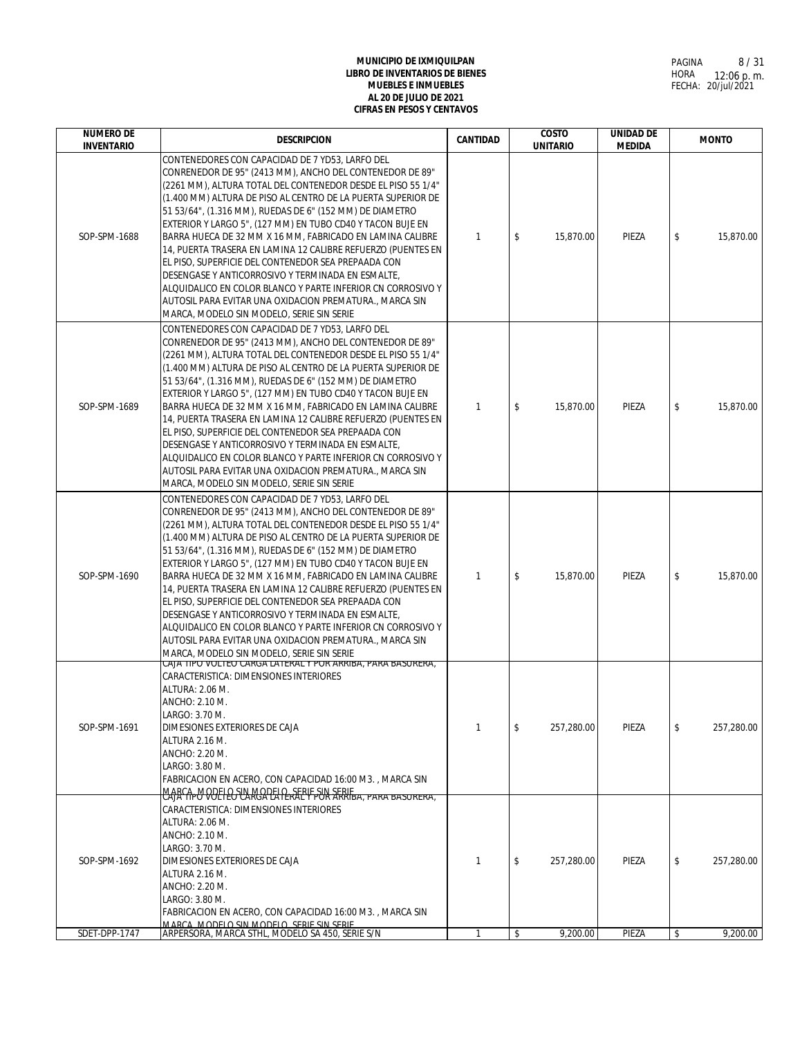**MUNICIPIO DE IXMIQUILPAN**
**LIBRO DE INVENTARIOS DE BIENES**
**MUEBLES E INMUEBLES**
**AL 20 DE JULIO DE 2021**
**CIFRAS EN PESOS Y CENTAVOS**

PAGINA 8 / 31
HORA 12:06 p. m.
FECHA: 20/jul/2021

| NUMERO DE INVENTARIO | DESCRIPCION | CANTIDAD | COSTO UNITARIO | UNIDAD DE MEDIDA | MONTO |
|---|---|---|---|---|---|
| SOP-SPM-1688 | CONTENEDORES CON CAPACIDAD DE 7 YD53, LARFO DEL CONRENEDOR DE 95" (2413 MM), ANCHO DEL CONTENEDOR DE 89" (2261 MM), ALTURA TOTAL DEL CONTENEDOR DESDE EL PISO 55 1/4" (1.400 MM) ALTURA DE PISO AL CENTRO DE LA PUERTA SUPERIOR DE 51 53/64", (1.316 MM), RUEDAS DE 6" (152 MM) DE DIAMETRO EXTERIOR Y LARGO 5", (127 MM) EN TUBO CD40 Y TACON BUJE EN BARRA HUECA DE 32 MM X 16 MM, FABRICADO EN LAMINA CALIBRE 14, PUERTA TRASERA EN LAMINA 12 CALIBRE REFUERZO (PUENTES EN EL PISO, SUPERFICIE DEL CONTENEDOR SEA PREPAADA CON DESENGASE Y ANTICORROSIVO Y TERMINADA EN ESMALTE, ALQUIDALICO EN COLOR BLANCO Y PARTE INFERIOR CN CORROSIVO Y AUTOSIL PARA EVITAR UNA OXIDACION PREMATURA., MARCA SIN MARCA, MODELO SIN MODELO, SERIE SIN SERIE | 1 | $ 15,870.00 | PIEZA | $ 15,870.00 |
| SOP-SPM-1689 | CONTENEDORES CON CAPACIDAD DE 7 YD53, LARFO DEL CONRENEDOR DE 95" (2413 MM), ANCHO DEL CONTENEDOR DE 89" (2261 MM), ALTURA TOTAL DEL CONTENEDOR DESDE EL PISO 55 1/4" (1.400 MM) ALTURA DE PISO AL CENTRO DE LA PUERTA SUPERIOR DE 51 53/64", (1.316 MM), RUEDAS DE 6" (152 MM) DE DIAMETRO EXTERIOR Y LARGO 5", (127 MM) EN TUBO CD40 Y TACON BUJE EN BARRA HUECA DE 32 MM X 16 MM, FABRICADO EN LAMINA CALIBRE 14, PUERTA TRASERA EN LAMINA 12 CALIBRE REFUERZO (PUENTES EN EL PISO, SUPERFICIE DEL CONTENEDOR SEA PREPAADA CON DESENGASE Y ANTICORROSIVO Y TERMINADA EN ESMALTE, ALQUIDALICO EN COLOR BLANCO Y PARTE INFERIOR CN CORROSIVO Y AUTOSIL PARA EVITAR UNA OXIDACION PREMATURA., MARCA SIN MARCA, MODELO SIN MODELO, SERIE SIN SERIE | 1 | $ 15,870.00 | PIEZA | $ 15,870.00 |
| SOP-SPM-1690 | CONTENEDORES CON CAPACIDAD DE 7 YD53, LARFO DEL CONRENEDOR DE 95" (2413 MM), ANCHO DEL CONTENEDOR DE 89" (2261 MM), ALTURA TOTAL DEL CONTENEDOR DESDE EL PISO 55 1/4" (1.400 MM) ALTURA DE PISO AL CENTRO DE LA PUERTA SUPERIOR DE 51 53/64", (1.316 MM), RUEDAS DE 6" (152 MM) DE DIAMETRO EXTERIOR Y LARGO 5", (127 MM) EN TUBO CD40 Y TACON BUJE EN BARRA HUECA DE 32 MM X 16 MM, FABRICADO EN LAMINA CALIBRE 14, PUERTA TRASERA EN LAMINA 12 CALIBRE REFUERZO (PUENTES EN EL PISO, SUPERFICIE DEL CONTENEDOR SEA PREPAADA CON DESENGASE Y ANTICORROSIVO Y TERMINADA EN ESMALTE, ALQUIDALICO EN COLOR BLANCO Y PARTE INFERIOR CN CORROSIVO Y AUTOSIL PARA EVITAR UNA OXIDACION PREMATURA., MARCA SIN MARCA, MODELO SIN MODELO, SERIE SIN SERIE | 1 | $ 15,870.00 | PIEZA | $ 15,870.00 |
| SOP-SPM-1691 | CAJA TIPO VOLTEO CARGA LATERAL Y POR ARRIBA, PARA BASURERA, CARACTERISTICA: DIMENSIONES INTERIORES ALTURA: 2.06 M. ANCHO: 2.10 M. LARGO: 3.70 M. DIMESIONES EXTERIORES DE CAJA ALTURA 2.16 M. ANCHO: 2.20 M. LARGO: 3.80 M. FABRICACION EN ACERO, CON CAPACIDAD 16:00 M3. , MARCA SIN MARCA, MODELO SIN MODELO, SERIE SIN SERIE | 1 | $ 257,280.00 | PIEZA | $ 257,280.00 |
| SOP-SPM-1692 | CAJA TIPO VOLTEO CARGA LATERAL Y POR ARRIBA, PARA BASURERA, CARACTERISTICA: DIMENSIONES INTERIORES ALTURA: 2.06 M. ANCHO: 2.10 M. LARGO: 3.70 M. DIMESIONES EXTERIORES DE CAJA ALTURA 2.16 M. ANCHO: 2.20 M. LARGO: 3.80 M. FABRICACION EN ACERO, CON CAPACIDAD 16:00 M3. , MARCA SIN MARCA, MODELO SIN MODELO, SERIE SIN SERIE | 1 | $ 257,280.00 | PIEZA | $ 257,280.00 |
| SDET-DPP-1747 | ARPERSORA, MARCA STHL, MODELO SA 450, SERIE S/N | 1 | $ 9,200.00 | PIEZA | $ 9,200.00 |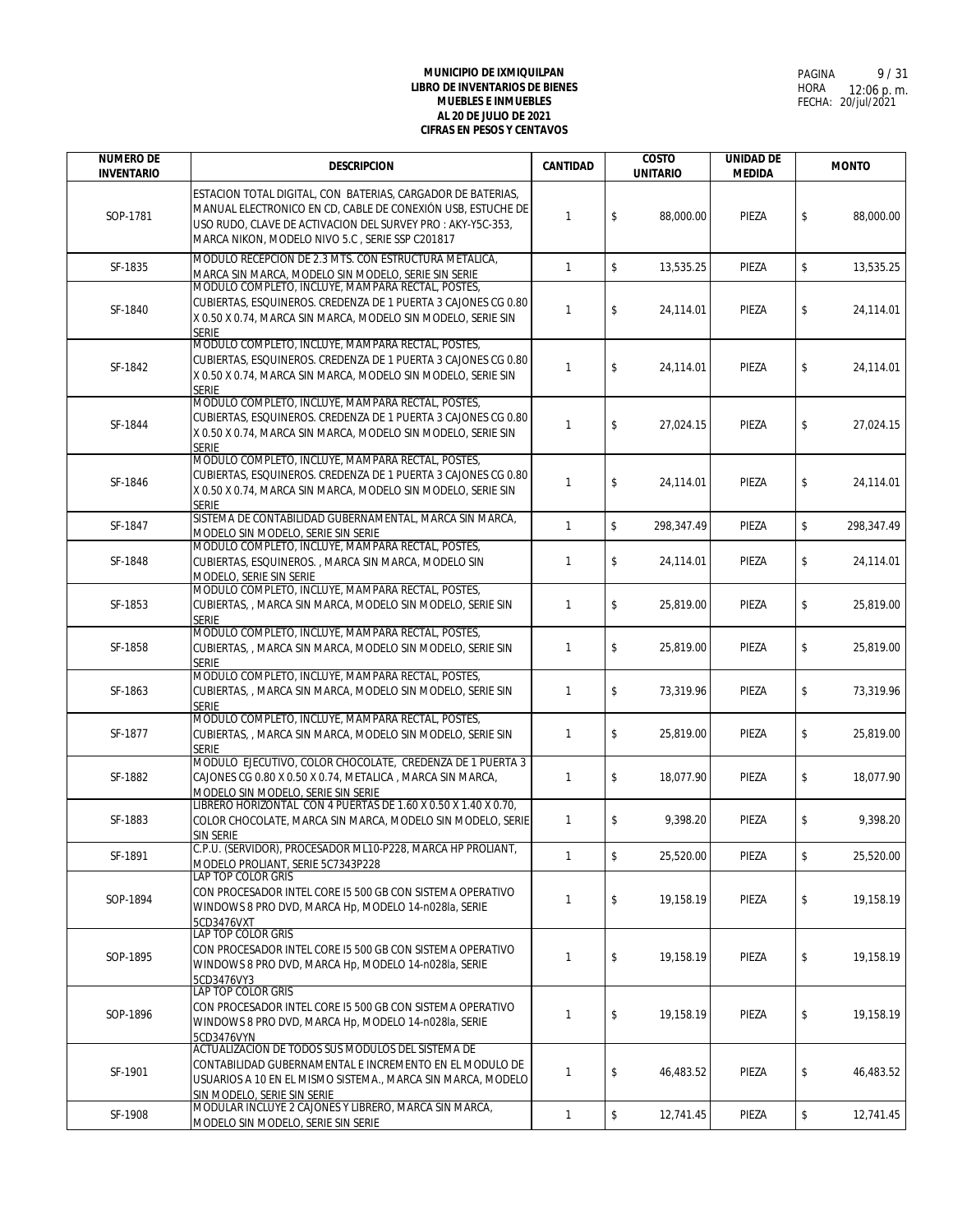**MUNICIPIO DE IXMIQUILPAN**
**LIBRO DE INVENTARIOS DE BIENES**
**MUEBLES E INMUEBLES**
**AL 20 DE JULIO DE 2021**
**CIFRAS EN PESOS Y CENTAVOS**

HORA 12:06 p. m.
FECHA: 20/jul/2021

| NUMERO DE INVENTARIO | DESCRIPCION | CANTIDAD | COSTO UNITARIO | UNIDAD DE MEDIDA | MONTO |
|---|---|---|---|---|---|
| SOP-1781 | ESTACION TOTAL DIGITAL, CON BATERIAS, CARGADOR DE BATERIAS, MANUAL ELECTRONICO EN CD, CABLE DE CONEXIÓN USB, ESTUCHE DE USO RUDO, CLAVE DE ACTIVACION DEL SURVEY PRO : AKY-Y5C-353, MARCA NIKON, MODELO NIVO 5.C , SERIE SSP C201817 | 1 | $ 88,000.00 | PIEZA | $ 88,000.00 |
| SF-1835 | MODULO RECEPCION DE 2.3 MTS. CON ESTRUCTURA METALICA, MARCA SIN MARCA, MODELO SIN MODELO, SERIE SIN SERIE | 1 | $ 13,535.25 | PIEZA | $ 13,535.25 |
| SF-1840 | MODULO COMPLETO, INCLUYE, MAMPARA RECTAL, POSTES, CUBIERTAS, ESQUINEROS. CREDENZA DE 1 PUERTA 3 CAJONES CG 0.80 X 0.50 X 0.74, MARCA SIN MARCA, MODELO SIN MODELO, SERIE SIN SERIE | 1 | $ 24,114.01 | PIEZA | $ 24,114.01 |
| SF-1842 | MODULO COMPLETO, INCLUYE, MAMPARA RECTAL, POSTES, CUBIERTAS, ESQUINEROS. CREDENZA DE 1 PUERTA 3 CAJONES CG 0.80 X 0.50 X 0.74, MARCA SIN MARCA, MODELO SIN MODELO, SERIE SIN SERIE | 1 | $ 24,114.01 | PIEZA | $ 24,114.01 |
| SF-1844 | MODULO COMPLETO, INCLUYE, MAMPARA RECTAL, POSTES, CUBIERTAS, ESQUINEROS. CREDENZA DE 1 PUERTA 3 CAJONES CG 0.80 X 0.50 X 0.74, MARCA SIN MARCA, MODELO SIN MODELO, SERIE SIN SERIE | 1 | $ 27,024.15 | PIEZA | $ 27,024.15 |
| SF-1846 | MODULO COMPLETO, INCLUYE, MAMPARA RECTAL, POSTES, CUBIERTAS, ESQUINEROS. CREDENZA DE 1 PUERTA 3 CAJONES CG 0.80 X 0.50 X 0.74, MARCA SIN MARCA, MODELO SIN MODELO, SERIE SIN SERIE | 1 | $ 24,114.01 | PIEZA | $ 24,114.01 |
| SF-1847 | SISTEMA DE CONTABILIDAD GUBERNAMENTAL, MARCA SIN MARCA, MODELO SIN MODELO, SERIE SIN SERIE | 1 | $ 298,347.49 | PIEZA | $ 298,347.49 |
| SF-1848 | MODULO COMPLETO, INCLUYE, MAMPARA RECTAL, POSTES, CUBIERTAS, ESQUINEROS. , MARCA SIN MARCA, MODELO SIN MODELO, SERIE SIN SERIE | 1 | $ 24,114.01 | PIEZA | $ 24,114.01 |
| SF-1853 | MODULO COMPLETO, INCLUYE, MAMPARA RECTAL, POSTES, CUBIERTAS, , MARCA SIN MARCA, MODELO SIN MODELO, SERIE SIN SERIE | 1 | $ 25,819.00 | PIEZA | $ 25,819.00 |
| SF-1858 | MODULO COMPLETO, INCLUYE, MAMPARA RECTAL, POSTES, CUBIERTAS, , MARCA SIN MARCA, MODELO SIN MODELO, SERIE SIN SERIE | 1 | $ 25,819.00 | PIEZA | $ 25,819.00 |
| SF-1863 | MODULO COMPLETO, INCLUYE, MAMPARA RECTAL, POSTES, CUBIERTAS, , MARCA SIN MARCA, MODELO SIN MODELO, SERIE SIN SERIE | 1 | $ 73,319.96 | PIEZA | $ 73,319.96 |
| SF-1877 | MODULO COMPLETO, INCLUYE, MAMPARA RECTAL, POSTES, CUBIERTAS, , MARCA SIN MARCA, MODELO SIN MODELO, SERIE SIN SERIE | 1 | $ 25,819.00 | PIEZA | $ 25,819.00 |
| SF-1882 | MODULO EJECUTIVO, COLOR CHOCOLATE, CREDENZA DE 1 PUERTA 3 CAJONES CG 0.80 X 0.50 X 0.74, METALICA , MARCA SIN MARCA, MODELO SIN MODELO, SERIE SIN SERIE | 1 | $ 18,077.90 | PIEZA | $ 18,077.90 |
| SF-1883 | LIBRERO HORIZONTAL CON 4 PUERTAS DE 1.60 X 0.50 X 1.40 X 0.70, COLOR CHOCOLATE, MARCA SIN MARCA, MODELO SIN MODELO, SERIE SIN SERIE | 1 | $ 9,398.20 | PIEZA | $ 9,398.20 |
| SF-1891 | C.P.U. (SERVIDOR), PROCESADOR ML10-P228, MARCA HP PROLIANT, MODELO PROLIANT, SERIE 5C7343P228 | 1 | $ 25,520.00 | PIEZA | $ 25,520.00 |
| SOP-1894 | LAP TOP COLOR GRIS CON PROCESADOR INTEL CORE I5 500 GB CON SISTEMA OPERATIVO WINDOWS 8 PRO DVD, MARCA Hp, MODELO 14-n028la, SERIE 5CD3476VXT | 1 | $ 19,158.19 | PIEZA | $ 19,158.19 |
| SOP-1895 | LAP TOP COLOR GRIS CON PROCESADOR INTEL CORE I5 500 GB CON SISTEMA OPERATIVO WINDOWS 8 PRO DVD, MARCA Hp, MODELO 14-n028la, SERIE 5CD3476VY3 | 1 | $ 19,158.19 | PIEZA | $ 19,158.19 |
| SOP-1896 | LAP TOP COLOR GRIS CON PROCESADOR INTEL CORE I5 500 GB CON SISTEMA OPERATIVO WINDOWS 8 PRO DVD, MARCA Hp, MODELO 14-n028la, SERIE 5CD3476VYN | 1 | $ 19,158.19 | PIEZA | $ 19,158.19 |
| SF-1901 | ACTUALIZACION DE TODOS SUS MODULOS DEL SISTEMA DE CONTABILIDAD GUBERNAMENTAL E INCREMENTO EN EL MODULO DE USUARIOS A 10 EN EL MISMO SISTEMA., MARCA SIN MARCA, MODELO SIN MODELO, SERIE SIN SERIE | 1 | $ 46,483.52 | PIEZA | $ 46,483.52 |
| SF-1908 | MODULAR INCLUYE 2 CAJONES Y LIBRERO, MARCA SIN MARCA, MODELO SIN MODELO, SERIE SIN SERIE | 1 | $ 12,741.45 | PIEZA | $ 12,741.45 |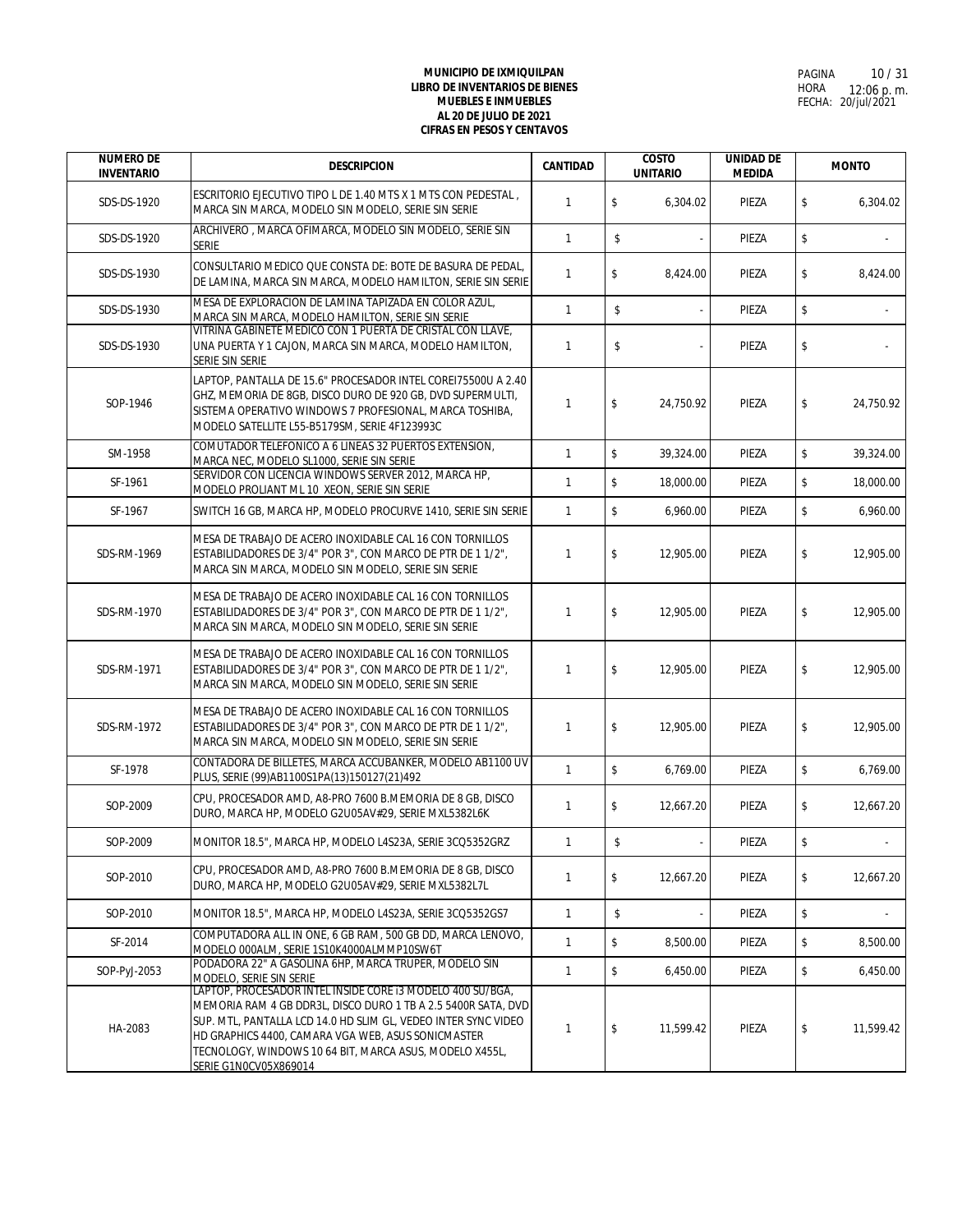**MUNICIPIO DE IXMIQUILPAN**
**LIBRO DE INVENTARIOS DE BIENES**
**MUEBLES E INMUEBLES**
**AL 20 DE JULIO DE 2021**
**CIFRAS EN PESOS Y CENTAVOS**

HORA 12:06 p. m.
FECHA: 20/jul/2021

| NUMERO DE INVENTARIO | DESCRIPCION | CANTIDAD | COSTO UNITARIO | UNIDAD DE MEDIDA | MONTO |
|---|---|---|---|---|---|
| SDS-DS-1920 | ESCRITORIO EJECUTIVO TIPO L DE 1.40 MTS X 1 MTS CON PEDESTAL , MARCA SIN MARCA, MODELO SIN MODELO, SERIE SIN SERIE | 1 | $ 6,304.02 | PIEZA | $ 6,304.02 |
| SDS-DS-1920 | ARCHIVERO , MARCA OFIMARCA, MODELO SIN MODELO, SERIE SIN SERIE | 1 | $ - | PIEZA | $ - |
| SDS-DS-1930 | CONSULTARIO MEDICO QUE CONSTA DE: BOTE DE BASURA DE PEDAL, DE LAMINA, MARCA SIN MARCA, MODELO HAMILTON, SERIE SIN SERIE | 1 | $ 8,424.00 | PIEZA | $ 8,424.00 |
| SDS-DS-1930 | MESA DE EXPLORACION DE LAMINA TAPIZADA EN COLOR AZUL, MARCA SIN MARCA, MODELO HAMILTON, SERIE SIN SERIE | 1 | $ - | PIEZA | $ - |
| SDS-DS-1930 | VITRINA GABINETE MEDICO CON 1 PUERTA DE CRISTAL CON LLAVE, UNA PUERTA Y 1 CAJON, MARCA SIN MARCA, MODELO HAMILTON, SERIE SIN SERIE | 1 | $ - | PIEZA | $ - |
| SOP-1946 | LAPTOP, PANTALLA DE 15.6" PROCESADOR INTEL COREI75500U A 2.40 GHZ, MEMORIA DE 8GB, DISCO DURO DE 920 GB, DVD SUPERMULTI, SISTEMA OPERATIVO WINDOWS 7 PROFESIONAL, MARCA TOSHIBA, MODELO SATELLITE L55-B5179SM, SERIE 4F123993C | 1 | $ 24,750.92 | PIEZA | $ 24,750.92 |
| SM-1958 | COMUTADOR TELEFONICO A 6 LINEAS 32 PUERTOS EXTENSION, MARCA NEC, MODELO SL1000, SERIE SIN SERIE | 1 | $ 39,324.00 | PIEZA | $ 39,324.00 |
| SF-1961 | SERVIDOR CON LICENCIA WINDOWS SERVER 2012, MARCA HP, MODELO PROLIANT ML 10 XEON, SERIE SIN SERIE | 1 | $ 18,000.00 | PIEZA | $ 18,000.00 |
| SF-1967 | SWITCH 16 GB, MARCA HP, MODELO PROCURVE 1410, SERIE SIN SERIE | 1 | $ 6,960.00 | PIEZA | $ 6,960.00 |
| SDS-RM-1969 | MESA DE TRABAJO DE ACERO INOXIDABLE CAL 16 CON TORNILLOS ESTABILIDADORES DE 3/4" POR 3", CON MARCO DE PTR DE 1 1/2", MARCA SIN MARCA, MODELO SIN MODELO, SERIE SIN SERIE | 1 | $ 12,905.00 | PIEZA | $ 12,905.00 |
| SDS-RM-1970 | MESA DE TRABAJO DE ACERO INOXIDABLE CAL 16 CON TORNILLOS ESTABILIDADORES DE 3/4" POR 3", CON MARCO DE PTR DE 1 1/2", MARCA SIN MARCA, MODELO SIN MODELO, SERIE SIN SERIE | 1 | $ 12,905.00 | PIEZA | $ 12,905.00 |
| SDS-RM-1971 | MESA DE TRABAJO DE ACERO INOXIDABLE CAL 16 CON TORNILLOS ESTABILIDADORES DE 3/4" POR 3", CON MARCO DE PTR DE 1 1/2", MARCA SIN MARCA, MODELO SIN MODELO, SERIE SIN SERIE | 1 | $ 12,905.00 | PIEZA | $ 12,905.00 |
| SDS-RM-1972 | MESA DE TRABAJO DE ACERO INOXIDABLE CAL 16 CON TORNILLOS ESTABILIDADORES DE 3/4" POR 3", CON MARCO DE PTR DE 1 1/2", MARCA SIN MARCA, MODELO SIN MODELO, SERIE SIN SERIE | 1 | $ 12,905.00 | PIEZA | $ 12,905.00 |
| SF-1978 | CONTADORA DE BILLETES, MARCA ACCUBANKER, MODELO AB1100 UV PLUS, SERIE (99)AB1100S1PA(13)150127(21)492 | 1 | $ 6,769.00 | PIEZA | $ 6,769.00 |
| SOP-2009 | CPU, PROCESADOR AMD, A8-PRO 7600 B.MEMORIA DE 8 GB, DISCO DURO, MARCA HP, MODELO G2U05AV#29, SERIE MXL5382L6K | 1 | $ 12,667.20 | PIEZA | $ 12,667.20 |
| SOP-2009 | MONITOR 18.5", MARCA HP, MODELO L4S23A, SERIE 3CQ5352GRZ | 1 | $ - | PIEZA | $ - |
| SOP-2010 | CPU, PROCESADOR AMD, A8-PRO 7600 B.MEMORIA DE 8 GB, DISCO DURO, MARCA HP, MODELO G2U05AV#29, SERIE MXL5382L7L | 1 | $ 12,667.20 | PIEZA | $ 12,667.20 |
| SOP-2010 | MONITOR 18.5", MARCA HP, MODELO L4S23A, SERIE 3CQ5352GS7 | 1 | $ - | PIEZA | $ - |
| SF-2014 | COMPUTADORA ALL IN ONE, 6 GB RAM, 500 GB DD, MARCA LENOVO, MODELO 000ALM, SERIE 1S10K4000ALMMP10SW6T | 1 | $ 8,500.00 | PIEZA | $ 8,500.00 |
| SOP-PyJ-2053 | PODADORA 22" A GASOLINA 6HP, MARCA TRUPER, MODELO SIN MODELO, SERIE SIN SERIE | 1 | $ 6,450.00 | PIEZA | $ 6,450.00 |
| HA-2083 | LAPTOP, PROCESADOR INTEL INSIDE CORE I3 MODELO 400 SU/BGA, MEMORIA RAM 4 GB DDR3L, DISCO DURO 1 TB A 2.5 5400R SATA, DVD SUP. MTL, PANTALLA LCD 14.0 HD SLIM GL, VEDEO INTER SYNC VIDEO HD GRAPHICS 4400, CAMARA VGA WEB, ASUS SONICMASTER TECNOLOGY, WINDOWS 10 64 BIT, MARCA ASUS, MODELO X455L, SERIE G1N0CV05X869014 | 1 | $ 11,599.42 | PIEZA | $ 11,599.42 |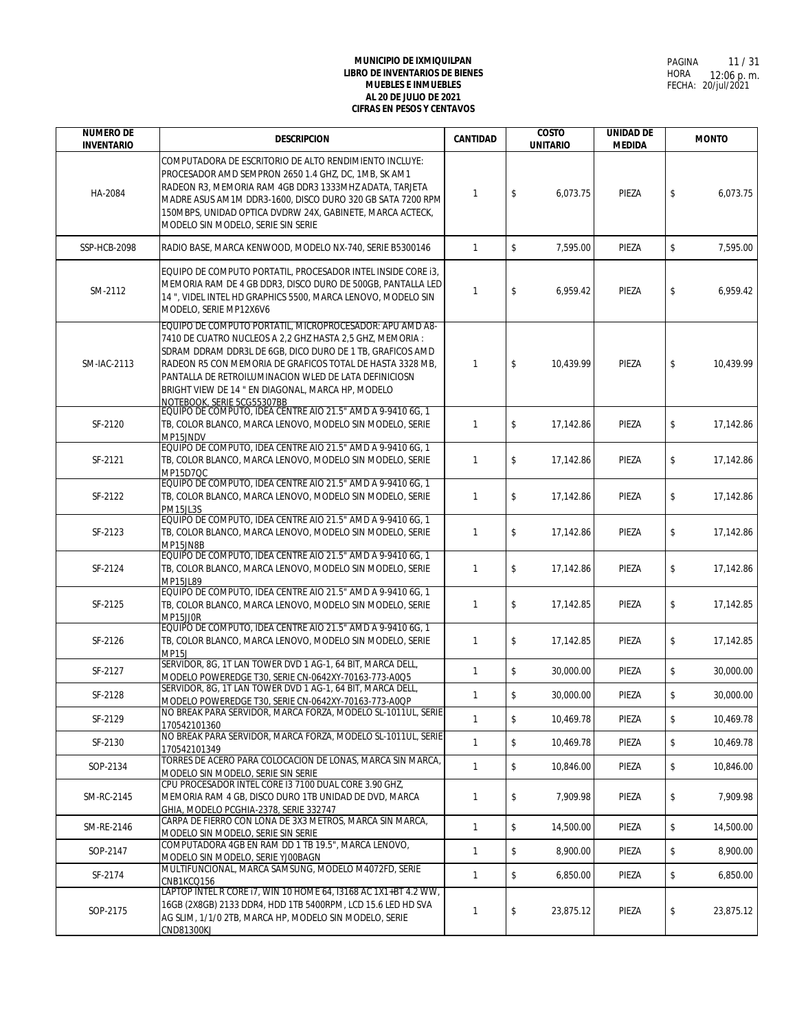**MUNICIPIO DE IXMIQUILPAN**
**LIBRO DE INVENTARIOS DE BIENES**
**MUEBLES E INMUEBLES**
**AL 20 DE JULIO DE 2021**
**CIFRAS EN PESOS Y CENTAVOS**

PAGINA 11 / 31
HORA 12:06 p. m.
FECHA: 20/jul/2021

| NUMERO DE INVENTARIO | DESCRIPCION | CANTIDAD | COSTO UNITARIO | UNIDAD DE MEDIDA | MONTO |
|---|---|---|---|---|---|
| HA-2084 | COMPUTADORA DE ESCRITORIO DE ALTO RENDIMIENTO INCLUYE: PROCESADOR AMD SEMPRON 2650 1.4 GHZ, DC, 1MB, SK AM1 RADEON R3, MEMORIA RAM 4GB DDR3 1333MHZ ADATA, TARJETA MADRE ASUS AM1M DDR3-1600, DISCO DURO 320 GB SATA 7200 RPM 150MBPS, UNIDAD OPTICA DVDRW 24X, GABINETE, MARCA ACTECK, MODELO SIN MODELO, SERIE SIN SERIE | 1 | $ 6,073.75 | PIEZA | $ 6,073.75 |
| SSP-HCB-2098 | RADIO BASE, MARCA KENWOOD, MODELO NX-740, SERIE B5300146 | 1 | $ 7,595.00 | PIEZA | $ 7,595.00 |
| SM-2112 | EQUIPO DE COMPUTO PORTATIL, PROCESADOR INTEL INSIDE CORE i3, MEMORIA RAM DE 4 GB DDR3, DISCO DURO DE 500GB, PANTALLA LED 14 ", VIDEL INTEL HD GRAPHICS 5500, MARCA LENOVO, MODELO SIN MODELO, SERIE MP12X6V6 | 1 | $ 6,959.42 | PIEZA | $ 6,959.42 |
| SM-IAC-2113 | EQUIPO DE COMPUTO PORTATIL, MICROPROCESADOR: APU AMD A8-7410 DE CUATRO NUCLEOS A 2,2 GHZ HASTA 2,5 GHZ, MEMORIA : SDRAM DDRAM DDR3L DE 6GB, DICO DURO DE 1 TB, GRAFICOS AMD RADEON R5 CON MEMORIA DE GRAFICOS TOTAL DE HASTA 3328 MB, PANTALLA DE RETROILUMINACION WLED DE LATA DEFINICIOSN BRIGHT VIEW DE 14 " EN DIAGONAL, MARCA HP, MODELO NOTEBOOK, SERIE 5CG55307BB | 1 | $ 10,439.99 | PIEZA | $ 10,439.99 |
| SF-2120 | EQUIPO DE COMPUTO, IDEA CENTRE AIO 21.5" AMD A 9-9410 6G, 1 TB, COLOR BLANCO, MARCA LENOVO, MODELO SIN MODELO, SERIE MP15JNDV | 1 | $ 17,142.86 | PIEZA | $ 17,142.86 |
| SF-2121 | EQUIPO DE COMPUTO, IDEA CENTRE AIO 21.5" AMD A 9-9410 6G, 1 TB, COLOR BLANCO, MARCA LENOVO, MODELO SIN MODELO, SERIE MP15D7QC | 1 | $ 17,142.86 | PIEZA | $ 17,142.86 |
| SF-2122 | EQUIPO DE COMPUTO, IDEA CENTRE AIO 21.5" AMD A 9-9410 6G, 1 TB, COLOR BLANCO, MARCA LENOVO, MODELO SIN MODELO, SERIE PM15JL3S | 1 | $ 17,142.86 | PIEZA | $ 17,142.86 |
| SF-2123 | EQUIPO DE COMPUTO, IDEA CENTRE AIO 21.5" AMD A 9-9410 6G, 1 TB, COLOR BLANCO, MARCA LENOVO, MODELO SIN MODELO, SERIE MP15JN8B | 1 | $ 17,142.86 | PIEZA | $ 17,142.86 |
| SF-2124 | EQUIPO DE COMPUTO, IDEA CENTRE AIO 21.5" AMD A 9-9410 6G, 1 TB, COLOR BLANCO, MARCA LENOVO, MODELO SIN MODELO, SERIE MP15JL89 | 1 | $ 17,142.86 | PIEZA | $ 17,142.86 |
| SF-2125 | EQUIPO DE COMPUTO, IDEA CENTRE AIO 21.5" AMD A 9-9410 6G, 1 TB, COLOR BLANCO, MARCA LENOVO, MODELO SIN MODELO, SERIE MP15JJ0R | 1 | $ 17,142.85 | PIEZA | $ 17,142.85 |
| SF-2126 | EQUIPO DE COMPUTO, IDEA CENTRE AIO 21.5" AMD A 9-9410 6G, 1 TB, COLOR BLANCO, MARCA LENOVO, MODELO SIN MODELO, SERIE MP15J | 1 | $ 17,142.85 | PIEZA | $ 17,142.85 |
| SF-2127 | SERVIDOR, 8G, 1T LAN TOWER DVD 1 AG-1, 64 BIT, MARCA DELL, MODELO POWEREDGE T30, SERIE CN-0642XY-70163-773-A0Q5 | 1 | $ 30,000.00 | PIEZA | $ 30,000.00 |
| SF-2128 | SERVIDOR, 8G, 1T LAN TOWER DVD 1 AG-1, 64 BIT, MARCA DELL, MODELO POWEREDGE T30, SERIE CN-0642XY-70163-773-A0QP | 1 | $ 30,000.00 | PIEZA | $ 30,000.00 |
| SF-2129 | NO BREAK PARA SERVIDOR, MARCA FORZA, MODELO SL-1011UL, SERIE 170542101360 | 1 | $ 10,469.78 | PIEZA | $ 10,469.78 |
| SF-2130 | NO BREAK PARA SERVIDOR, MARCA FORZA, MODELO SL-1011UL, SERIE 170542101349 | 1 | $ 10,469.78 | PIEZA | $ 10,469.78 |
| SOP-2134 | TORRES DE ACERO PARA COLOCACION DE LONAS, MARCA SIN MARCA, MODELO SIN MODELO, SERIE SIN SERIE | 1 | $ 10,846.00 | PIEZA | $ 10,846.00 |
| SM-RC-2145 | CPU PROCESADOR INTEL CORE I3 7100 DUAL CORE 3.90 GHZ, MEMORIA RAM 4 GB, DISCO DURO 1TB UNIDAD DE DVD, MARCA GHIA, MODELO PCGHIA-2378, SERIE 332747 | 1 | $ 7,909.98 | PIEZA | $ 7,909.98 |
| SM-RE-2146 | CARPA DE FIERRO CON LONA DE 3X3 METROS, MARCA SIN MARCA, MODELO SIN MODELO, SERIE SIN SERIE | 1 | $ 14,500.00 | PIEZA | $ 14,500.00 |
| SOP-2147 | COMPUTADORA 4GB EN RAM DD 1 TB 19.5", MARCA LENOVO, MODELO SIN MODELO, SERIE YJ00BAGN | 1 | $ 8,900.00 | PIEZA | $ 8,900.00 |
| SF-2174 | MULTIFUNCIONAL, MARCA SAMSUNG, MODELO M4072FD, SERIE CNB1KCQ156 | 1 | $ 6,850.00 | PIEZA | $ 6,850.00 |
| SOP-2175 | LAPTOP INTEL R CORE I7, WIN 10 HOME 64, I3168 AC 1X1+BT 4.2 WW, 16GB (2X8GB) 2133 DDR4, HDD 1TB 5400RPM, LCD 15.6 LED HD SVA AG SLIM, 1/1/0 2TB, MARCA HP, MODELO SIN MODELO, SERIE CND81300KJ | 1 | $ 23,875.12 | PIEZA | $ 23,875.12 |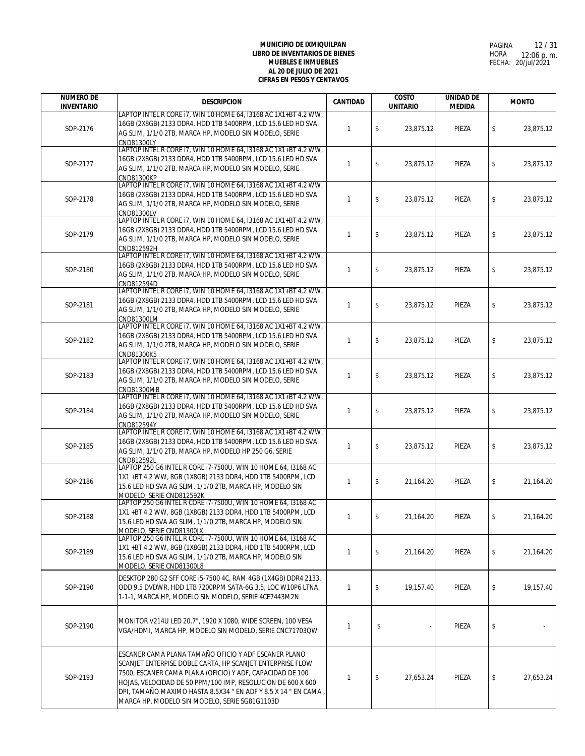**MUNICIPIO DE IXMIQUILPAN**
**LIBRO DE INVENTARIOS DE BIENES**
**MUEBLES E INMUEBLES**
**AL 20 DE JULIO DE 2021**
**CIFRAS EN PESOS Y CENTAVOS**

HORA 12:06 p. m.
FECHA: 20/jul/2021

| NUMERO DE INVENTARIO | DESCRIPCION | CANTIDAD | COSTO UNITARIO | UNIDAD DE MEDIDA | MONTO |
|---|---|---|---|---|---|
| SOP-2176 | LAPTOP INTEL R CORE i7, WIN 10 HOME 64, I3168 AC 1X1+BT 4.2 WW, 16GB (2X8GB) 2133 DDR4, HDD 1TB 5400RPM, LCD 15.6 LED HD SVA AG SLIM, 1/1/0 2TB, MARCA HP, MODELO SIN MODELO, SERIE CND81300LY | 1 | $ 23,875.12 | PIEZA | $ 23,875.12 |
| SOP-2177 | LAPTOP INTEL R CORE i7, WIN 10 HOME 64, I3168 AC 1X1+BT 4.2 WW, 16GB (2X8GB) 2133 DDR4, HDD 1TB 5400RPM, LCD 15.6 LED HD SVA AG SLIM, 1/1/0 2TB, MARCA HP, MODELO SIN MODELO, SERIE CND81300KP | 1 | $ 23,875.12 | PIEZA | $ 23,875.12 |
| SOP-2178 | LAPTOP INTEL R CORE i7, WIN 10 HOME 64, I3168 AC 1X1+BT 4.2 WW, 16GB (2X8GB) 2133 DDR4, HDD 1TB 5400RPM, LCD 15.6 LED HD SVA AG SLIM, 1/1/0 2TB, MARCA HP, MODELO SIN MODELO, SERIE CND81300LV | 1 | $ 23,875.12 | PIEZA | $ 23,875.12 |
| SOP-2179 | LAPTOP INTEL R CORE i7, WIN 10 HOME 64, I3168 AC 1X1+BT 4.2 WW, 16GB (2X8GB) 2133 DDR4, HDD 1TB 5400RPM, LCD 15.6 LED HD SVA AG SLIM, 1/1/0 2TB, MARCA HP, MODELO SIN MODELO, SERIE CND812592H | 1 | $ 23,875.12 | PIEZA | $ 23,875.12 |
| SOP-2180 | LAPTOP INTEL R CORE i7, WIN 10 HOME 64, I3168 AC 1X1+BT 4.2 WW, 16GB (2X8GB) 2133 DDR4, HDD 1TB 5400RPM, LCD 15.6 LED HD SVA AG SLIM, 1/1/0 2TB, MARCA HP, MODELO SIN MODELO, SERIE CND812594D | 1 | $ 23,875.12 | PIEZA | $ 23,875.12 |
| SOP-2181 | LAPTOP INTEL R CORE i7, WIN 10 HOME 64, I3168 AC 1X1+BT 4.2 WW, 16GB (2X8GB) 2133 DDR4, HDD 1TB 5400RPM, LCD 15.6 LED HD SVA AG SLIM, 1/1/0 2TB, MARCA HP, MODELO SIN MODELO, SERIE CND81300LM | 1 | $ 23,875.12 | PIEZA | $ 23,875.12 |
| SOP-2182 | LAPTOP INTEL R CORE i7, WIN 10 HOME 64, I3168 AC 1X1+BT 4.2 WW, 16GB (2X8GB) 2133 DDR4, HDD 1TB 5400RPM, LCD 15.6 LED HD SVA AG SLIM, 1/1/0 2TB, MARCA HP, MODELO SIN MODELO, SERIE CND81300K5 | 1 | $ 23,875.12 | PIEZA | $ 23,875.12 |
| SOP-2183 | LAPTOP INTEL R CORE i7, WIN 10 HOME 64, I3168 AC 1X1+BT 4.2 WW, 16GB (2X8GB) 2133 DDR4, HDD 1TB 5400RPM, LCD 15.6 LED HD SVA AG SLIM, 1/1/0 2TB, MARCA HP, MODELO SIN MODELO, SERIE CND81300MB | 1 | $ 23,875.12 | PIEZA | $ 23,875.12 |
| SOP-2184 | LAPTOP INTEL R CORE i7, WIN 10 HOME 64, I3168 AC 1X1+BT 4.2 WW, 16GB (2X8GB) 2133 DDR4, HDD 1TB 5400RPM, LCD 15.6 LED HD SVA AG SLIM, 1/1/0 2TB, MARCA HP, MODELO SIN MODELO, SERIE CND812594Y | 1 | $ 23,875.12 | PIEZA | $ 23,875.12 |
| SOP-2185 | LAPTOP INTEL R CORE i7, WIN 10 HOME 64, I3168 AC 1X1+BT 4.2 WW, 16GB (2X8GB) 2133 DDR4, HDD 1TB 5400RPM, LCD 15.6 LED HD SVA AG SLIM, 1/1/0 2TB, MARCA HP, MODELO HP 250 G6, SERIE CND812592L | 1 | $ 23,875.12 | PIEZA | $ 23,875.12 |
| SOP-2186 | LAPTOP 250 G6 INTEL R CORE i7-7500U, WIN 10 HOME 64, I3168 AC 1X1 +BT 4.2 WW, 8GB (1X8GB) 2133 DDR4, HDD 1TB 5400RPM, LCD 15.6 LED HD SVA AG SLIM, 1/1/0 2TB, MARCA HP, MODELO SIN MODELO, SERIE CND812592K | 1 | $ 21,164.20 | PIEZA | $ 21,164.20 |
| SOP-2188 | LAPTOP 250 G6 INTEL R CORE i7-7500U, WIN 10 HOME 64, I3168 AC 1X1 +BT 4.2 WW, 8GB (1X8GB) 2133 DDR4, HDD 1TB 5400RPM, LCD 15.6 LED HD SVA AG SLIM, 1/1/0 2TB, MARCA HP, MODELO SIN MODELO, SERIE CND81300JX | 1 | $ 21,164.20 | PIEZA | $ 21,164.20 |
| SOP-2189 | LAPTOP 250 G6 INTEL R CORE i7-7500U, WIN 10 HOME 64, I3168 AC 1X1 +BT 4.2 WW, 8GB (1X8GB) 2133 DDR4, HDD 1TB 5400RPM, LCD 15.6 LED HD SVA AG SLIM, 1/1/0 2TB, MARCA HP, MODELO SIN MODELO, SERIE CND81300L8 | 1 | $ 21,164.20 | PIEZA | $ 21,164.20 |
| SOP-2190 | DESKTOP 280 G2 SFF CORE i5-7500 4C, RAM 4GB (1X4GB) DDR4 2133, ODD 9.5 DVDWR, HDD 1TB 7200RPM SATA-6G 3.5, LOC W10P6 LTNA, 1-1-1, MARCA HP, MODELO SIN MODELO, SERIE 4CE7443M2N | 1 | $ 19,157.40 | PIEZA | $ 19,157.40 |
| SOP-2190 | MONITOR V214U LED 20.7", 1920 X 1080, WIDE SCREEN, 100 VESA VGA/HDMI, MARCA HP, MODELO SIN MODELO, SERIE CNC71703QW | 1 | $ - | PIEZA | $ - |
| SOP-2193 | ESCANER CAMA PLANA TAMAÑO OFICIO Y ADF ESCANER PLANO SCANJET ENTERPISE DOBLE CARTA, HP SCANJET ENTERPRISE FLOW 7500, ESCANER CAMA PLANA (OFICIO) Y ADF, CAPACIDAD DE 100 HOJAS, VELOCIDAD DE 50 PPM/100 IMP, RESOLUCION DE 600 X 600 DPI, TAMAÑO MAXIMO HASTA 8.5X34 " EN ADF Y 8.5 X 14 " EN CAMA , MARCA HP, MODELO SIN MODELO, SERIE SG81G1103D | 1 | $ 27,653.24 | PIEZA | $ 27,653.24 |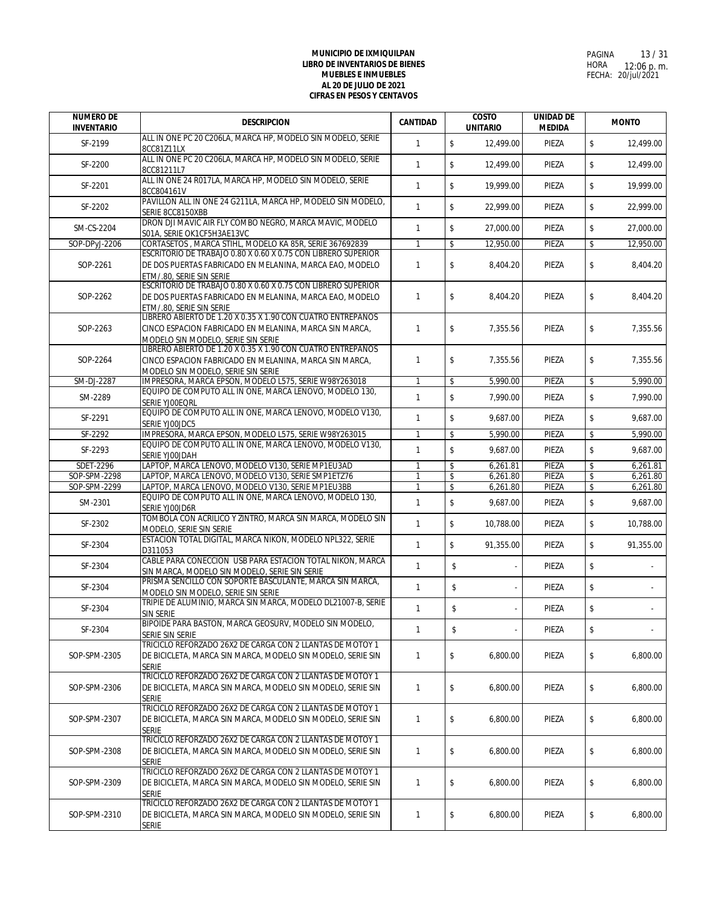**MUNICIPIO DE IXMIQUILPAN**
**LIBRO DE INVENTARIOS DE BIENES**
**MUEBLES E INMUEBLES**
**AL 20 DE JULIO DE 2021**
**CIFRAS EN PESOS Y CENTAVOS**

PAGINA 13 / 31
HORA 12:06 p. m.
FECHA: 20/jul/2021

| NUMERO DE INVENTARIO | DESCRIPCION | CANTIDAD | COSTO UNITARIO | UNIDAD DE MEDIDA | MONTO |
|---|---|---|---|---|---|
| SF-2199 | ALL IN ONE PC 20 C206LA, MARCA HP, MODELO SIN MODELO, SERIE 8CC81Z11LX | 1 | $ 12,499.00 | PIEZA | $ 12,499.00 |
| SF-2200 | ALL IN ONE PC 20 C206LA, MARCA HP, MODELO SIN MODELO, SERIE 8CC81211L7 | 1 | $ 12,499.00 | PIEZA | $ 12,499.00 |
| SF-2201 | ALL IN ONE 24 R017LA, MARCA HP, MODELO SIN MODELO, SERIE 8CC804161V | 1 | $ 19,999.00 | PIEZA | $ 19,999.00 |
| SF-2202 | PAVILLON ALL IN ONE 24 G211LA, MARCA HP, MODELO SIN MODELO, SERIE 8CC8150XBB | 1 | $ 22,999.00 | PIEZA | $ 22,999.00 |
| SM-CS-2204 | DRON DJI MAVIC AIR FLY COMBO NEGRO, MARCA MAVIC, MODELO S01A, SERIE OK1CF5H3AE13VC | 1 | $ 27,000.00 | PIEZA | $ 27,000.00 |
| SOP-DPyJ-2206 | CORTASETOS , MARCA STIHL, MODELO KA 85R, SERIE 367692839 | 1 | $ 12,950.00 | PIEZA | $ 12,950.00 |
| SOP-2261 | ESCRITORIO DE TRABAJO 0.80 X 0.60 X 0.75 CON LIBRERO SUPERIOR DE DOS PUERTAS FABRICADO EN MELANINA, MARCA EAO, MODELO ETM/.80, SERIE SIN SERIE | 1 | $ 8,404.20 | PIEZA | $ 8,404.20 |
| SOP-2262 | ESCRITORIO DE TRABAJO 0.80 X 0.60 X 0.75 CON LIBRERO SUPERIOR DE DOS PUERTAS FABRICADO EN MELANINA, MARCA EAO, MODELO ETM/.80, SERIE SIN SERIE | 1 | $ 8,404.20 | PIEZA | $ 8,404.20 |
| SOP-2263 | LIBRERO ABIERTO DE 1.20 X 0.35 X 1.90 CON CUATRO ENTREPAÑOS CINCO ESPACION FABRICADO EN MELANINA, MARCA SIN MARCA, MODELO SIN MODELO, SERIE SIN SERIE | 1 | $ 7,355.56 | PIEZA | $ 7,355.56 |
| SOP-2264 | LIBRERO ABIERTO DE 1.20 X 0.35 X 1.90 CON CUATRO ENTREPAÑOS CINCO ESPACION FABRICADO EN MELANINA, MARCA SIN MARCA, MODELO SIN MODELO, SERIE SIN SERIE | 1 | $ 7,355.56 | PIEZA | $ 7,355.56 |
| SM-DJ-2287 | IMPRESORA, MARCA EPSON, MODELO L575, SERIE W98Y263018 | 1 | $ 5,990.00 | PIEZA | $ 5,990.00 |
| SM-2289 | EQUIPO DE COMPUTO ALL IN ONE, MARCA LENOVO, MODELO 130, SERIE YJ00EQRL | 1 | $ 7,990.00 | PIEZA | $ 7,990.00 |
| SF-2291 | EQUIPO DE COMPUTO ALL IN ONE, MARCA LENOVO, MODELO V130, SERIE YJ00JDC5 | 1 | $ 9,687.00 | PIEZA | $ 9,687.00 |
| SF-2292 | IMPRESORA, MARCA EPSON, MODELO L575, SERIE W98Y263015 | 1 | $ 5,990.00 | PIEZA | $ 5,990.00 |
| SF-2293 | EQUIPO DE COMPUTO ALL IN ONE, MARCA LENOVO, MODELO V130, SERIE YJ00JDAH | 1 | $ 9,687.00 | PIEZA | $ 9,687.00 |
| SDET-2296 | LAPTOP, MARCA LENOVO, MODELO V130, SERIE MP1EU3AD | 1 | $ 6,261.81 | PIEZA | $ 6,261.81 |
| SOP-SPM-2298 | LAPTOP, MARCA LENOVO, MODELO V130, SERIE SMP1ETZ76 | 1 | $ 6,261.80 | PIEZA | $ 6,261.80 |
| SOP-SPM-2299 | LAPTOP, MARCA LENOVO, MODELO V130, SERIE MP1EU3BB | 1 | $ 6,261.80 | PIEZA | $ 6,261.80 |
| SM-2301 | EQUIPO DE COMPUTO ALL IN ONE, MARCA LENOVO, MODELO 130, SERIE YJ00JD6R | 1 | $ 9,687.00 | PIEZA | $ 9,687.00 |
| SF-2302 | TOMBOLA CON ACRILICO Y ZINTRO, MARCA SIN MARCA, MODELO SIN MODELO, SERIE SIN SERIE | 1 | $ 10,788.00 | PIEZA | $ 10,788.00 |
| SF-2304 | ESTACION TOTAL DIGITAL, MARCA NIKON, MODELO NPL322, SERIE D311053 | 1 | $ 91,355.00 | PIEZA | $ 91,355.00 |
| SF-2304 | CABLE PARA CONECCION USB PARA ESTACION TOTAL NIKON, MARCA SIN MARCA, MODELO SIN MODELO, SERIE SIN SERIE | 1 | $ - | PIEZA | $ - |
| SF-2304 | PRISMA SENCILLO CON SOPORTE BASCULANTE, MARCA SIN MARCA, MODELO SIN MODELO, SERIE SIN SERIE | 1 | $ - | PIEZA | $ - |
| SF-2304 | TRIPIE DE ALUMINIO, MARCA SIN MARCA, MODELO DL21007-B, SERIE SIN SERIE | 1 | $ - | PIEZA | $ - |
| SF-2304 | BIPOIDE PARA BASTON, MARCA GEOSURV, MODELO SIN MODELO, SERIE SIN SERIE | 1 | $ - | PIEZA | $ - |
| SOP-SPM-2305 | TRICICLO REFORZADO 26X2 DE CARGA CON 2 LLANTAS DE MOTOY 1 DE BICICLETA, MARCA SIN MARCA, MODELO SIN MODELO, SERIE SIN SERIE | 1 | $ 6,800.00 | PIEZA | $ 6,800.00 |
| SOP-SPM-2306 | TRICICLO REFORZADO 26X2 DE CARGA CON 2 LLANTAS DE MOTOY 1 DE BICICLETA, MARCA SIN MARCA, MODELO SIN MODELO, SERIE SIN SERIE | 1 | $ 6,800.00 | PIEZA | $ 6,800.00 |
| SOP-SPM-2307 | TRICICLO REFORZADO 26X2 DE CARGA CON 2 LLANTAS DE MOTOY 1 DE BICICLETA, MARCA SIN MARCA, MODELO SIN MODELO, SERIE SIN SERIE | 1 | $ 6,800.00 | PIEZA | $ 6,800.00 |
| SOP-SPM-2308 | TRICICLO REFORZADO 26X2 DE CARGA CON 2 LLANTAS DE MOTOY 1 DE BICICLETA, MARCA SIN MARCA, MODELO SIN MODELO, SERIE SIN SERIE | 1 | $ 6,800.00 | PIEZA | $ 6,800.00 |
| SOP-SPM-2309 | TRICICLO REFORZADO 26X2 DE CARGA CON 2 LLANTAS DE MOTOY 1 DE BICICLETA, MARCA SIN MARCA, MODELO SIN MODELO, SERIE SIN SERIE | 1 | $ 6,800.00 | PIEZA | $ 6,800.00 |
| SOP-SPM-2310 | TRICICLO REFORZADO 26X2 DE CARGA CON 2 LLANTAS DE MOTOY 1 DE BICICLETA, MARCA SIN MARCA, MODELO SIN MODELO, SERIE SIN SERIE | 1 | $ 6,800.00 | PIEZA | $ 6,800.00 |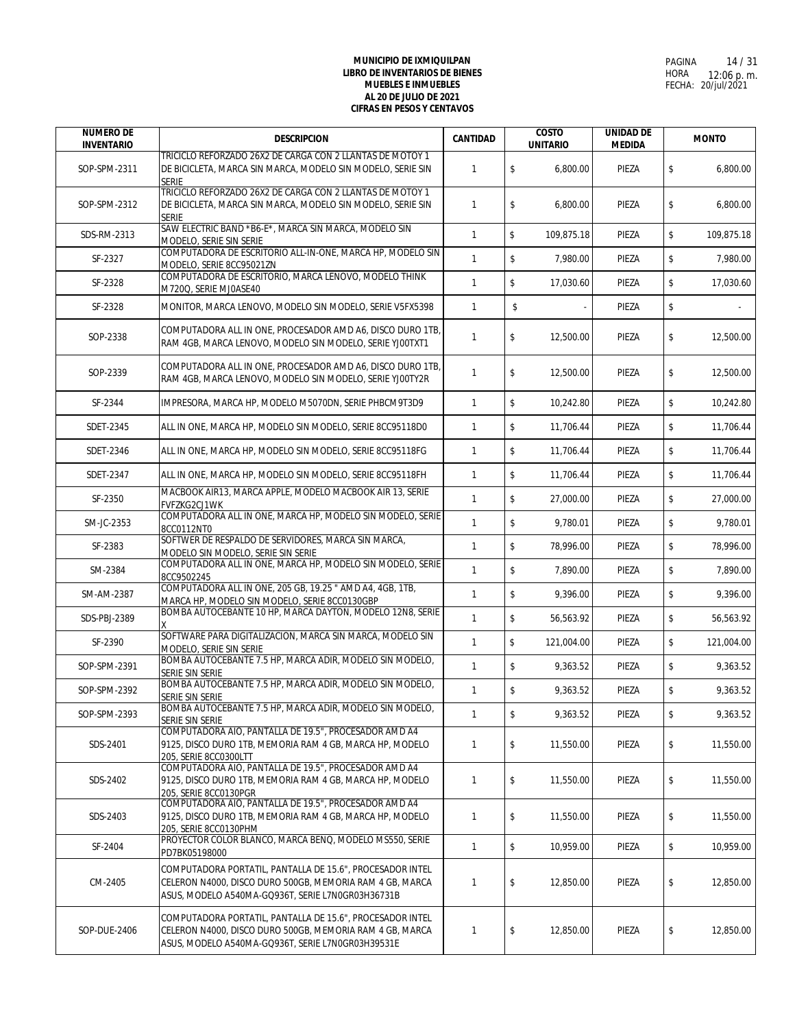**MUNICIPIO DE IXMIQUILPAN**
**LIBRO DE INVENTARIOS DE BIENES**
**MUEBLES E INMUEBLES**
**AL 20 DE JULIO DE 2021**
**CIFRAS EN PESOS Y CENTAVOS**

PAGINA 14 / 31
HORA 12:06 p. m.
FECHA: 20/jul/2021

| NUMERO DE INVENTARIO | DESCRIPCION | CANTIDAD | COSTO UNITARIO | UNIDAD DE MEDIDA | MONTO |
|---|---|---|---|---|---|
| SOP-SPM-2311 | TRICICLO REFORZADO 26X2 DE CARGA CON 2 LLANTAS DE MOTOY 1 DE BICICLETA, MARCA SIN MARCA, MODELO SIN MODELO, SERIE SIN SERIE | 1 | $ 6,800.00 | PIEZA | $ 6,800.00 |
| SOP-SPM-2312 | TRICICLO REFORZADO 26X2 DE CARGA CON 2 LLANTAS DE MOTOY 1 DE BICICLETA, MARCA SIN MARCA, MODELO SIN MODELO, SERIE SIN SERIE | 1 | $ 6,800.00 | PIEZA | $ 6,800.00 |
| SDS-RM-2313 | SAW ELECTRIC BAND *B6-E*, MARCA SIN MARCA, MODELO SIN MODELO, SERIE SIN SERIE | 1 | $ 109,875.18 | PIEZA | $ 109,875.18 |
| SF-2327 | COMPUTADORA DE ESCRITORIO ALL-IN-ONE, MARCA HP, MODELO SIN MODELO, SERIE 8CC95021ZN | 1 | $ 7,980.00 | PIEZA | $ 7,980.00 |
| SF-2328 | COMPUTADORA DE ESCRITORIO, MARCA LENOVO, MODELO THINK M720Q, SERIE MJ0ASE40 | 1 | $ 17,030.60 | PIEZA | $ 17,030.60 |
| SF-2328 | MONITOR, MARCA LENOVO, MODELO SIN MODELO, SERIE V5FX5398 | 1 | $ - | PIEZA | $ - |
| SOP-2338 | COMPUTADORA ALL IN ONE, PROCESADOR AMD A6, DISCO DURO 1TB, RAM 4GB, MARCA LENOVO, MODELO SIN MODELO, SERIE YJ00TXT1 | 1 | $ 12,500.00 | PIEZA | $ 12,500.00 |
| SOP-2339 | COMPUTADORA ALL IN ONE, PROCESADOR AMD A6, DISCO DURO 1TB, RAM 4GB, MARCA LENOVO, MODELO SIN MODELO, SERIE YJ00TY2R | 1 | $ 12,500.00 | PIEZA | $ 12,500.00 |
| SF-2344 | IMPRESORA, MARCA HP, MODELO M5070DN, SERIE PHBCM9T3D9 | 1 | $ 10,242.80 | PIEZA | $ 10,242.80 |
| SDET-2345 | ALL IN ONE, MARCA HP, MODELO SIN MODELO, SERIE 8CC95118D0 | 1 | $ 11,706.44 | PIEZA | $ 11,706.44 |
| SDET-2346 | ALL IN ONE, MARCA HP, MODELO SIN MODELO, SERIE 8CC95118FG | 1 | $ 11,706.44 | PIEZA | $ 11,706.44 |
| SDET-2347 | ALL IN ONE, MARCA HP, MODELO SIN MODELO, SERIE 8CC95118FH | 1 | $ 11,706.44 | PIEZA | $ 11,706.44 |
| SF-2350 | MACBOOK AIR13, MARCA APPLE, MODELO MACBOOK AIR 13, SERIE FVFZKG2CJ1WK | 1 | $ 27,000.00 | PIEZA | $ 27,000.00 |
| SM-JC-2353 | COMPUTADORA ALL IN ONE, MARCA HP, MODELO SIN MODELO, SERIE 8CC0112NT0 | 1 | $ 9,780.01 | PIEZA | $ 9,780.01 |
| SF-2383 | SOFTWER DE RESPALDO DE SERVIDORES, MARCA SIN MARCA, MODELO SIN MODELO, SERIE SIN SERIE | 1 | $ 78,996.00 | PIEZA | $ 78,996.00 |
| SM-2384 | COMPUTADORA ALL IN ONE, MARCA HP, MODELO SIN MODELO, SERIE 8CC9502245 | 1 | $ 7,890.00 | PIEZA | $ 7,890.00 |
| SM-AM-2387 | COMPUTADORA ALL IN ONE, 205 GB, 19.25 " AMD A4, 4GB, 1TB, MARCA HP, MODELO SIN MODELO, SERIE 8CC0130GBP | 1 | $ 9,396.00 | PIEZA | $ 9,396.00 |
| SDS-PBJ-2389 | BOMBA AUTOCEBANTE 10 HP, MARCA DAYTON, MODELO 12N8, SERIE X | 1 | $ 56,563.92 | PIEZA | $ 56,563.92 |
| SF-2390 | SOFTWARE PARA DIGITALIZACION, MARCA SIN MARCA, MODELO SIN MODELO, SERIE SIN SERIE | 1 | $ 121,004.00 | PIEZA | $ 121,004.00 |
| SOP-SPM-2391 | BOMBA AUTOCEBANTE 7.5 HP, MARCA ADIR, MODELO SIN MODELO, SERIE SIN SERIE | 1 | $ 9,363.52 | PIEZA | $ 9,363.52 |
| SOP-SPM-2392 | BOMBA AUTOCEBANTE 7.5 HP, MARCA ADIR, MODELO SIN MODELO, SERIE SIN SERIE | 1 | $ 9,363.52 | PIEZA | $ 9,363.52 |
| SOP-SPM-2393 | BOMBA AUTOCEBANTE 7.5 HP, MARCA ADIR, MODELO SIN MODELO, SERIE SIN SERIE | 1 | $ 9,363.52 | PIEZA | $ 9,363.52 |
| SDS-2401 | COMPUTADORA AIO, PANTALLA DE 19.5", PROCESADOR AMD A4 9125, DISCO DURO 1TB, MEMORIA RAM 4 GB, MARCA HP, MODELO 205, SERIE 8CC0300LTT | 1 | $ 11,550.00 | PIEZA | $ 11,550.00 |
| SDS-2402 | COMPUTADORA AIO, PANTALLA DE 19.5", PROCESADOR AMD A4 9125, DISCO DURO 1TB, MEMORIA RAM 4 GB, MARCA HP, MODELO 205, SERIE 8CC0130PGR | 1 | $ 11,550.00 | PIEZA | $ 11,550.00 |
| SDS-2403 | COMPUTADORA AIO, PANTALLA DE 19.5", PROCESADOR AMD A4 9125, DISCO DURO 1TB, MEMORIA RAM 4 GB, MARCA HP, MODELO 205, SERIE 8CC0130PHM | 1 | $ 11,550.00 | PIEZA | $ 11,550.00 |
| SF-2404 | PROYECTOR COLOR BLANCO, MARCA BENQ, MODELO MS550, SERIE PD7BK05198000 | 1 | $ 10,959.00 | PIEZA | $ 10,959.00 |
| CM-2405 | COMPUTADORA PORTATIL, PANTALLA DE 15.6", PROCESADOR INTEL CELERON N4000, DISCO DURO 500GB, MEMORIA RAM 4 GB, MARCA ASUS, MODELO A540MA-GQ936T, SERIE L7N0GR03H36731B | 1 | $ 12,850.00 | PIEZA | $ 12,850.00 |
| SOP-DUE-2406 | COMPUTADORA PORTATIL, PANTALLA DE 15.6", PROCESADOR INTEL CELERON N4000, DISCO DURO 500GB, MEMORIA RAM 4 GB, MARCA ASUS, MODELO A540MA-GQ936T, SERIE L7N0GR03H39531E | 1 | $ 12,850.00 | PIEZA | $ 12,850.00 |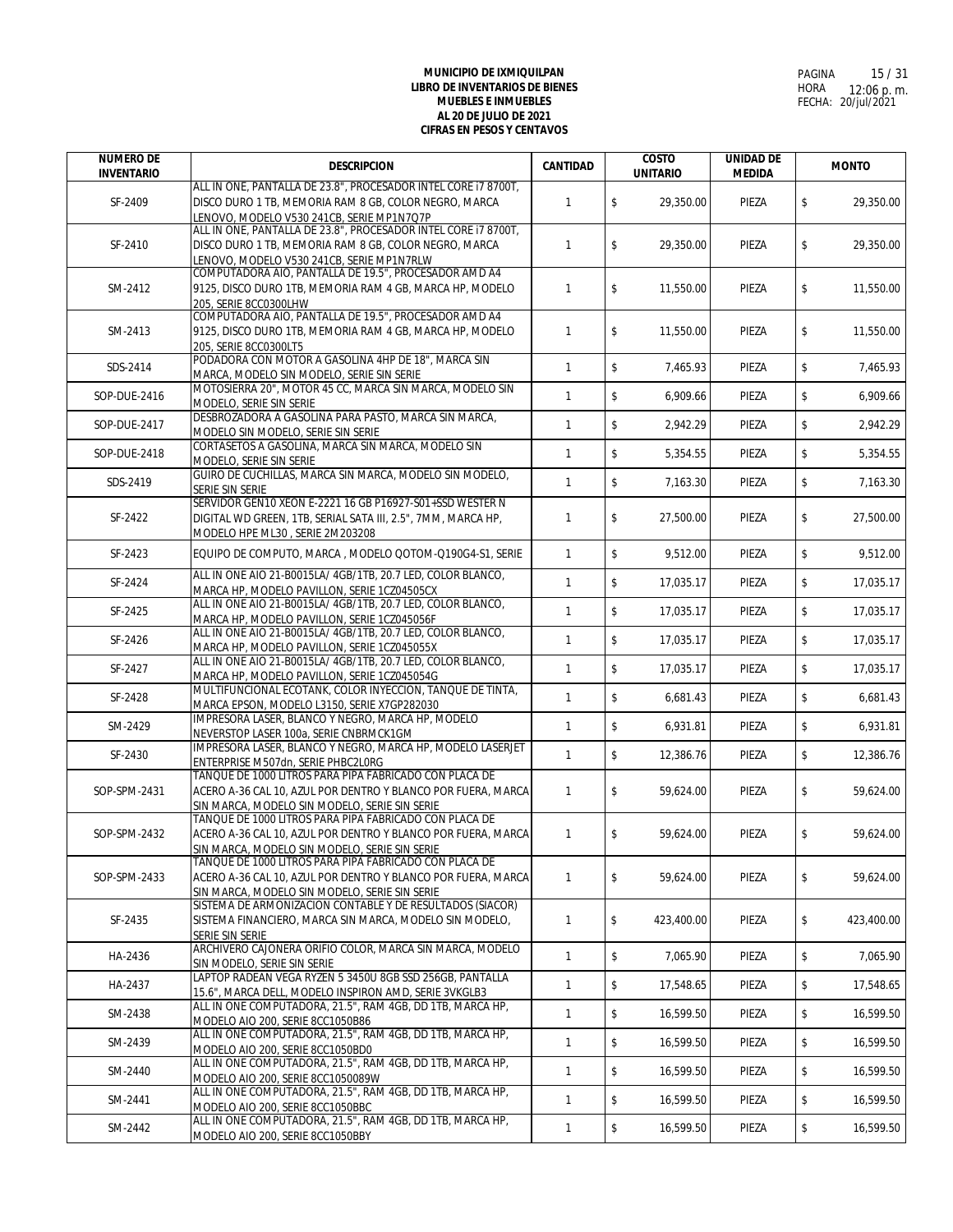**MUNICIPIO DE IXMIQUILPAN**
**LIBRO DE INVENTARIOS DE BIENES**
**MUEBLES E INMUEBLES**
**AL 20 DE JULIO DE 2021**
**CIFRAS EN PESOS Y CENTAVOS**

HORA 12:06 p. m.
FECHA: 20/jul/2021

| NUMERO DE INVENTARIO | DESCRIPCION | CANTIDAD | COSTO UNITARIO | UNIDAD DE MEDIDA | MONTO |
|---|---|---|---|---|---|
| SF-2409 | ALL IN ONE, PANTALLA DE 23.8", PROCESADOR INTEL CORE i7 8700T, DISCO DURO 1 TB, MEMORIA RAM 8 GB, COLOR NEGRO, MARCA LENOVO, MODELO V530 241CB, SERIE MP1N7Q7P | 1 | $ 29,350.00 | PIEZA | $ 29,350.00 |
| SF-2410 | ALL IN ONE, PANTALLA DE 23.8", PROCESADOR INTEL CORE i7 8700T, DISCO DURO 1 TB, MEMORIA RAM 8 GB, COLOR NEGRO, MARCA LENOVO, MODELO V530 241CB, SERIE MP1N7RLW | 1 | $ 29,350.00 | PIEZA | $ 29,350.00 |
| SM-2412 | COMPUTADORA AIO, PANTALLA DE 19.5", PROCESADOR AMD A4 9125, DISCO DURO 1TB, MEMORIA RAM 4 GB, MARCA HP, MODELO 205, SERIE 8CC0300LHW | 1 | $ 11,550.00 | PIEZA | $ 11,550.00 |
| SM-2413 | COMPUTADORA AIO, PANTALLA DE 19.5", PROCESADOR AMD A4 9125, DISCO DURO 1TB, MEMORIA RAM 4 GB, MARCA HP, MODELO 205, SERIE 8CC0300LT5 | 1 | $ 11,550.00 | PIEZA | $ 11,550.00 |
| SDS-2414 | PODADORA CON MOTOR A GASOLINA 4HP DE 18", MARCA SIN MARCA, MODELO SIN MODELO, SERIE SIN SERIE | 1 | $ 7,465.93 | PIEZA | $ 7,465.93 |
| SOP-DUE-2416 | MOTOSIERRA 20", MOTOR 45 CC, MARCA SIN MARCA, MODELO SIN MODELO, SERIE SIN SERIE | 1 | $ 6,909.66 | PIEZA | $ 6,909.66 |
| SOP-DUE-2417 | DESBROZADORA A GASOLINA PARA PASTO, MARCA SIN MARCA, MODELO SIN MODELO, SERIE SIN SERIE | 1 | $ 2,942.29 | PIEZA | $ 2,942.29 |
| SOP-DUE-2418 | CORTASETOS A GASOLINA, MARCA SIN MARCA, MODELO SIN MODELO, SERIE SIN SERIE | 1 | $ 5,354.55 | PIEZA | $ 5,354.55 |
| SDS-2419 | GUIRO DE CUCHILLAS, MARCA SIN MARCA, MODELO SIN MODELO, SERIE SIN SERIE | 1 | $ 7,163.30 | PIEZA | $ 7,163.30 |
| SF-2422 | SERVIDOR GEN10 XEON E-2221 16 GB P16927-S01+SSD WESTER N DIGITAL WD GREEN, 1TB, SERIAL SATA III, 2.5", 7MM, MARCA HP, MODELO HPE ML30 , SERIE 2M203208 | 1 | $ 27,500.00 | PIEZA | $ 27,500.00 |
| SF-2423 | EQUIPO DE COMPUTO, MARCA , MODELO QOTOM-Q190G4-S1, SERIE | 1 | $ 9,512.00 | PIEZA | $ 9,512.00 |
| SF-2424 | ALL IN ONE AIO 21-B0015LA/ 4GB/1TB, 20.7 LED, COLOR BLANCO, MARCA HP, MODELO PAVILLON, SERIE 1CZ04505CX | 1 | $ 17,035.17 | PIEZA | $ 17,035.17 |
| SF-2425 | ALL IN ONE AIO 21-B0015LA/ 4GB/1TB, 20.7 LED, COLOR BLANCO, MARCA HP, MODELO PAVILLON, SERIE 1CZ045056F | 1 | $ 17,035.17 | PIEZA | $ 17,035.17 |
| SF-2426 | ALL IN ONE AIO 21-B0015LA/ 4GB/1TB, 20.7 LED, COLOR BLANCO, MARCA HP, MODELO PAVILLON, SERIE 1CZ045055X | 1 | $ 17,035.17 | PIEZA | $ 17,035.17 |
| SF-2427 | ALL IN ONE AIO 21-B0015LA/ 4GB/1TB, 20.7 LED, COLOR BLANCO, MARCA HP, MODELO PAVILLON, SERIE 1CZ045054G | 1 | $ 17,035.17 | PIEZA | $ 17,035.17 |
| SF-2428 | MULTIFUNCIONAL ECOTANK, COLOR INYECCION, TANQUE DE TINTA, MARCA EPSON, MODELO L3150, SERIE X7GP282030 | 1 | $ 6,681.43 | PIEZA | $ 6,681.43 |
| SM-2429 | IMPRESORA LASER, BLANCO Y NEGRO, MARCA HP, MODELO NEVERSTOP LASER 100a, SERIE CNBRMCK1GM | 1 | $ 6,931.81 | PIEZA | $ 6,931.81 |
| SF-2430 | IMPRESORA LASER, BLANCO Y NEGRO, MARCA HP, MODELO LASERJET ENTERPRISE M507dn, SERIE PHBC2L0RG | 1 | $ 12,386.76 | PIEZA | $ 12,386.76 |
| SOP-SPM-2431 | TANQUE DE 1000 LITROS PARA PIPA FABRICADO CON PLACA DE ACERO A-36 CAL 10, AZUL POR DENTRO Y BLANCO POR FUERA, MARCA SIN MARCA, MODELO SIN MODELO, SERIE SIN SERIE | 1 | $ 59,624.00 | PIEZA | $ 59,624.00 |
| SOP-SPM-2432 | TANQUE DE 1000 LITROS PARA PIPA FABRICADO CON PLACA DE ACERO A-36 CAL 10, AZUL POR DENTRO Y BLANCO POR FUERA, MARCA SIN MARCA, MODELO SIN MODELO, SERIE SIN SERIE | 1 | $ 59,624.00 | PIEZA | $ 59,624.00 |
| SOP-SPM-2433 | TANQUE DE 1000 LITROS PARA PIPA FABRICADO CON PLACA DE ACERO A-36 CAL 10, AZUL POR DENTRO Y BLANCO POR FUERA, MARCA SIN MARCA, MODELO SIN MODELO, SERIE SIN SERIE | 1 | $ 59,624.00 | PIEZA | $ 59,624.00 |
| SF-2435 | SISTEMA DE ARMONIZACION CONTABLE Y DE RESULTADOS (SIACOR) SISTEMA FINANCIERO, MARCA SIN MARCA, MODELO SIN MODELO, SERIE SIN SERIE | 1 | $ 423,400.00 | PIEZA | $ 423,400.00 |
| HA-2436 | ARCHIVERO CAJONERA ORIFIO COLOR, MARCA SIN MARCA, MODELO SIN MODELO, SERIE SIN SERIE | 1 | $ 7,065.90 | PIEZA | $ 7,065.90 |
| HA-2437 | LAPTOP RADEAN VEGA RYZEN 5 3450U 8GB SSD 256GB, PANTALLA 15.6", MARCA DELL, MODELO INSPIRON AMD, SERIE 3VKGLB3 | 1 | $ 17,548.65 | PIEZA | $ 17,548.65 |
| SM-2438 | ALL IN ONE COMPUTADORA, 21.5", RAM 4GB, DD 1TB, MARCA HP, MODELO AIO 200, SERIE 8CC1050B86 | 1 | $ 16,599.50 | PIEZA | $ 16,599.50 |
| SM-2439 | ALL IN ONE COMPUTADORA, 21.5", RAM 4GB, DD 1TB, MARCA HP, MODELO AIO 200, SERIE 8CC1050BD0 | 1 | $ 16,599.50 | PIEZA | $ 16,599.50 |
| SM-2440 | ALL IN ONE COMPUTADORA, 21.5", RAM 4GB, DD 1TB, MARCA HP, MODELO AIO 200, SERIE 8CC1050089W | 1 | $ 16,599.50 | PIEZA | $ 16,599.50 |
| SM-2441 | ALL IN ONE COMPUTADORA, 21.5", RAM 4GB, DD 1TB, MARCA HP, MODELO AIO 200, SERIE 8CC1050BBC | 1 | $ 16,599.50 | PIEZA | $ 16,599.50 |
| SM-2442 | ALL IN ONE COMPUTADORA, 21.5", RAM 4GB, DD 1TB, MARCA HP, MODELO AIO 200, SERIE 8CC1050BBY | 1 | $ 16,599.50 | PIEZA | $ 16,599.50 |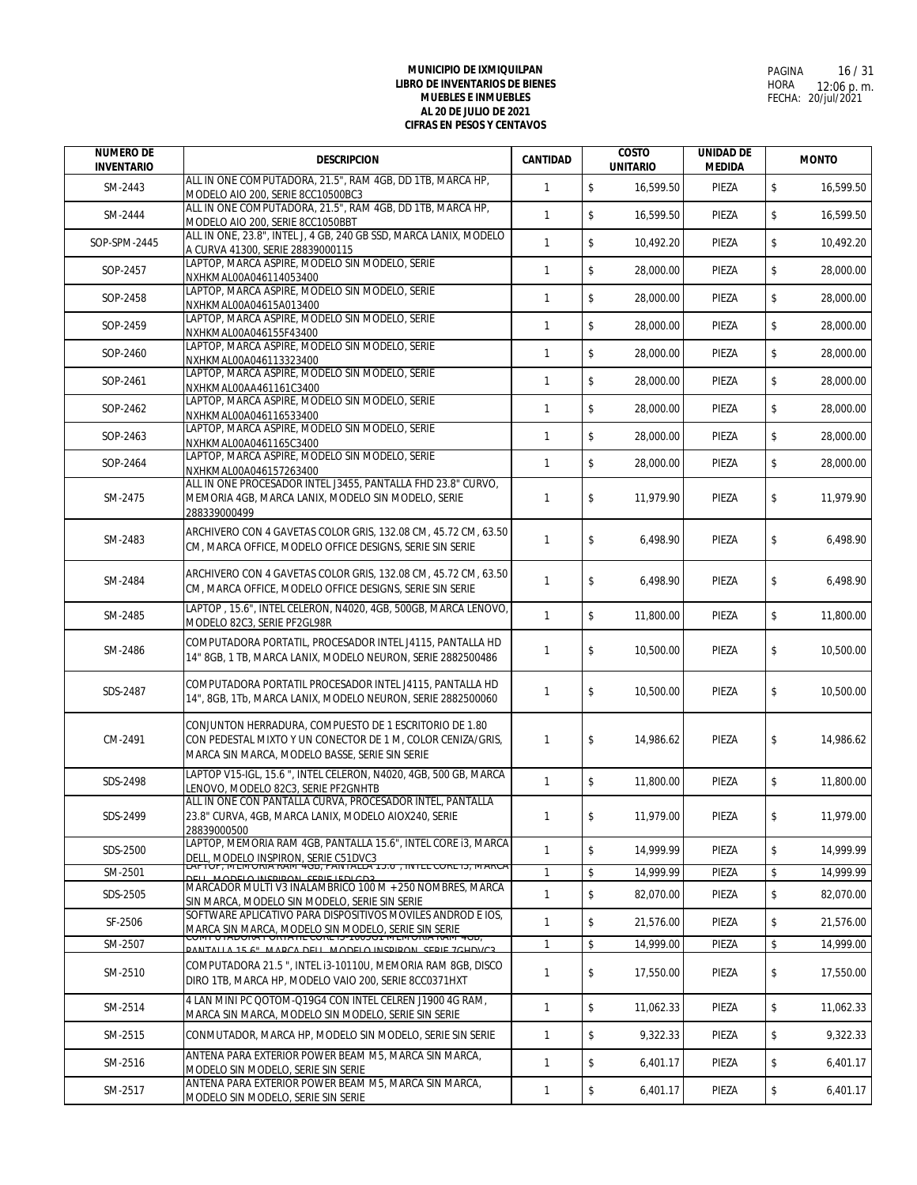**MUNICIPIO DE IXMIQUILPAN**
**LIBRO DE INVENTARIOS DE BIENES**
**MUEBLES E INMUEBLES**
**AL 20 DE JULIO DE 2021**
**CIFRAS EN PESOS Y CENTAVOS**

PAGINA 16 / 31
HORA 12:06 p. m.
FECHA: 20/jul/2021

| NUMERO DE INVENTARIO | DESCRIPCION | CANTIDAD | COSTO UNITARIO | UNIDAD DE MEDIDA | MONTO |
|---|---|---|---|---|---|
| SM-2443 | ALL IN ONE COMPUTADORA, 21.5", RAM 4GB, DD 1TB, MARCA HP, MODELO AIO 200, SERIE 8CC10500BC3 | 1 | $ 16,599.50 | PIEZA | $ 16,599.50 |
| SM-2444 | ALL IN ONE COMPUTADORA, 21.5", RAM 4GB, DD 1TB, MARCA HP, MODELO AIO 200, SERIE 8CC1050BBT | 1 | $ 16,599.50 | PIEZA | $ 16,599.50 |
| SOP-SPM-2445 | ALL IN ONE, 23.8", INTEL J, 4 GB, 240 GB SSD, MARCA LANIX, MODELO A CURVA 41300, SERIE 28839000115 | 1 | $ 10,492.20 | PIEZA | $ 10,492.20 |
| SOP-2457 | LAPTOP, MARCA ASPIRE, MODELO SIN MODELO, SERIE NXHKMAL00A046114053400 | 1 | $ 28,000.00 | PIEZA | $ 28,000.00 |
| SOP-2458 | LAPTOP, MARCA ASPIRE, MODELO SIN MODELO, SERIE NXHKMAL00A04615A013400 | 1 | $ 28,000.00 | PIEZA | $ 28,000.00 |
| SOP-2459 | LAPTOP, MARCA ASPIRE, MODELO SIN MODELO, SERIE NXHKMAL00A046155F43400 | 1 | $ 28,000.00 | PIEZA | $ 28,000.00 |
| SOP-2460 | LAPTOP, MARCA ASPIRE, MODELO SIN MODELO, SERIE NXHKMAL00A046113323400 | 1 | $ 28,000.00 | PIEZA | $ 28,000.00 |
| SOP-2461 | LAPTOP, MARCA ASPIRE, MODELO SIN MODELO, SERIE NXHKMAL00AA461161C3400 | 1 | $ 28,000.00 | PIEZA | $ 28,000.00 |
| SOP-2462 | LAPTOP, MARCA ASPIRE, MODELO SIN MODELO, SERIE NXHKMAL00A046116533400 | 1 | $ 28,000.00 | PIEZA | $ 28,000.00 |
| SOP-2463 | LAPTOP, MARCA ASPIRE, MODELO SIN MODELO, SERIE NXHKMAL00A0461165C3400 | 1 | $ 28,000.00 | PIEZA | $ 28,000.00 |
| SOP-2464 | LAPTOP, MARCA ASPIRE, MODELO SIN MODELO, SERIE NXHKMAL00A046157263400 | 1 | $ 28,000.00 | PIEZA | $ 28,000.00 |
| SM-2475 | ALL IN ONE PROCESADOR INTEL J3455, PANTALLA FHD 23.8" CURVO, MEMORIA 4GB, MARCA LANIX, MODELO SIN MODELO, SERIE 288339000499 | 1 | $ 11,979.90 | PIEZA | $ 11,979.90 |
| SM-2483 | ARCHIVERO CON 4 GAVETAS COLOR GRIS, 132.08 CM, 45.72 CM, 63.50 CM, MARCA OFFICE, MODELO OFFICE DESIGNS, SERIE SIN SERIE | 1 | $ 6,498.90 | PIEZA | $ 6,498.90 |
| SM-2484 | ARCHIVERO CON 4 GAVETAS COLOR GRIS, 132.08 CM, 45.72 CM, 63.50 CM, MARCA OFFICE, MODELO OFFICE DESIGNS, SERIE SIN SERIE | 1 | $ 6,498.90 | PIEZA | $ 6,498.90 |
| SM-2485 | LAPTOP , 15.6", INTEL CELERON, N4020, 4GB, 500GB, MARCA LENOVO, MODELO 82C3, SERIE PF2GL98R | 1 | $ 11,800.00 | PIEZA | $ 11,800.00 |
| SM-2486 | COMPUTADORA PORTATIL, PROCESADOR INTEL J4115, PANTALLA HD 14" 8GB, 1 TB, MARCA LANIX, MODELO NEURON, SERIE 2882500486 | 1 | $ 10,500.00 | PIEZA | $ 10,500.00 |
| SDS-2487 | COMPUTADORA PORTATIL PROCESADOR INTEL J4115, PANTALLA HD 14", 8GB, 1Tb, MARCA LANIX, MODELO NEURON, SERIE 2882500060 | 1 | $ 10,500.00 | PIEZA | $ 10,500.00 |
| CM-2491 | CONJUNTON HERRADURA, COMPUESTO DE 1 ESCRITORIO DE 1.80 CON PEDESTAL MIXTO Y UN CONECTOR DE 1 M, COLOR CENIZA/GRIS, MARCA SIN MARCA, MODELO BASSE, SERIE SIN SERIE | 1 | $ 14,986.62 | PIEZA | $ 14,986.62 |
| SDS-2498 | LAPTOP V15-IGL, 15.6 ", INTEL CELERON, N4020, 4GB, 500 GB, MARCA LENOVO, MODELO 82C3, SERIE PF2GNHTB | 1 | $ 11,800.00 | PIEZA | $ 11,800.00 |
| SDS-2499 | ALL IN ONE CON PANTALLA CURVA, PROCESADOR INTEL, PANTALLA 23.8" CURVA, 4GB, MARCA LANIX, MODELO AIOX240, SERIE 28839000500 | 1 | $ 11,979.00 | PIEZA | $ 11,979.00 |
| SDS-2500 | LAPTOP, MEMORIA RAM 4GB, PANTALLA 15.6", INTEL CORE i3, MARCA DELL, MODELO INSPIRON, SERIE C51DVC3 | 1 | $ 14,999.99 | PIEZA | $ 14,999.99 |
| SM-2501 | LAPTOP, MEMORIA RAM 4GB, PANTALLA 15.6", INTEL CORE i3, MARCA DELL, MODELO INSPIRON, SERIE I5DLCD3 | 1 | $ 14,999.99 | PIEZA | $ 14,999.99 |
| SDS-2505 | MARCADOR MULTI V3 INALAMBRICO 100 M + 250 NOMBRES, MARCA SIN MARCA, MODELO SIN MODELO, SERIE SIN SERIE | 1 | $ 82,070.00 | PIEZA | $ 82,070.00 |
| SF-2506 | SOFTWARE APLICATIVO PARA DISPOSITIVOS MOVILES ANDROD E IOS, MARCA SIN MARCA, MODELO SIN MODELO, SERIE SIN SERIE | 1 | $ 21,576.00 | PIEZA | $ 21,576.00 |
| SM-2507 | COMPUTADORA PORTATIL CORE I3-1005G1 MEMORIA RAM 4GB, PANTALLA 15.6", MARCA DELL, MODELO INSPIRON, SERIE 7GHDVC3 | 1 | $ 14,999.00 | PIEZA | $ 14,999.00 |
| SM-2510 | COMPUTADORA 21.5 ", INTEL i3-10110U, MEMORIA RAM 8GB, DISCO DIRO 1TB, MARCA HP, MODELO VAIO 200, SERIE 8CC0371HXT | 1 | $ 17,550.00 | PIEZA | $ 17,550.00 |
| SM-2514 | 4 LAN MINI PC QOTOM-Q19G4 CON INTEL CELREN J1900 4G RAM, MARCA SIN MARCA, MODELO SIN MODELO, SERIE SIN SERIE | 1 | $ 11,062.33 | PIEZA | $ 11,062.33 |
| SM-2515 | CONMUTADOR, MARCA HP, MODELO SIN MODELO, SERIE SIN SERIE | 1 | $ 9,322.33 | PIEZA | $ 9,322.33 |
| SM-2516 | ANTENA PARA EXTERIOR POWER BEAM M5, MARCA SIN MARCA, MODELO SIN MODELO, SERIE SIN SERIE | 1 | $ 6,401.17 | PIEZA | $ 6,401.17 |
| SM-2517 | ANTENA PARA EXTERIOR POWER BEAM M5, MARCA SIN MARCA, MODELO SIN MODELO, SERIE SIN SERIE | 1 | $ 6,401.17 | PIEZA | $ 6,401.17 |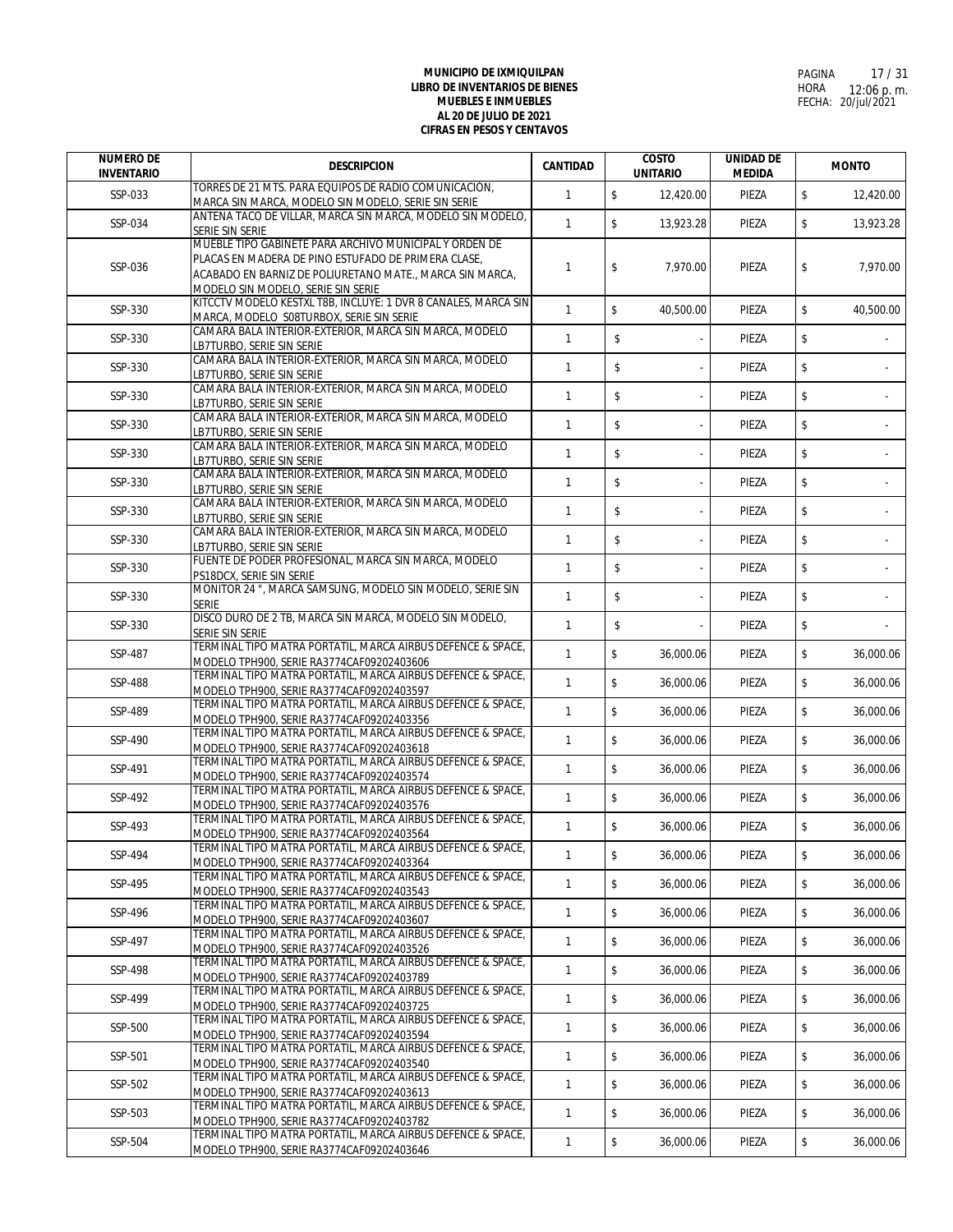**MUNICIPIO DE IXMIQUILPAN**
**LIBRO DE INVENTARIOS DE BIENES**
**MUEBLES E INMUEBLES**
**AL 20 DE JULIO DE 2021**
**CIFRAS EN PESOS Y CENTAVOS**

HORA 12:06 p. m.
FECHA: 20/jul/2021

| NUMERO DE INVENTARIO | DESCRIPCION | CANTIDAD | COSTO UNITARIO | UNIDAD DE MEDIDA | MONTO |
|---|---|---|---|---|---|
| SSP-033 | TORRES DE 21 MTS. PARA EQUIPOS DE RADIO COMUNICACIÓN, MARCA SIN MARCA, MODELO SIN MODELO, SERIE SIN SERIE | 1 | $ 12,420.00 | PIEZA | $ 12,420.00 |
| SSP-034 | ANTENA TACO DE VILLAR, MARCA SIN MARCA, MODELO SIN MODELO, SERIE SIN SERIE | 1 | $ 13,923.28 | PIEZA | $ 13,923.28 |
| SSP-036 | MUEBLE TIPO GABINETE PARA ARCHIVO MUNICIPAL Y ORDEN DE PLACAS EN MADERA DE PINO ESTUFADO DE PRIMERA CLASE, ACABADO EN BARNIZ DE POLIURETANO MATE., MARCA SIN MARCA, MODELO SIN MODELO, SERIE SIN SERIE | 1 | $ 7,970.00 | PIEZA | $ 7,970.00 |
| SSP-330 | KITCCTV MODELO KESTXL T8B, INCLUYE: 1 DVR 8 CANALES, MARCA SIN MARCA, MODELO S08TURBOX, SERIE SIN SERIE | 1 | $ 40,500.00 | PIEZA | $ 40,500.00 |
| SSP-330 | CAMARA BALA INTERIOR-EXTERIOR, MARCA SIN MARCA, MODELO LB7TURBO, SERIE SIN SERIE | 1 | $ - | PIEZA | $ - |
| SSP-330 | CAMARA BALA INTERIOR-EXTERIOR, MARCA SIN MARCA, MODELO LB7TURBO, SERIE SIN SERIE | 1 | $ - | PIEZA | $ - |
| SSP-330 | CAMARA BALA INTERIOR-EXTERIOR, MARCA SIN MARCA, MODELO LB7TURBO, SERIE SIN SERIE | 1 | $ - | PIEZA | $ - |
| SSP-330 | CAMARA BALA INTERIOR-EXTERIOR, MARCA SIN MARCA, MODELO LB7TURBO, SERIE SIN SERIE | 1 | $ - | PIEZA | $ - |
| SSP-330 | CAMARA BALA INTERIOR-EXTERIOR, MARCA SIN MARCA, MODELO LB7TURBO, SERIE SIN SERIE | 1 | $ - | PIEZA | $ - |
| SSP-330 | CAMARA BALA INTERIOR-EXTERIOR, MARCA SIN MARCA, MODELO LB7TURBO, SERIE SIN SERIE | 1 | $ - | PIEZA | $ - |
| SSP-330 | CAMARA BALA INTERIOR-EXTERIOR, MARCA SIN MARCA, MODELO LB7TURBO, SERIE SIN SERIE | 1 | $ - | PIEZA | $ - |
| SSP-330 | CAMARA BALA INTERIOR-EXTERIOR, MARCA SIN MARCA, MODELO LB7TURBO, SERIE SIN SERIE | 1 | $ - | PIEZA | $ - |
| SSP-330 | FUENTE DE PODER PROFESIONAL, MARCA SIN MARCA, MODELO PS18DCX, SERIE SIN SERIE | 1 | $ - | PIEZA | $ - |
| SSP-330 | MONITOR 24 ", MARCA SAMSUNG, MODELO SIN MODELO, SERIE SIN SERIE | 1 | $ - | PIEZA | $ - |
| SSP-330 | DISCO DURO DE 2 TB, MARCA SIN MARCA, MODELO SIN MODELO, SERIE SIN SERIE | 1 | $ - | PIEZA | $ - |
| SSP-487 | TERMINAL TIPO MATRA PORTATIL, MARCA AIRBUS DEFENCE & SPACE, MODELO TPH900, SERIE RA3774CAF09202403606 | 1 | $ 36,000.06 | PIEZA | $ 36,000.06 |
| SSP-488 | TERMINAL TIPO MATRA PORTATIL, MARCA AIRBUS DEFENCE & SPACE, MODELO TPH900, SERIE RA3774CAF09202403597 | 1 | $ 36,000.06 | PIEZA | $ 36,000.06 |
| SSP-489 | TERMINAL TIPO MATRA PORTATIL, MARCA AIRBUS DEFENCE & SPACE, MODELO TPH900, SERIE RA3774CAF09202403356 | 1 | $ 36,000.06 | PIEZA | $ 36,000.06 |
| SSP-490 | TERMINAL TIPO MATRA PORTATIL, MARCA AIRBUS DEFENCE & SPACE, MODELO TPH900, SERIE RA3774CAF09202403618 | 1 | $ 36,000.06 | PIEZA | $ 36,000.06 |
| SSP-491 | TERMINAL TIPO MATRA PORTATIL, MARCA AIRBUS DEFENCE & SPACE, MODELO TPH900, SERIE RA3774CAF09202403574 | 1 | $ 36,000.06 | PIEZA | $ 36,000.06 |
| SSP-492 | TERMINAL TIPO MATRA PORTATIL, MARCA AIRBUS DEFENCE & SPACE, MODELO TPH900, SERIE RA3774CAF09202403576 | 1 | $ 36,000.06 | PIEZA | $ 36,000.06 |
| SSP-493 | TERMINAL TIPO MATRA PORTATIL, MARCA AIRBUS DEFENCE & SPACE, MODELO TPH900, SERIE RA3774CAF09202403564 | 1 | $ 36,000.06 | PIEZA | $ 36,000.06 |
| SSP-494 | TERMINAL TIPO MATRA PORTATIL, MARCA AIRBUS DEFENCE & SPACE, MODELO TPH900, SERIE RA3774CAF09202403364 | 1 | $ 36,000.06 | PIEZA | $ 36,000.06 |
| SSP-495 | TERMINAL TIPO MATRA PORTATIL, MARCA AIRBUS DEFENCE & SPACE, MODELO TPH900, SERIE RA3774CAF09202403543 | 1 | $ 36,000.06 | PIEZA | $ 36,000.06 |
| SSP-496 | TERMINAL TIPO MATRA PORTATIL, MARCA AIRBUS DEFENCE & SPACE, MODELO TPH900, SERIE RA3774CAF09202403607 | 1 | $ 36,000.06 | PIEZA | $ 36,000.06 |
| SSP-497 | TERMINAL TIPO MATRA PORTATIL, MARCA AIRBUS DEFENCE & SPACE, MODELO TPH900, SERIE RA3774CAF09202403526 | 1 | $ 36,000.06 | PIEZA | $ 36,000.06 |
| SSP-498 | TERMINAL TIPO MATRA PORTATIL, MARCA AIRBUS DEFENCE & SPACE, MODELO TPH900, SERIE RA3774CAF09202403789 | 1 | $ 36,000.06 | PIEZA | $ 36,000.06 |
| SSP-499 | TERMINAL TIPO MATRA PORTATIL, MARCA AIRBUS DEFENCE & SPACE, MODELO TPH900, SERIE RA3774CAF09202403725 | 1 | $ 36,000.06 | PIEZA | $ 36,000.06 |
| SSP-500 | TERMINAL TIPO MATRA PORTATIL, MARCA AIRBUS DEFENCE & SPACE, MODELO TPH900, SERIE RA3774CAF09202403594 | 1 | $ 36,000.06 | PIEZA | $ 36,000.06 |
| SSP-501 | TERMINAL TIPO MATRA PORTATIL, MARCA AIRBUS DEFENCE & SPACE, MODELO TPH900, SERIE RA3774CAF09202403540 | 1 | $ 36,000.06 | PIEZA | $ 36,000.06 |
| SSP-502 | TERMINAL TIPO MATRA PORTATIL, MARCA AIRBUS DEFENCE & SPACE, MODELO TPH900, SERIE RA3774CAF09202403613 | 1 | $ 36,000.06 | PIEZA | $ 36,000.06 |
| SSP-503 | TERMINAL TIPO MATRA PORTATIL, MARCA AIRBUS DEFENCE & SPACE, MODELO TPH900, SERIE RA3774CAF09202403782 | 1 | $ 36,000.06 | PIEZA | $ 36,000.06 |
| SSP-504 | TERMINAL TIPO MATRA PORTATIL, MARCA AIRBUS DEFENCE & SPACE, MODELO TPH900, SERIE RA3774CAF09202403646 | 1 | $ 36,000.06 | PIEZA | $ 36,000.06 |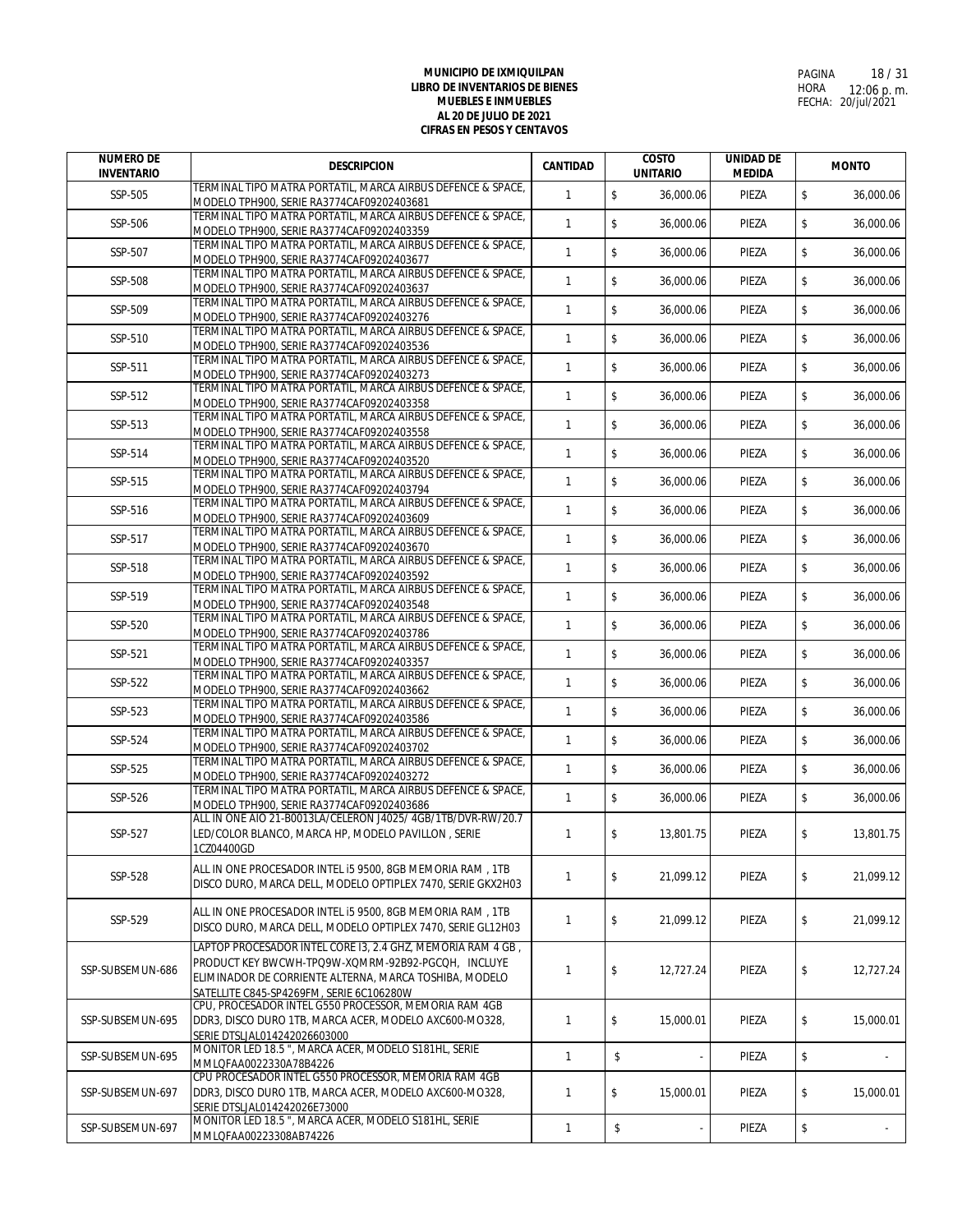**MUNICIPIO DE IXMIQUILPAN**
**LIBRO DE INVENTARIOS DE BIENES**
**MUEBLES E INMUEBLES**
**AL 20 DE JULIO DE 2021**
**CIFRAS EN PESOS Y CENTAVOS**

PAGINA 18 / 31
HORA 12:06 p. m.
FECHA: 20/jul/2021

| NUMERO DE INVENTARIO | DESCRIPCION | CANTIDAD | COSTO UNITARIO | UNIDAD DE MEDIDA | MONTO |
|---|---|---|---|---|---|
| SSP-505 | TERMINAL TIPO MATRA PORTATIL, MARCA AIRBUS DEFENCE & SPACE, MODELO TPH900, SERIE RA3774CAF09202403681 | 1 | $ 36,000.06 | PIEZA | $ 36,000.06 |
| SSP-506 | TERMINAL TIPO MATRA PORTATIL, MARCA AIRBUS DEFENCE & SPACE, MODELO TPH900, SERIE RA3774CAF09202403359 | 1 | $ 36,000.06 | PIEZA | $ 36,000.06 |
| SSP-507 | TERMINAL TIPO MATRA PORTATIL, MARCA AIRBUS DEFENCE & SPACE, MODELO TPH900, SERIE RA3774CAF09202403677 | 1 | $ 36,000.06 | PIEZA | $ 36,000.06 |
| SSP-508 | TERMINAL TIPO MATRA PORTATIL, MARCA AIRBUS DEFENCE & SPACE, MODELO TPH900, SERIE RA3774CAF09202403637 | 1 | $ 36,000.06 | PIEZA | $ 36,000.06 |
| SSP-509 | TERMINAL TIPO MATRA PORTATIL, MARCA AIRBUS DEFENCE & SPACE, MODELO TPH900, SERIE RA3774CAF09202403276 | 1 | $ 36,000.06 | PIEZA | $ 36,000.06 |
| SSP-510 | TERMINAL TIPO MATRA PORTATIL, MARCA AIRBUS DEFENCE & SPACE, MODELO TPH900, SERIE RA3774CAF09202403536 | 1 | $ 36,000.06 | PIEZA | $ 36,000.06 |
| SSP-511 | TERMINAL TIPO MATRA PORTATIL, MARCA AIRBUS DEFENCE & SPACE, MODELO TPH900, SERIE RA3774CAF09202403273 | 1 | $ 36,000.06 | PIEZA | $ 36,000.06 |
| SSP-512 | TERMINAL TIPO MATRA PORTATIL, MARCA AIRBUS DEFENCE & SPACE, MODELO TPH900, SERIE RA3774CAF09202403358 | 1 | $ 36,000.06 | PIEZA | $ 36,000.06 |
| SSP-513 | TERMINAL TIPO MATRA PORTATIL, MARCA AIRBUS DEFENCE & SPACE, MODELO TPH900, SERIE RA3774CAF09202403558 | 1 | $ 36,000.06 | PIEZA | $ 36,000.06 |
| SSP-514 | TERMINAL TIPO MATRA PORTATIL, MARCA AIRBUS DEFENCE & SPACE, MODELO TPH900, SERIE RA3774CAF09202403520 | 1 | $ 36,000.06 | PIEZA | $ 36,000.06 |
| SSP-515 | TERMINAL TIPO MATRA PORTATIL, MARCA AIRBUS DEFENCE & SPACE, MODELO TPH900, SERIE RA3774CAF09202403794 | 1 | $ 36,000.06 | PIEZA | $ 36,000.06 |
| SSP-516 | TERMINAL TIPO MATRA PORTATIL, MARCA AIRBUS DEFENCE & SPACE, MODELO TPH900, SERIE RA3774CAF09202403609 | 1 | $ 36,000.06 | PIEZA | $ 36,000.06 |
| SSP-517 | TERMINAL TIPO MATRA PORTATIL, MARCA AIRBUS DEFENCE & SPACE, MODELO TPH900, SERIE RA3774CAF09202403670 | 1 | $ 36,000.06 | PIEZA | $ 36,000.06 |
| SSP-518 | TERMINAL TIPO MATRA PORTATIL, MARCA AIRBUS DEFENCE & SPACE, MODELO TPH900, SERIE RA3774CAF09202403592 | 1 | $ 36,000.06 | PIEZA | $ 36,000.06 |
| SSP-519 | TERMINAL TIPO MATRA PORTATIL, MARCA AIRBUS DEFENCE & SPACE, MODELO TPH900, SERIE RA3774CAF09202403548 | 1 | $ 36,000.06 | PIEZA | $ 36,000.06 |
| SSP-520 | TERMINAL TIPO MATRA PORTATIL, MARCA AIRBUS DEFENCE & SPACE, MODELO TPH900, SERIE RA3774CAF09202403786 | 1 | $ 36,000.06 | PIEZA | $ 36,000.06 |
| SSP-521 | TERMINAL TIPO MATRA PORTATIL, MARCA AIRBUS DEFENCE & SPACE, MODELO TPH900, SERIE RA3774CAF09202403357 | 1 | $ 36,000.06 | PIEZA | $ 36,000.06 |
| SSP-522 | TERMINAL TIPO MATRA PORTATIL, MARCA AIRBUS DEFENCE & SPACE, MODELO TPH900, SERIE RA3774CAF09202403662 | 1 | $ 36,000.06 | PIEZA | $ 36,000.06 |
| SSP-523 | TERMINAL TIPO MATRA PORTATIL, MARCA AIRBUS DEFENCE & SPACE, MODELO TPH900, SERIE RA3774CAF09202403586 | 1 | $ 36,000.06 | PIEZA | $ 36,000.06 |
| SSP-524 | TERMINAL TIPO MATRA PORTATIL, MARCA AIRBUS DEFENCE & SPACE, MODELO TPH900, SERIE RA3774CAF09202403702 | 1 | $ 36,000.06 | PIEZA | $ 36,000.06 |
| SSP-525 | TERMINAL TIPO MATRA PORTATIL, MARCA AIRBUS DEFENCE & SPACE, MODELO TPH900, SERIE RA3774CAF09202403272 | 1 | $ 36,000.06 | PIEZA | $ 36,000.06 |
| SSP-526 | TERMINAL TIPO MATRA PORTATIL, MARCA AIRBUS DEFENCE & SPACE, MODELO TPH900, SERIE RA3774CAF09202403686 | 1 | $ 36,000.06 | PIEZA | $ 36,000.06 |
| SSP-527 | ALL IN ONE AIO 21-B0013LA/CELERON J4025/ 4GB/1TB/DVR-RW/20.7 LED/COLOR BLANCO, MARCA HP, MODELO PAVILLON , SERIE 1CZ04400GD | 1 | $ 13,801.75 | PIEZA | $ 13,801.75 |
| SSP-528 | ALL IN ONE PROCESADOR INTEL i5 9500, 8GB MEMORIA RAM , 1TB DISCO DURO, MARCA DELL, MODELO OPTIPLEX 7470, SERIE GKX2H03 | 1 | $ 21,099.12 | PIEZA | $ 21,099.12 |
| SSP-529 | ALL IN ONE PROCESADOR INTEL i5 9500, 8GB MEMORIA RAM , 1TB DISCO DURO, MARCA DELL, MODELO OPTIPLEX 7470, SERIE GL12H03 | 1 | $ 21,099.12 | PIEZA | $ 21,099.12 |
| SSP-SUBSEMUN-686 | LAPTOP PROCESADOR INTEL CORE I3, 2.4 GHZ, MEMORIA RAM 4 GB , PRODUCT KEY BWCWH-TPQ9W-XQMRM-92B92-PGCQH, INCLUYE ELIMINADOR DE CORRIENTE ALTERNA, MARCA TOSHIBA, MODELO SATELLITE C845-SP4269FM, SERIE 6C106280W | 1 | $ 12,727.24 | PIEZA | $ 12,727.24 |
| SSP-SUBSEMUN-695 | CPU, PROCESADOR INTEL G550 PROCESSOR, MEMORIA RAM 4GB DDR3, DISCO DURO 1TB, MARCA ACER, MODELO AXC600-MO328, SERIE DTSLJAL014242026603000 | 1 | $ 15,000.01 | PIEZA | $ 15,000.01 |
| SSP-SUBSEMUN-695 | MONITOR LED 18.5 ", MARCA ACER, MODELO S181HL, SERIE MMLQFAA0022330A78B4226 | 1 | $ - | PIEZA | $ - |
| SSP-SUBSEMUN-697 | CPU PROCESADOR INTEL G550 PROCESSOR, MEMORIA RAM 4GB DDR3, DISCO DURO 1TB, MARCA ACER, MODELO AXC600-MO328, SERIE DTSLJAL014242026E73000 | 1 | $ 15,000.01 | PIEZA | $ 15,000.01 |
| SSP-SUBSEMUN-697 | MONITOR LED 18.5 ", MARCA ACER, MODELO S181HL, SERIE MMLQFAA00223308AB74226 | 1 | $ - | PIEZA | $ - |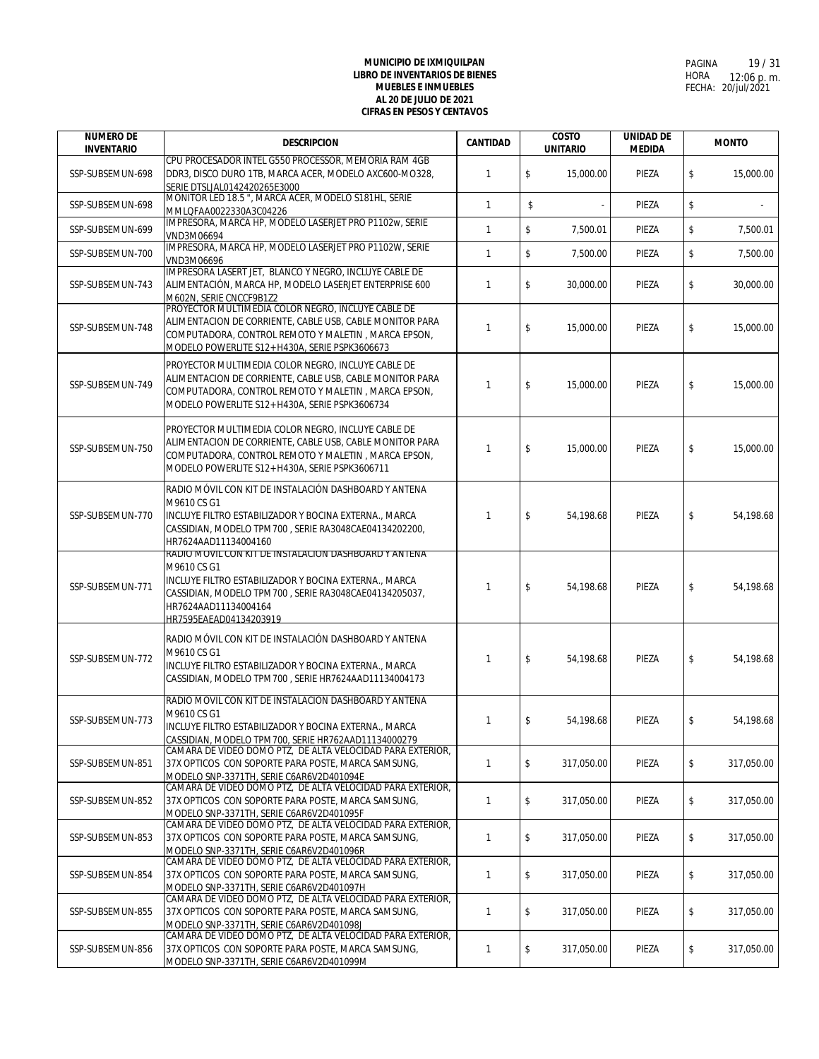**MUNICIPIO DE IXMIQUILPAN**
**LIBRO DE INVENTARIOS DE BIENES**
**MUEBLES E INMUEBLES**
**AL 20 DE JULIO DE 2021**
**CIFRAS EN PESOS Y CENTAVOS**

PAGINA 19 / 31
HORA 12:06 p. m.
FECHA: 20/jul/2021

| NUMERO DE INVENTARIO | DESCRIPCION | CANTIDAD | COSTO UNITARIO | UNIDAD DE MEDIDA | MONTO |
|---|---|---|---|---|---|
| SSP-SUBSEMUN-698 | CPU PROCESADOR INTEL G550 PROCESSOR, MEMORIA RAM 4GB DDR3, DISCO DURO 1TB, MARCA ACER, MODELO AXC600-MO328, SERIE DTSLJAL0142420265E3000 | 1 | $ 15,000.00 | PIEZA | $ 15,000.00 |
| SSP-SUBSEMUN-698 | MONITOR LED 18.5 ", MARCA ACER, MODELO S181HL, SERIE MMLQFAA0022330A3C04226 | 1 | $ - | PIEZA | $ - |
| SSP-SUBSEMUN-699 | IMPRESORA, MARCA HP, MODELO LASERJET PRO P1102w, SERIE VND3M06694 | 1 | $ 7,500.01 | PIEZA | $ 7,500.01 |
| SSP-SUBSEMUN-700 | IMPRESORA, MARCA HP, MODELO LASERJET PRO P1102W, SERIE VND3M06696 | 1 | $ 7,500.00 | PIEZA | $ 7,500.00 |
| SSP-SUBSEMUN-743 | IMPRESORA LASERT JET, BLANCO Y NEGRO, INCLUYE CABLE DE ALIMENTACIÓN, MARCA HP, MODELO LASERJET ENTERPRISE 600 M602N, SERIE CNCCF9B1Z2 | 1 | $ 30,000.00 | PIEZA | $ 30,000.00 |
| SSP-SUBSEMUN-748 | PROYECTOR MULTIMEDIA COLOR NEGRO, INCLUYE CABLE DE ALIMENTACION DE CORRIENTE, CABLE USB, CABLE MONITOR PARA COMPUTADORA, CONTROL REMOTO Y MALETIN , MARCA EPSON, MODELO POWERLITE S12+H430A, SERIE PSPK3606673 | 1 | $ 15,000.00 | PIEZA | $ 15,000.00 |
| SSP-SUBSEMUN-749 | PROYECTOR MULTIMEDIA COLOR NEGRO, INCLUYE CABLE DE ALIMENTACION DE CORRIENTE, CABLE USB, CABLE MONITOR PARA COMPUTADORA, CONTROL REMOTO Y MALETIN , MARCA EPSON, MODELO POWERLITE S12+H430A, SERIE PSPK3606734 | 1 | $ 15,000.00 | PIEZA | $ 15,000.00 |
| SSP-SUBSEMUN-750 | PROYECTOR MULTIMEDIA COLOR NEGRO, INCLUYE CABLE DE ALIMENTACION DE CORRIENTE, CABLE USB, CABLE MONITOR PARA COMPUTADORA, CONTROL REMOTO Y MALETIN , MARCA EPSON, MODELO POWERLITE S12+H430A, SERIE PSPK3606711 | 1 | $ 15,000.00 | PIEZA | $ 15,000.00 |
| SSP-SUBSEMUN-770 | RADIO MÓVIL CON KIT DE INSTALACIÓN DASHBOARD Y ANTENA M9610 CS G1 INCLUYE FILTRO ESTABILIZADOR Y BOCINA EXTERNA., MARCA CASSIDIAN, MODELO TPM700 , SERIE RA3048CAE04134202200, HR7624AAD11134004160 | 1 | $ 54,198.68 | PIEZA | $ 54,198.68 |
| SSP-SUBSEMUN-771 | RADIO MÓVIL CON KIT DE INSTALACIÓN DASHBOARD Y ANTENA M9610 CS G1 INCLUYE FILTRO ESTABILIZADOR Y BOCINA EXTERNA., MARCA CASSIDIAN, MODELO TPM700 , SERIE RA3048CAE04134205037, HR7624AAD11134004164 HR7595EAEAD04134203919 | 1 | $ 54,198.68 | PIEZA | $ 54,198.68 |
| SSP-SUBSEMUN-772 | RADIO MÓVIL CON KIT DE INSTALACIÓN DASHBOARD Y ANTENA M9610 CS G1 INCLUYE FILTRO ESTABILIZADOR Y BOCINA EXTERNA., MARCA CASSIDIAN, MODELO TPM700 , SERIE HR7624AAD11134004173 | 1 | $ 54,198.68 | PIEZA | $ 54,198.68 |
| SSP-SUBSEMUN-773 | RADIO MÓVIL CON KIT DE INSTALACIÓN DASHBOARD Y ANTENA M9610 CS G1 INCLUYE FILTRO ESTABILIZADOR Y BOCINA EXTERNA., MARCA CASSIDIAN, MODELO TPM700, SERIE HR762AAD11134000279 | 1 | $ 54,198.68 | PIEZA | $ 54,198.68 |
| SSP-SUBSEMUN-851 | CAMARA DE VIDEO DOMO PTZ, DE ALTA VELOCIDAD PARA EXTERIOR, 37X OPTICOS CON SOPORTE PARA POSTE, MARCA SAMSUNG, MODELO SNP-3371TH, SERIE C6AR6V2D401094E | 1 | $ 317,050.00 | PIEZA | $ 317,050.00 |
| SSP-SUBSEMUN-852 | CAMARA DE VIDEO DOMO PTZ, DE ALTA VELOCIDAD PARA EXTERIOR, 37X OPTICOS CON SOPORTE PARA POSTE, MARCA SAMSUNG, MODELO SNP-3371TH, SERIE C6AR6V2D401095F | 1 | $ 317,050.00 | PIEZA | $ 317,050.00 |
| SSP-SUBSEMUN-853 | CAMARA DE VIDEO DOMO PTZ, DE ALTA VELOCIDAD PARA EXTERIOR, 37X OPTICOS CON SOPORTE PARA POSTE, MARCA SAMSUNG, MODELO SNP-3371TH, SERIE C6AR6V2D401096R | 1 | $ 317,050.00 | PIEZA | $ 317,050.00 |
| SSP-SUBSEMUN-854 | CAMARA DE VIDEO DOMO PTZ, DE ALTA VELOCIDAD PARA EXTERIOR, 37X OPTICOS CON SOPORTE PARA POSTE, MARCA SAMSUNG, MODELO SNP-3371TH, SERIE C6AR6V2D401097H | 1 | $ 317,050.00 | PIEZA | $ 317,050.00 |
| SSP-SUBSEMUN-855 | CAMARA DE VIDEO DOMO PTZ, DE ALTA VELOCIDAD PARA EXTERIOR, 37X OPTICOS CON SOPORTE PARA POSTE, MARCA SAMSUNG, MODELO SNP-3371TH, SERIE C6AR6V2D401098J | 1 | $ 317,050.00 | PIEZA | $ 317,050.00 |
| SSP-SUBSEMUN-856 | CAMARA DE VIDEO DOMO PTZ, DE ALTA VELOCIDAD PARA EXTERIOR, 37X OPTICOS CON SOPORTE PARA POSTE, MARCA SAMSUNG, MODELO SNP-3371TH, SERIE C6AR6V2D401099M | 1 | $ 317,050.00 | PIEZA | $ 317,050.00 |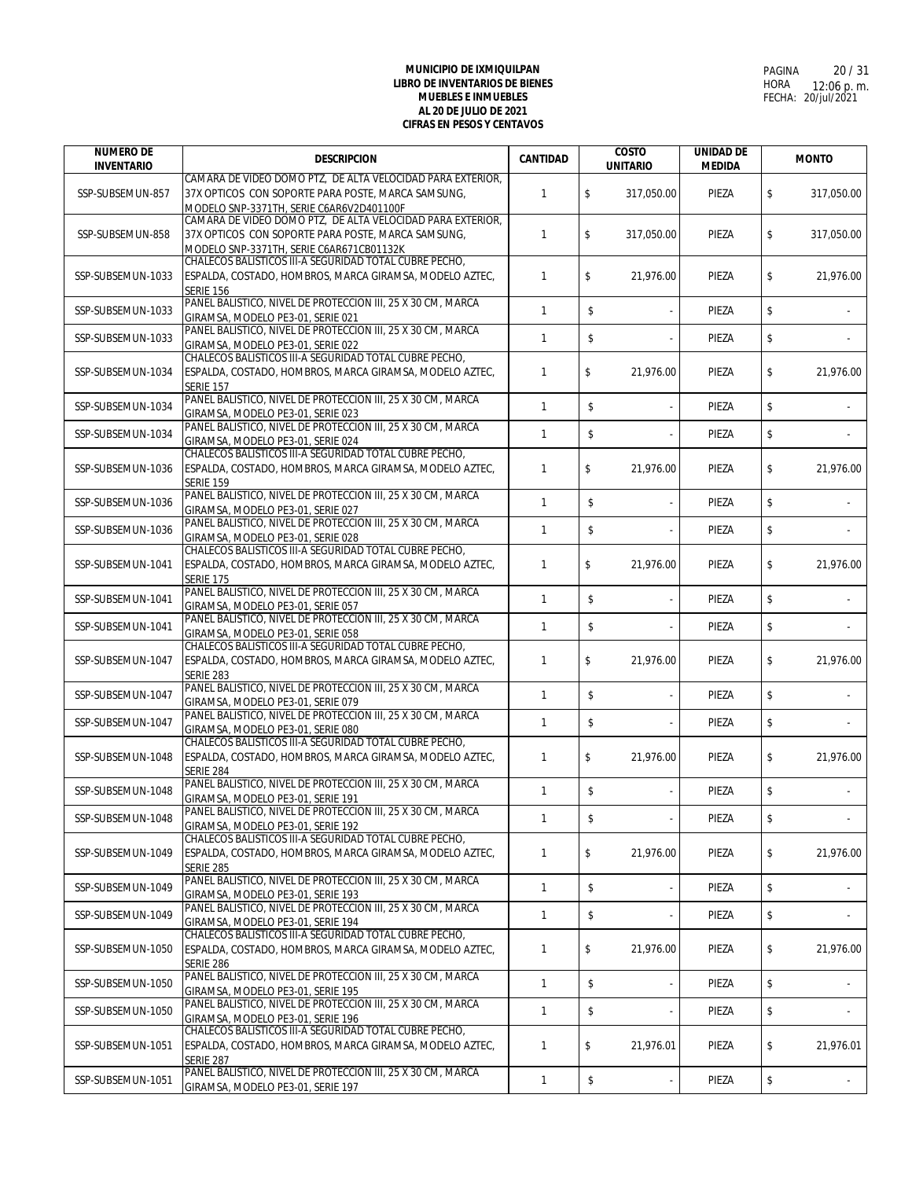**MUNICIPIO DE IXMIQUILPAN**
**LIBRO DE INVENTARIOS DE BIENES**
**MUEBLES E INMUEBLES**
**AL 20 DE JULIO DE 2021**
**CIFRAS EN PESOS Y CENTAVOS**

HORA 12:06 p. m.
FECHA: 20/jul/2021

| NUMERO DE INVENTARIO | DESCRIPCION | CANTIDAD | COSTO UNITARIO | UNIDAD DE MEDIDA | MONTO |
|---|---|---|---|---|---|
| SSP-SUBSEMUN-857 | CAMARA DE VIDEO DOMO PTZ, DE ALTA VELOCIDAD PARA EXTERIOR, 37X OPTICOS CON SOPORTE PARA POSTE, MARCA SAMSUNG, MODELO SNP-3371TH, SERIE C6AR6V2D401100F | 1 | $ 317,050.00 | PIEZA | $ 317,050.00 |
| SSP-SUBSEMUN-858 | CAMARA DE VIDEO DOMO PTZ, DE ALTA VELOCIDAD PARA EXTERIOR, 37X OPTICOS CON SOPORTE PARA POSTE, MARCA SAMSUNG, MODELO SNP-3371TH, SERIE C6AR671CB01132K | 1 | $ 317,050.00 | PIEZA | $ 317,050.00 |
| SSP-SUBSEMUN-1033 | CHALECOS BALISTICOS III-A SEGURIDAD TOTAL CUBRE PECHO, ESPALDA, COSTADO, HOMBROS, MARCA GIRAMSA, MODELO AZTEC, SERIE 156 | 1 | $ 21,976.00 | PIEZA | $ 21,976.00 |
| SSP-SUBSEMUN-1033 | PANEL BALISTICO, NIVEL DE PROTECCION III, 25 X 30 CM, MARCA GIRAMSA, MODELO PE3-01, SERIE 021 | 1 | $ - | PIEZA | $ - |
| SSP-SUBSEMUN-1033 | PANEL BALISTICO, NIVEL DE PROTECCION III, 25 X 30 CM, MARCA GIRAMSA, MODELO PE3-01, SERIE 022 | 1 | $ - | PIEZA | $ - |
| SSP-SUBSEMUN-1034 | CHALECOS BALISTICOS III-A SEGURIDAD TOTAL CUBRE PECHO, ESPALDA, COSTADO, HOMBROS, MARCA GIRAMSA, MODELO AZTEC, SERIE 157 | 1 | $ 21,976.00 | PIEZA | $ 21,976.00 |
| SSP-SUBSEMUN-1034 | PANEL BALISTICO, NIVEL DE PROTECCION III, 25 X 30 CM, MARCA GIRAMSA, MODELO PE3-01, SERIE 023 | 1 | $ - | PIEZA | $ - |
| SSP-SUBSEMUN-1034 | PANEL BALISTICO, NIVEL DE PROTECCION III, 25 X 30 CM, MARCA GIRAMSA, MODELO PE3-01, SERIE 024 | 1 | $ - | PIEZA | $ - |
| SSP-SUBSEMUN-1036 | CHALECOS BALISTICOS III-A SEGURIDAD TOTAL CUBRE PECHO, ESPALDA, COSTADO, HOMBROS, MARCA GIRAMSA, MODELO AZTEC, SERIE 159 | 1 | $ 21,976.00 | PIEZA | $ 21,976.00 |
| SSP-SUBSEMUN-1036 | PANEL BALISTICO, NIVEL DE PROTECCION III, 25 X 30 CM, MARCA GIRAMSA, MODELO PE3-01, SERIE 027 | 1 | $ - | PIEZA | $ - |
| SSP-SUBSEMUN-1036 | PANEL BALISTICO, NIVEL DE PROTECCION III, 25 X 30 CM, MARCA GIRAMSA, MODELO PE3-01, SERIE 028 | 1 | $ - | PIEZA | $ - |
| SSP-SUBSEMUN-1041 | CHALECOS BALISTICOS III-A SEGURIDAD TOTAL CUBRE PECHO, ESPALDA, COSTADO, HOMBROS, MARCA GIRAMSA, MODELO AZTEC, SERIE 175 | 1 | $ 21,976.00 | PIEZA | $ 21,976.00 |
| SSP-SUBSEMUN-1041 | PANEL BALISTICO, NIVEL DE PROTECCION III, 25 X 30 CM, MARCA GIRAMSA, MODELO PE3-01, SERIE 057 | 1 | $ - | PIEZA | $ - |
| SSP-SUBSEMUN-1041 | PANEL BALISTICO, NIVEL DE PROTECCION III, 25 X 30 CM, MARCA GIRAMSA, MODELO PE3-01, SERIE 058 | 1 | $ - | PIEZA | $ - |
| SSP-SUBSEMUN-1047 | CHALECOS BALISTICOS III-A SEGURIDAD TOTAL CUBRE PECHO, ESPALDA, COSTADO, HOMBROS, MARCA GIRAMSA, MODELO AZTEC, SERIE 283 | 1 | $ 21,976.00 | PIEZA | $ 21,976.00 |
| SSP-SUBSEMUN-1047 | PANEL BALISTICO, NIVEL DE PROTECCION III, 25 X 30 CM, MARCA GIRAMSA, MODELO PE3-01, SERIE 079 | 1 | $ - | PIEZA | $ - |
| SSP-SUBSEMUN-1047 | PANEL BALISTICO, NIVEL DE PROTECCION III, 25 X 30 CM, MARCA GIRAMSA, MODELO PE3-01, SERIE 080 | 1 | $ - | PIEZA | $ - |
| SSP-SUBSEMUN-1048 | CHALECOS BALISTICOS III-A SEGURIDAD TOTAL CUBRE PECHO, ESPALDA, COSTADO, HOMBROS, MARCA GIRAMSA, MODELO AZTEC, SERIE 284 | 1 | $ 21,976.00 | PIEZA | $ 21,976.00 |
| SSP-SUBSEMUN-1048 | PANEL BALISTICO, NIVEL DE PROTECCION III, 25 X 30 CM, MARCA GIRAMSA, MODELO PE3-01, SERIE 191 | 1 | $ - | PIEZA | $ - |
| SSP-SUBSEMUN-1048 | PANEL BALISTICO, NIVEL DE PROTECCION III, 25 X 30 CM, MARCA GIRAMSA, MODELO PE3-01, SERIE 192 | 1 | $ - | PIEZA | $ - |
| SSP-SUBSEMUN-1049 | CHALECOS BALISTICOS III-A SEGURIDAD TOTAL CUBRE PECHO, ESPALDA, COSTADO, HOMBROS, MARCA GIRAMSA, MODELO AZTEC, SERIE 285 | 1 | $ 21,976.00 | PIEZA | $ 21,976.00 |
| SSP-SUBSEMUN-1049 | PANEL BALISTICO, NIVEL DE PROTECCION III, 25 X 30 CM, MARCA GIRAMSA, MODELO PE3-01, SERIE 193 | 1 | $ - | PIEZA | $ - |
| SSP-SUBSEMUN-1049 | PANEL BALISTICO, NIVEL DE PROTECCION III, 25 X 30 CM, MARCA GIRAMSA, MODELO PE3-01, SERIE 194 | 1 | $ - | PIEZA | $ - |
| SSP-SUBSEMUN-1050 | CHALECOS BALISTICOS III-A SEGURIDAD TOTAL CUBRE PECHO, ESPALDA, COSTADO, HOMBROS, MARCA GIRAMSA, MODELO AZTEC, SERIE 286 | 1 | $ 21,976.00 | PIEZA | $ 21,976.00 |
| SSP-SUBSEMUN-1050 | PANEL BALISTICO, NIVEL DE PROTECCION III, 25 X 30 CM, MARCA GIRAMSA, MODELO PE3-01, SERIE 195 | 1 | $ - | PIEZA | $ - |
| SSP-SUBSEMUN-1050 | PANEL BALISTICO, NIVEL DE PROTECCION III, 25 X 30 CM, MARCA GIRAMSA, MODELO PE3-01, SERIE 196 | 1 | $ - | PIEZA | $ - |
| SSP-SUBSEMUN-1051 | CHALECOS BALISTICOS III-A SEGURIDAD TOTAL CUBRE PECHO, ESPALDA, COSTADO, HOMBROS, MARCA GIRAMSA, MODELO AZTEC, SERIE 287 | 1 | $ 21,976.01 | PIEZA | $ 21,976.01 |
| SSP-SUBSEMUN-1051 | PANEL BALISTICO, NIVEL DE PROTECCION III, 25 X 30 CM, MARCA GIRAMSA, MODELO PE3-01, SERIE 197 | 1 | $ - | PIEZA | $ - |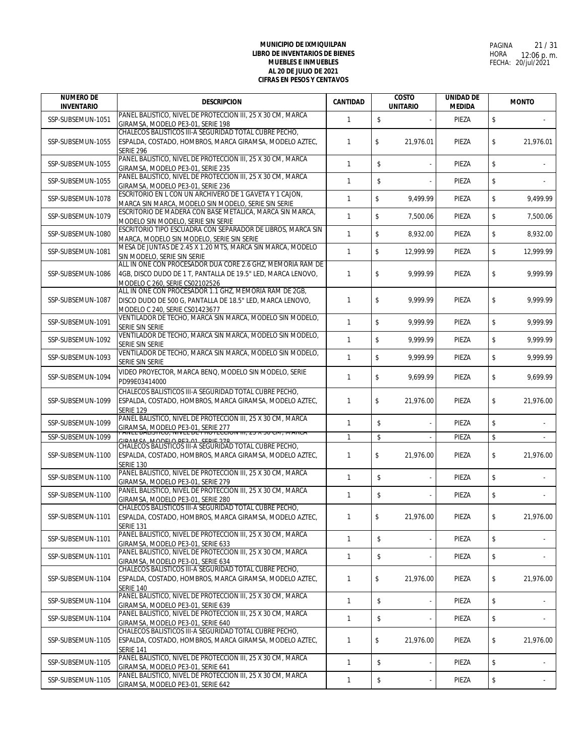**MUNICIPIO DE IXMIQUILPAN**
**LIBRO DE INVENTARIOS DE BIENES**
**MUEBLES E INMUEBLES**
**AL 20 DE JULIO DE 2021**
**CIFRAS EN PESOS Y CENTAVOS**

PAGINA 21 / 31
HORA 12:06 p. m.
FECHA: 20/jul/2021

| NUMERO DE INVENTARIO | DESCRIPCION | CANTIDAD | COSTO UNITARIO | UNIDAD DE MEDIDA | MONTO |
|---|---|---|---|---|---|
| SSP-SUBSEMUN-1051 | PANEL BALISTICO, NIVEL DE PROTECCION III, 25 X 30 CM, MARCA GIRAMSA, MODELO PE3-01, SERIE 198 | 1 | $ - | PIEZA | $ - |
| SSP-SUBSEMUN-1055 | CHALECOS BALISTICOS III-A SEGURIDAD TOTAL CUBRE PECHO, ESPALDA, COSTADO, HOMBROS, MARCA GIRAMSA, MODELO AZTEC, SERIE 296 | 1 | $ 21,976.01 | PIEZA | $ 21,976.01 |
| SSP-SUBSEMUN-1055 | PANEL BALISTICO, NIVEL DE PROTECCION III, 25 X 30 CM, MARCA GIRAMSA, MODELO PE3-01, SERIE 235 | 1 | $ - | PIEZA | $ - |
| SSP-SUBSEMUN-1055 | PANEL BALISTICO, NIVEL DE PROTECCION III, 25 X 30 CM, MARCA GIRAMSA, MODELO PE3-01, SERIE 236 | 1 | $ - | PIEZA | $ - |
| SSP-SUBSEMUN-1078 | ESCRITORIO EN L CON UN ARCHIVERO DE 1 GAVETA Y 1 CAJON, MARCA SIN MARCA, MODELO SIN MODELO, SERIE SIN SERIE | 1 | $ 9,499.99 | PIEZA | $ 9,499.99 |
| SSP-SUBSEMUN-1079 | ESCRITORIO DE MADERA CON BASE METALICA, MARCA SIN MARCA, MODELO SIN MODELO, SERIE SIN SERIE | 1 | $ 7,500.06 | PIEZA | $ 7,500.06 |
| SSP-SUBSEMUN-1080 | ESCRITORIO TIPO ESCUADRA CON SEPARADOR DE LIBROS, MARCA SIN MARCA, MODELO SIN MODELO, SERIE SIN SERIE | 1 | $ 8,932.00 | PIEZA | $ 8,932.00 |
| SSP-SUBSEMUN-1081 | MESA DE JUNTAS DE 2.45 X 1.20 MTS, MARCA SIN MARCA, MODELO SIN MODELO, SERIE SIN SERIE | 1 | $ 12,999.99 | PIEZA | $ 12,999.99 |
| SSP-SUBSEMUN-1086 | ALL IN ONE CON PROCESADOR DUA CORE 2.6 GHZ, MEMORIA RAM DE 4GB, DISCO DUDO DE 1 T, PANTALLA DE 19.5" LED, MARCA LENOVO, MODELO C 260, SERIE CS02102526 | 1 | $ 9,999.99 | PIEZA | $ 9,999.99 |
| SSP-SUBSEMUN-1087 | ALL IN ONE CON PROCESADOR 1.1 GHZ, MEMORIA RAM DE 2GB, DISCO DUDO DE 500 G, PANTALLA DE 18.5" LED, MARCA LENOVO, MODELO C 240, SERIE CS01423677 | 1 | $ 9,999.99 | PIEZA | $ 9,999.99 |
| SSP-SUBSEMUN-1091 | VENTILADOR DE TECHO, MARCA SIN MARCA, MODELO SIN MODELO, SERIE SIN SERIE | 1 | $ 9,999.99 | PIEZA | $ 9,999.99 |
| SSP-SUBSEMUN-1092 | VENTILADOR DE TECHO, MARCA SIN MARCA, MODELO SIN MODELO, SERIE SIN SERIE | 1 | $ 9,999.99 | PIEZA | $ 9,999.99 |
| SSP-SUBSEMUN-1093 | VENTILADOR DE TECHO, MARCA SIN MARCA, MODELO SIN MODELO, SERIE SIN SERIE | 1 | $ 9,999.99 | PIEZA | $ 9,999.99 |
| SSP-SUBSEMUN-1094 | VIDEO PROYECTOR, MARCA BENQ, MODELO SIN MODELO, SERIE PD99E03414000 | 1 | $ 9,699.99 | PIEZA | $ 9,699.99 |
| SSP-SUBSEMUN-1099 | CHALECOS BALISTICOS III-A SEGURIDAD TOTAL CUBRE PECHO, ESPALDA, COSTADO, HOMBROS, MARCA GIRAMSA, MODELO AZTEC, SERIE 129 | 1 | $ 21,976.00 | PIEZA | $ 21,976.00 |
| SSP-SUBSEMUN-1099 | PANEL BALISTICO, NIVEL DE PROTECCION III, 25 X 30 CM, MARCA GIRAMSA, MODELO PE3-01, SERIE 277 | 1 | $ - | PIEZA | $ - |
| SSP-SUBSEMUN-1099 | PANEL BALISTICO, NIVEL DE PROTECCION III, 25 X 30 CM, MARCA GIRAMSA, MODELO PE3-01, SERIE 278 | 1 | $ - | PIEZA | $ - |
| SSP-SUBSEMUN-1100 | CHALECOS BALISTICOS III-A SEGURIDAD TOTAL CUBRE PECHO, ESPALDA, COSTADO, HOMBROS, MARCA GIRAMSA, MODELO AZTEC, SERIE 130 | 1 | $ 21,976.00 | PIEZA | $ 21,976.00 |
| SSP-SUBSEMUN-1100 | PANEL BALISTICO, NIVEL DE PROTECCION III, 25 X 30 CM, MARCA GIRAMSA, MODELO PE3-01, SERIE 279 | 1 | $ - | PIEZA | $ - |
| SSP-SUBSEMUN-1100 | PANEL BALISTICO, NIVEL DE PROTECCION III, 25 X 30 CM, MARCA GIRAMSA, MODELO PE3-01, SERIE 280 | 1 | $ - | PIEZA | $ - |
| SSP-SUBSEMUN-1101 | CHALECOS BALISTICOS III-A SEGURIDAD TOTAL CUBRE PECHO, ESPALDA, COSTADO, HOMBROS, MARCA GIRAMSA, MODELO AZTEC, SERIE 131 | 1 | $ 21,976.00 | PIEZA | $ 21,976.00 |
| SSP-SUBSEMUN-1101 | PANEL BALISTICO, NIVEL DE PROTECCION III, 25 X 30 CM, MARCA GIRAMSA, MODELO PE3-01, SERIE 633 | 1 | $ - | PIEZA | $ - |
| SSP-SUBSEMUN-1101 | PANEL BALISTICO, NIVEL DE PROTECCION III, 25 X 30 CM, MARCA GIRAMSA, MODELO PE3-01, SERIE 634 | 1 | $ - | PIEZA | $ - |
| SSP-SUBSEMUN-1104 | CHALECOS BALISTICOS III-A SEGURIDAD TOTAL CUBRE PECHO, ESPALDA, COSTADO, HOMBROS, MARCA GIRAMSA, MODELO AZTEC, SERIE 140 | 1 | $ 21,976.00 | PIEZA | $ 21,976.00 |
| SSP-SUBSEMUN-1104 | PANEL BALISTICO, NIVEL DE PROTECCION III, 25 X 30 CM, MARCA GIRAMSA, MODELO PE3-01, SERIE 639 | 1 | $ - | PIEZA | $ - |
| SSP-SUBSEMUN-1104 | PANEL BALISTICO, NIVEL DE PROTECCION III, 25 X 30 CM, MARCA GIRAMSA, MODELO PE3-01, SERIE 640 | 1 | $ - | PIEZA | $ - |
| SSP-SUBSEMUN-1105 | CHALECOS BALISTICOS III-A SEGURIDAD TOTAL CUBRE PECHO, ESPALDA, COSTADO, HOMBROS, MARCA GIRAMSA, MODELO AZTEC, SERIE 141 | 1 | $ 21,976.00 | PIEZA | $ 21,976.00 |
| SSP-SUBSEMUN-1105 | PANEL BALISTICO, NIVEL DE PROTECCION III, 25 X 30 CM, MARCA GIRAMSA, MODELO PE3-01, SERIE 641 | 1 | $ - | PIEZA | $ - |
| SSP-SUBSEMUN-1105 | PANEL BALISTICO, NIVEL DE PROTECCION III, 25 X 30 CM, MARCA GIRAMSA, MODELO PE3-01, SERIE 642 | 1 | $ - | PIEZA | $ - |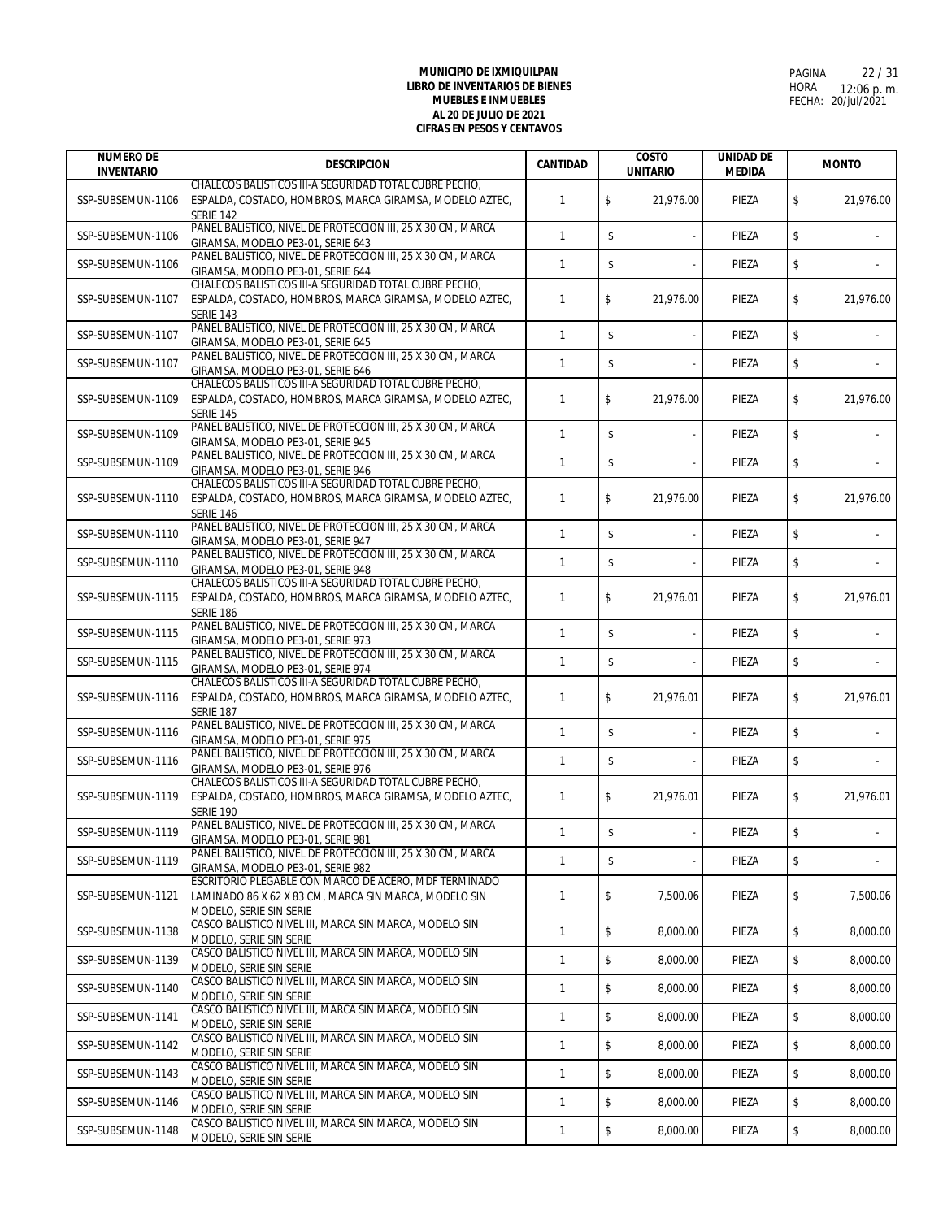**MUNICIPIO DE IXMIQUILPAN**
**LIBRO DE INVENTARIOS DE BIENES MUEBLES E INMUEBLES**
**AL 20 DE JULIO DE 2021**
**CIFRAS EN PESOS Y CENTAVOS**

PAGINA 22 / 31
HORA 12:06 p. m.
FECHA: 20/jul/2021

| NUMERO DE INVENTARIO | DESCRIPCION | CANTIDAD | COSTO UNITARIO | UNIDAD DE MEDIDA | MONTO |
|---|---|---|---|---|---|
| SSP-SUBSEMUN-1106 | CHALECOS BALISTICOS III-A SEGURIDAD TOTAL CUBRE PECHO, ESPALDA, COSTADO, HOMBROS, MARCA GIRAMSA, MODELO AZTEC, SERIE 142 | 1 | $ 21,976.00 | PIEZA | $ 21,976.00 |
| SSP-SUBSEMUN-1106 | PANEL BALISTICO, NIVEL DE PROTECCION III, 25 X 30 CM, MARCA GIRAMSA, MODELO PE3-01, SERIE 643 | 1 | $ - | PIEZA | $ - |
| SSP-SUBSEMUN-1106 | PANEL BALISTICO, NIVEL DE PROTECCION III, 25 X 30 CM, MARCA GIRAMSA, MODELO PE3-01, SERIE 644 | 1 | $ - | PIEZA | $ - |
| SSP-SUBSEMUN-1107 | CHALECOS BALISTICOS III-A SEGURIDAD TOTAL CUBRE PECHO, ESPALDA, COSTADO, HOMBROS, MARCA GIRAMSA, MODELO AZTEC, SERIE 143 | 1 | $ 21,976.00 | PIEZA | $ 21,976.00 |
| SSP-SUBSEMUN-1107 | PANEL BALISTICO, NIVEL DE PROTECCION III, 25 X 30 CM, MARCA GIRAMSA, MODELO PE3-01, SERIE 645 | 1 | $ - | PIEZA | $ - |
| SSP-SUBSEMUN-1107 | PANEL BALISTICO, NIVEL DE PROTECCION III, 25 X 30 CM, MARCA GIRAMSA, MODELO PE3-01, SERIE 646 | 1 | $ - | PIEZA | $ - |
| SSP-SUBSEMUN-1109 | CHALECOS BALISTICOS III-A SEGURIDAD TOTAL CUBRE PECHO, ESPALDA, COSTADO, HOMBROS, MARCA GIRAMSA, MODELO AZTEC, SERIE 145 | 1 | $ 21,976.00 | PIEZA | $ 21,976.00 |
| SSP-SUBSEMUN-1109 | PANEL BALISTICO, NIVEL DE PROTECCION III, 25 X 30 CM, MARCA GIRAMSA, MODELO PE3-01, SERIE 945 | 1 | $ - | PIEZA | $ - |
| SSP-SUBSEMUN-1109 | PANEL BALISTICO, NIVEL DE PROTECCION III, 25 X 30 CM, MARCA GIRAMSA, MODELO PE3-01, SERIE 946 | 1 | $ - | PIEZA | $ - |
| SSP-SUBSEMUN-1110 | CHALECOS BALISTICOS III-A SEGURIDAD TOTAL CUBRE PECHO, ESPALDA, COSTADO, HOMBROS, MARCA GIRAMSA, MODELO AZTEC, SERIE 146 | 1 | $ 21,976.00 | PIEZA | $ 21,976.00 |
| SSP-SUBSEMUN-1110 | PANEL BALISTICO, NIVEL DE PROTECCION III, 25 X 30 CM, MARCA GIRAMSA, MODELO PE3-01, SERIE 947 | 1 | $ - | PIEZA | $ - |
| SSP-SUBSEMUN-1110 | PANEL BALISTICO, NIVEL DE PROTECCION III, 25 X 30 CM, MARCA GIRAMSA, MODELO PE3-01, SERIE 948 | 1 | $ - | PIEZA | $ - |
| SSP-SUBSEMUN-1115 | CHALECOS BALISTICOS III-A SEGURIDAD TOTAL CUBRE PECHO, ESPALDA, COSTADO, HOMBROS, MARCA GIRAMSA, MODELO AZTEC, SERIE 186 | 1 | $ 21,976.01 | PIEZA | $ 21,976.01 |
| SSP-SUBSEMUN-1115 | PANEL BALISTICO, NIVEL DE PROTECCION III, 25 X 30 CM, MARCA GIRAMSA, MODELO PE3-01, SERIE 973 | 1 | $ - | PIEZA | $ - |
| SSP-SUBSEMUN-1115 | PANEL BALISTICO, NIVEL DE PROTECCION III, 25 X 30 CM, MARCA GIRAMSA, MODELO PE3-01, SERIE 974 | 1 | $ - | PIEZA | $ - |
| SSP-SUBSEMUN-1116 | CHALECOS BALISTICOS III-A SEGURIDAD TOTAL CUBRE PECHO, ESPALDA, COSTADO, HOMBROS, MARCA GIRAMSA, MODELO AZTEC, SERIE 187 | 1 | $ 21,976.01 | PIEZA | $ 21,976.01 |
| SSP-SUBSEMUN-1116 | PANEL BALISTICO, NIVEL DE PROTECCION III, 25 X 30 CM, MARCA GIRAMSA, MODELO PE3-01, SERIE 975 | 1 | $ - | PIEZA | $ - |
| SSP-SUBSEMUN-1116 | PANEL BALISTICO, NIVEL DE PROTECCION III, 25 X 30 CM, MARCA GIRAMSA, MODELO PE3-01, SERIE 976 | 1 | $ - | PIEZA | $ - |
| SSP-SUBSEMUN-1119 | CHALECOS BALISTICOS III-A SEGURIDAD TOTAL CUBRE PECHO, ESPALDA, COSTADO, HOMBROS, MARCA GIRAMSA, MODELO AZTEC, SERIE 190 | 1 | $ 21,976.01 | PIEZA | $ 21,976.01 |
| SSP-SUBSEMUN-1119 | PANEL BALISTICO, NIVEL DE PROTECCION III, 25 X 30 CM, MARCA GIRAMSA, MODELO PE3-01, SERIE 981 | 1 | $ - | PIEZA | $ - |
| SSP-SUBSEMUN-1119 | PANEL BALISTICO, NIVEL DE PROTECCION III, 25 X 30 CM, MARCA GIRAMSA, MODELO PE3-01, SERIE 982 | 1 | $ - | PIEZA | $ - |
| SSP-SUBSEMUN-1121 | ESCRITORIO PLEGABLE CON MARCO DE ACERO, MDF TERMINADO LAMINADO 86 X 62 X 83 CM, MARCA SIN MARCA, MODELO SIN MODELO, SERIE SIN SERIE | 1 | $ 7,500.06 | PIEZA | $ 7,500.06 |
| SSP-SUBSEMUN-1138 | CASCO BALISTICO NIVEL III, MARCA SIN MARCA, MODELO SIN MODELO, SERIE SIN SERIE | 1 | $ 8,000.00 | PIEZA | $ 8,000.00 |
| SSP-SUBSEMUN-1139 | CASCO BALISTICO NIVEL III, MARCA SIN MARCA, MODELO SIN MODELO, SERIE SIN SERIE | 1 | $ 8,000.00 | PIEZA | $ 8,000.00 |
| SSP-SUBSEMUN-1140 | CASCO BALISTICO NIVEL III, MARCA SIN MARCA, MODELO SIN MODELO, SERIE SIN SERIE | 1 | $ 8,000.00 | PIEZA | $ 8,000.00 |
| SSP-SUBSEMUN-1141 | CASCO BALISTICO NIVEL III, MARCA SIN MARCA, MODELO SIN MODELO, SERIE SIN SERIE | 1 | $ 8,000.00 | PIEZA | $ 8,000.00 |
| SSP-SUBSEMUN-1142 | CASCO BALISTICO NIVEL III, MARCA SIN MARCA, MODELO SIN MODELO, SERIE SIN SERIE | 1 | $ 8,000.00 | PIEZA | $ 8,000.00 |
| SSP-SUBSEMUN-1143 | CASCO BALISTICO NIVEL III, MARCA SIN MARCA, MODELO SIN MODELO, SERIE SIN SERIE | 1 | $ 8,000.00 | PIEZA | $ 8,000.00 |
| SSP-SUBSEMUN-1146 | CASCO BALISTICO NIVEL III, MARCA SIN MARCA, MODELO SIN MODELO, SERIE SIN SERIE | 1 | $ 8,000.00 | PIEZA | $ 8,000.00 |
| SSP-SUBSEMUN-1148 | CASCO BALISTICO NIVEL III, MARCA SIN MARCA, MODELO SIN MODELO, SERIE SIN SERIE | 1 | $ 8,000.00 | PIEZA | $ 8,000.00 |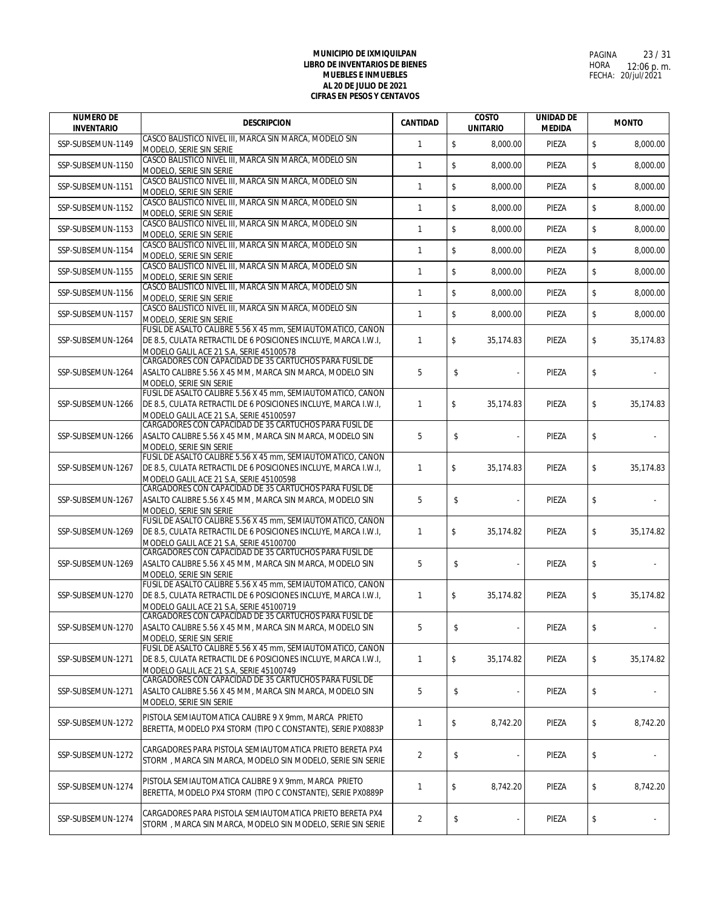**MUNICIPIO DE IXMIQUILPAN**
**LIBRO DE INVENTARIOS DE BIENES**
**MUEBLES E INMUEBLES**
**AL 20 DE JULIO DE 2021**
**CIFRAS EN PESOS Y CENTAVOS**

PAGINA 23 / 31
HORA 12:06 p. m.
FECHA: 20/jul/2021

| NUMERO DE INVENTARIO | DESCRIPCION | CANTIDAD | COSTO UNITARIO | UNIDAD DE MEDIDA | MONTO |
|---|---|---|---|---|---|
| SSP-SUBSEMUN-1149 | CASCO BALISTICO NIVEL III, MARCA SIN MARCA, MODELO SIN MODELO, SERIE SIN SERIE | 1 | $ 8,000.00 | PIEZA | $ 8,000.00 |
| SSP-SUBSEMUN-1150 | CASCO BALISTICO NIVEL III, MARCA SIN MARCA, MODELO SIN MODELO, SERIE SIN SERIE | 1 | $ 8,000.00 | PIEZA | $ 8,000.00 |
| SSP-SUBSEMUN-1151 | CASCO BALISTICO NIVEL III, MARCA SIN MARCA, MODELO SIN MODELO, SERIE SIN SERIE | 1 | $ 8,000.00 | PIEZA | $ 8,000.00 |
| SSP-SUBSEMUN-1152 | CASCO BALISTICO NIVEL III, MARCA SIN MARCA, MODELO SIN MODELO, SERIE SIN SERIE | 1 | $ 8,000.00 | PIEZA | $ 8,000.00 |
| SSP-SUBSEMUN-1153 | CASCO BALISTICO NIVEL III, MARCA SIN MARCA, MODELO SIN MODELO, SERIE SIN SERIE | 1 | $ 8,000.00 | PIEZA | $ 8,000.00 |
| SSP-SUBSEMUN-1154 | CASCO BALISTICO NIVEL III, MARCA SIN MARCA, MODELO SIN MODELO, SERIE SIN SERIE | 1 | $ 8,000.00 | PIEZA | $ 8,000.00 |
| SSP-SUBSEMUN-1155 | CASCO BALISTICO NIVEL III, MARCA SIN MARCA, MODELO SIN MODELO, SERIE SIN SERIE | 1 | $ 8,000.00 | PIEZA | $ 8,000.00 |
| SSP-SUBSEMUN-1156 | CASCO BALISTICO NIVEL III, MARCA SIN MARCA, MODELO SIN MODELO, SERIE SIN SERIE | 1 | $ 8,000.00 | PIEZA | $ 8,000.00 |
| SSP-SUBSEMUN-1157 | CASCO BALISTICO NIVEL III, MARCA SIN MARCA, MODELO SIN MODELO, SERIE SIN SERIE | 1 | $ 8,000.00 | PIEZA | $ 8,000.00 |
| SSP-SUBSEMUN-1264 | FUSIL DE ASALTO CALIBRE 5.56 X 45 mm, SEMIAUTOMATICO, CAÑON DE 8.5, CULATA RETRACTIL DE 6 POSICIONES INCLUYE, MARCA I.W.I, MODELO GALIL ACE 21 S.A, SERIE 45100578 | 1 | $ 35,174.83 | PIEZA | $ 35,174.83 |
| SSP-SUBSEMUN-1264 | CARGADORES CON CAPACIDAD DE 35 CARTUCHOS PARA FUSIL DE ASALTO CALIBRE 5.56 X 45 MM, MARCA SIN MARCA, MODELO SIN MODELO, SERIE SIN SERIE | 5 | $ - | PIEZA | $ - |
| SSP-SUBSEMUN-1266 | FUSIL DE ASALTO CALIBRE 5.56 X 45 mm, SEMIAUTOMATICO, CAÑON DE 8.5, CULATA RETRACTIL DE 6 POSICIONES INCLUYE, MARCA I.W.I, MODELO GALIL ACE 21 S.A, SERIE 45100597 | 1 | $ 35,174.83 | PIEZA | $ 35,174.83 |
| SSP-SUBSEMUN-1266 | CARGADORES CON CAPACIDAD DE 35 CARTUCHOS PARA FUSIL DE ASALTO CALIBRE 5.56 X 45 MM, MARCA SIN MARCA, MODELO SIN MODELO, SERIE SIN SERIE | 5 | $ - | PIEZA | $ - |
| SSP-SUBSEMUN-1267 | FUSIL DE ASALTO CALIBRE 5.56 X 45 mm, SEMIAUTOMATICO, CAÑON DE 8.5, CULATA RETRACTIL DE 6 POSICIONES INCLUYE, MARCA I.W.I, MODELO GALIL ACE 21 S.A, SERIE 45100598 | 1 | $ 35,174.83 | PIEZA | $ 35,174.83 |
| SSP-SUBSEMUN-1267 | CARGADORES CON CAPACIDAD DE 35 CARTUCHOS PARA FUSIL DE ASALTO CALIBRE 5.56 X 45 MM, MARCA SIN MARCA, MODELO SIN MODELO, SERIE SIN SERIE | 5 | $ - | PIEZA | $ - |
| SSP-SUBSEMUN-1269 | FUSIL DE ASALTO CALIBRE 5.56 X 45 mm, SEMIAUTOMATICO, CAÑON DE 8.5, CULATA RETRACTIL DE 6 POSICIONES INCLUYE, MARCA I.W.I, MODELO GALIL ACE 21 S.A, SERIE 45100700 | 1 | $ 35,174.82 | PIEZA | $ 35,174.82 |
| SSP-SUBSEMUN-1269 | CARGADORES CON CAPACIDAD DE 35 CARTUCHOS PARA FUSIL DE ASALTO CALIBRE 5.56 X 45 MM, MARCA SIN MARCA, MODELO SIN MODELO, SERIE SIN SERIE | 5 | $ - | PIEZA | $ - |
| SSP-SUBSEMUN-1270 | FUSIL DE ASALTO CALIBRE 5.56 X 45 mm, SEMIAUTOMATICO, CAÑON DE 8.5, CULATA RETRACTIL DE 6 POSICIONES INCLUYE, MARCA I.W.I, MODELO GALIL ACE 21 S.A, SERIE 45100719 | 1 | $ 35,174.82 | PIEZA | $ 35,174.82 |
| SSP-SUBSEMUN-1270 | CARGADORES CON CAPACIDAD DE 35 CARTUCHOS PARA FUSIL DE ASALTO CALIBRE 5.56 X 45 MM, MARCA SIN MARCA, MODELO SIN MODELO, SERIE SIN SERIE | 5 | $ - | PIEZA | $ - |
| SSP-SUBSEMUN-1271 | FUSIL DE ASALTO CALIBRE 5.56 X 45 mm, SEMIAUTOMATICO, CAÑON DE 8.5, CULATA RETRACTIL DE 6 POSICIONES INCLUYE, MARCA I.W.I, MODELO GALIL ACE 21 S.A, SERIE 45100749 | 1 | $ 35,174.82 | PIEZA | $ 35,174.82 |
| SSP-SUBSEMUN-1271 | CARGADORES CON CAPACIDAD DE 35 CARTUCHOS PARA FUSIL DE ASALTO CALIBRE 5.56 X 45 MM, MARCA SIN MARCA, MODELO SIN MODELO, SERIE SIN SERIE | 5 | $ - | PIEZA | $ - |
| SSP-SUBSEMUN-1272 | PISTOLA SEMIAUTOMATICA CALIBRE 9 X 9mm, MARCA PRIETO BERETTA, MODELO PX4 STORM (TIPO C CONSTANTE), SERIE PX0883P | 1 | $ 8,742.20 | PIEZA | $ 8,742.20 |
| SSP-SUBSEMUN-1272 | CARGADORES PARA PISTOLA SEMIAUTOMATICA PRIETO BERETA PX4 STORM , MARCA SIN MARCA, MODELO SIN MODELO, SERIE SIN SERIE | 2 | $ - | PIEZA | $ - |
| SSP-SUBSEMUN-1274 | PISTOLA SEMIAUTOMATICA CALIBRE 9 X 9mm, MARCA PRIETO BERETTA, MODELO PX4 STORM (TIPO C CONSTANTE), SERIE PX0889P | 1 | $ 8,742.20 | PIEZA | $ 8,742.20 |
| SSP-SUBSEMUN-1274 | CARGADORES PARA PISTOLA SEMIAUTOMATICA PRIETO BERETA PX4 STORM , MARCA SIN MARCA, MODELO SIN MODELO, SERIE SIN SERIE | 2 | $ - | PIEZA | $ - |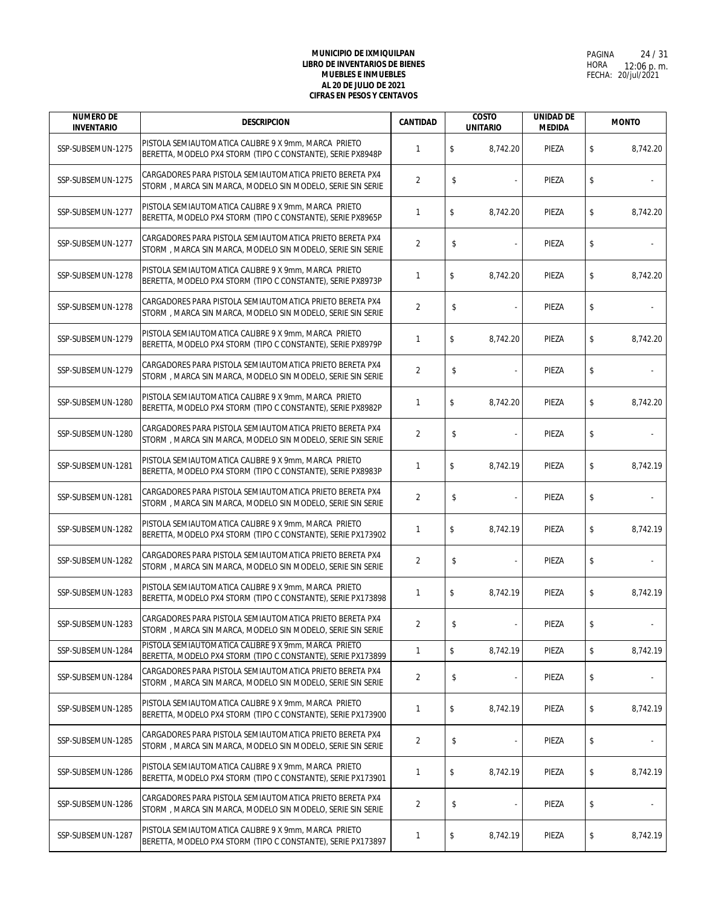**MUNICIPIO DE IXMIQUILPAN**
**LIBRO DE INVENTARIOS DE BIENES**
**MUEBLES E INMUEBLES**
**AL 20 DE JULIO DE 2021**
**CIFRAS EN PESOS Y CENTAVOS**

PAGINA 24 / 31
HORA 12:06 p. m.
FECHA: 20/jul/2021

| NUMERO DE INVENTARIO | DESCRIPCION | CANTIDAD | COSTO UNITARIO | UNIDAD DE MEDIDA | MONTO |
|---|---|---|---|---|---|
| SSP-SUBSEMUN-1275 | PISTOLA SEMIAUTOMATICA CALIBRE 9 X 9mm, MARCA PRIETO BERETTA, MODELO PX4 STORM (TIPO C CONSTANTE), SERIE PX8948P | 1 | $ 8,742.20 | PIEZA | $ 8,742.20 |
| SSP-SUBSEMUN-1275 | CARGADORES PARA PISTOLA SEMIAUTOMATICA PRIETO BERETA PX4 STORM , MARCA SIN MARCA, MODELO SIN MODELO, SERIE SIN SERIE | 2 | $ - | PIEZA | $ - |
| SSP-SUBSEMUN-1277 | PISTOLA SEMIAUTOMATICA CALIBRE 9 X 9mm, MARCA PRIETO BERETTA, MODELO PX4 STORM (TIPO C CONSTANTE), SERIE PX8965P | 1 | $ 8,742.20 | PIEZA | $ 8,742.20 |
| SSP-SUBSEMUN-1277 | CARGADORES PARA PISTOLA SEMIAUTOMATICA PRIETO BERETA PX4 STORM , MARCA SIN MARCA, MODELO SIN MODELO, SERIE SIN SERIE | 2 | $ - | PIEZA | $ - |
| SSP-SUBSEMUN-1278 | PISTOLA SEMIAUTOMATICA CALIBRE 9 X 9mm, MARCA PRIETO BERETTA, MODELO PX4 STORM (TIPO C CONSTANTE), SERIE PX8973P | 1 | $ 8,742.20 | PIEZA | $ 8,742.20 |
| SSP-SUBSEMUN-1278 | CARGADORES PARA PISTOLA SEMIAUTOMATICA PRIETO BERETA PX4 STORM , MARCA SIN MARCA, MODELO SIN MODELO, SERIE SIN SERIE | 2 | $ - | PIEZA | $ - |
| SSP-SUBSEMUN-1279 | PISTOLA SEMIAUTOMATICA CALIBRE 9 X 9mm, MARCA PRIETO BERETTA, MODELO PX4 STORM (TIPO C CONSTANTE), SERIE PX8979P | 1 | $ 8,742.20 | PIEZA | $ 8,742.20 |
| SSP-SUBSEMUN-1279 | CARGADORES PARA PISTOLA SEMIAUTOMATICA PRIETO BERETA PX4 STORM , MARCA SIN MARCA, MODELO SIN MODELO, SERIE SIN SERIE | 2 | $ - | PIEZA | $ - |
| SSP-SUBSEMUN-1280 | PISTOLA SEMIAUTOMATICA CALIBRE 9 X 9mm, MARCA PRIETO BERETTA, MODELO PX4 STORM (TIPO C CONSTANTE), SERIE PX8982P | 1 | $ 8,742.20 | PIEZA | $ 8,742.20 |
| SSP-SUBSEMUN-1280 | CARGADORES PARA PISTOLA SEMIAUTOMATICA PRIETO BERETA PX4 STORM , MARCA SIN MARCA, MODELO SIN MODELO, SERIE SIN SERIE | 2 | $ - | PIEZA | $ - |
| SSP-SUBSEMUN-1281 | PISTOLA SEMIAUTOMATICA CALIBRE 9 X 9mm, MARCA PRIETO BERETTA, MODELO PX4 STORM (TIPO C CONSTANTE), SERIE PX8983P | 1 | $ 8,742.19 | PIEZA | $ 8,742.19 |
| SSP-SUBSEMUN-1281 | CARGADORES PARA PISTOLA SEMIAUTOMATICA PRIETO BERETA PX4 STORM , MARCA SIN MARCA, MODELO SIN MODELO, SERIE SIN SERIE | 2 | $ - | PIEZA | $ - |
| SSP-SUBSEMUN-1282 | PISTOLA SEMIAUTOMATICA CALIBRE 9 X 9mm, MARCA PRIETO BERETTA, MODELO PX4 STORM (TIPO C CONSTANTE), SERIE PX173902 | 1 | $ 8,742.19 | PIEZA | $ 8,742.19 |
| SSP-SUBSEMUN-1282 | CARGADORES PARA PISTOLA SEMIAUTOMATICA PRIETO BERETA PX4 STORM , MARCA SIN MARCA, MODELO SIN MODELO, SERIE SIN SERIE | 2 | $ - | PIEZA | $ - |
| SSP-SUBSEMUN-1283 | PISTOLA SEMIAUTOMATICA CALIBRE 9 X 9mm, MARCA PRIETO BERETTA, MODELO PX4 STORM (TIPO C CONSTANTE), SERIE PX173898 | 1 | $ 8,742.19 | PIEZA | $ 8,742.19 |
| SSP-SUBSEMUN-1283 | CARGADORES PARA PISTOLA SEMIAUTOMATICA PRIETO BERETA PX4 STORM , MARCA SIN MARCA, MODELO SIN MODELO, SERIE SIN SERIE | 2 | $ - | PIEZA | $ - |
| SSP-SUBSEMUN-1284 | PISTOLA SEMIAUTOMATICA CALIBRE 9 X 9mm, MARCA PRIETO BERETTA, MODELO PX4 STORM (TIPO C CONSTANTE), SERIE PX173899 | 1 | $ 8,742.19 | PIEZA | $ 8,742.19 |
| SSP-SUBSEMUN-1284 | CARGADORES PARA PISTOLA SEMIAUTOMATICA PRIETO BERETA PX4 STORM , MARCA SIN MARCA, MODELO SIN MODELO, SERIE SIN SERIE | 2 | $ - | PIEZA | $ - |
| SSP-SUBSEMUN-1285 | PISTOLA SEMIAUTOMATICA CALIBRE 9 X 9mm, MARCA PRIETO BERETTA, MODELO PX4 STORM (TIPO C CONSTANTE), SERIE PX173900 | 1 | $ 8,742.19 | PIEZA | $ 8,742.19 |
| SSP-SUBSEMUN-1285 | CARGADORES PARA PISTOLA SEMIAUTOMATICA PRIETO BERETA PX4 STORM , MARCA SIN MARCA, MODELO SIN MODELO, SERIE SIN SERIE | 2 | $ - | PIEZA | $ - |
| SSP-SUBSEMUN-1286 | PISTOLA SEMIAUTOMATICA CALIBRE 9 X 9mm, MARCA PRIETO BERETTA, MODELO PX4 STORM (TIPO C CONSTANTE), SERIE PX173901 | 1 | $ 8,742.19 | PIEZA | $ 8,742.19 |
| SSP-SUBSEMUN-1286 | CARGADORES PARA PISTOLA SEMIAUTOMATICA PRIETO BERETA PX4 STORM , MARCA SIN MARCA, MODELO SIN MODELO, SERIE SIN SERIE | 2 | $ - | PIEZA | $ - |
| SSP-SUBSEMUN-1287 | PISTOLA SEMIAUTOMATICA CALIBRE 9 X 9mm, MARCA PRIETO BERETTA, MODELO PX4 STORM (TIPO C CONSTANTE), SERIE PX173897 | 1 | $ 8,742.19 | PIEZA | $ 8,742.19 |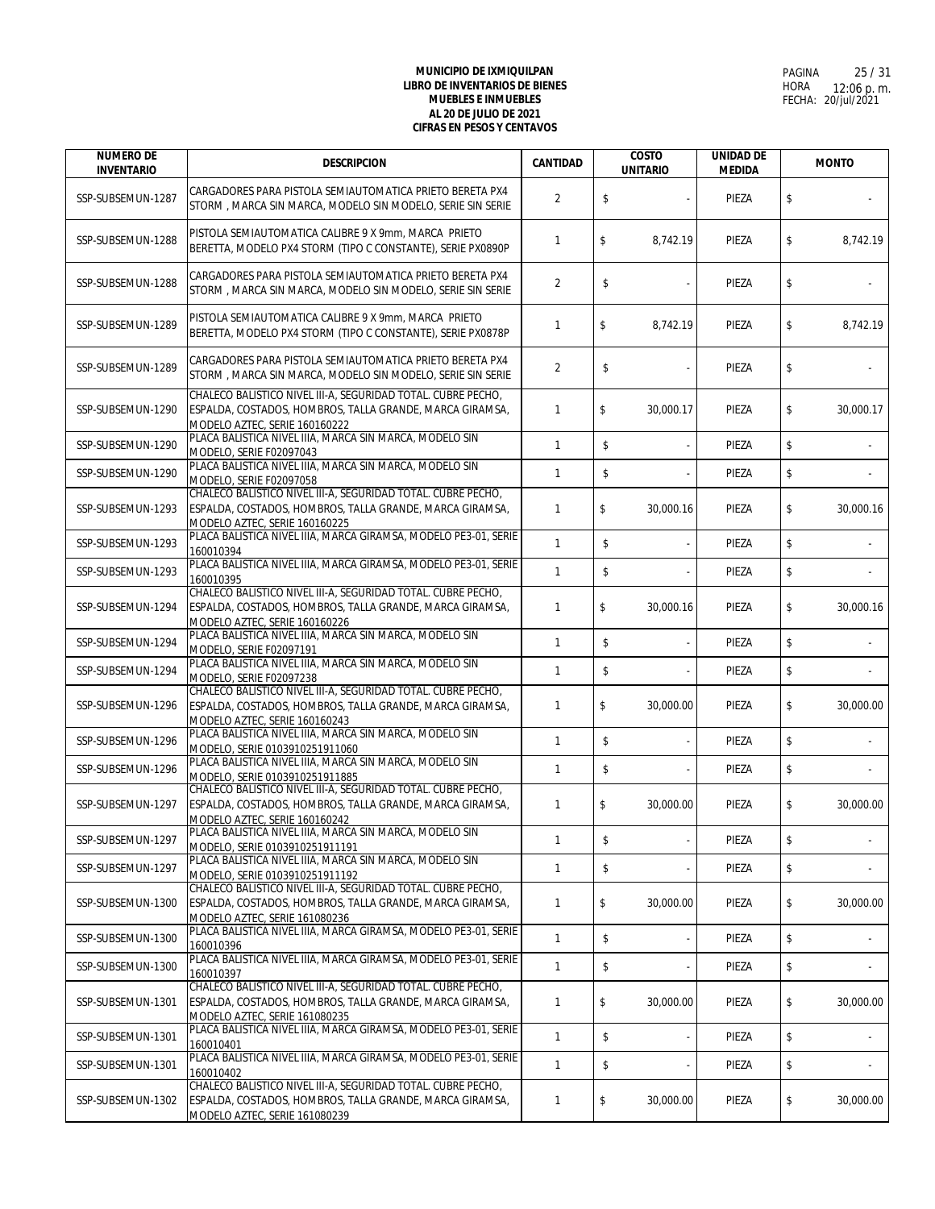**MUNICIPIO DE IXMIQUILPAN**
**LIBRO DE INVENTARIOS DE BIENES**
**MUEBLES E INMUEBLES**
**AL 20 DE JULIO DE 2021**
**CIFRAS EN PESOS Y CENTAVOS**

PAGINA 25 / 31
HORA 12:06 p. m.
FECHA: 20/jul/2021

| NUMERO DE INVENTARIO | DESCRIPCION | CANTIDAD | COSTO UNITARIO | UNIDAD DE MEDIDA | MONTO |
|---|---|---|---|---|---|
| SSP-SUBSEMUN-1287 | CARGADORES PARA PISTOLA SEMIAUTOMATICA PRIETO BERETA PX4 STORM , MARCA SIN MARCA, MODELO SIN MODELO, SERIE SIN SERIE | 2 | $ - | PIEZA | $ - |
| SSP-SUBSEMUN-1288 | PISTOLA SEMIAUTOMATICA CALIBRE 9 X 9mm, MARCA PRIETO BERETTA, MODELO PX4 STORM (TIPO C CONSTANTE), SERIE PX0890P | 1 | $ 8,742.19 | PIEZA | $ 8,742.19 |
| SSP-SUBSEMUN-1288 | CARGADORES PARA PISTOLA SEMIAUTOMATICA PRIETO BERETA PX4 STORM , MARCA SIN MARCA, MODELO SIN MODELO, SERIE SIN SERIE | 2 | $ - | PIEZA | $ - |
| SSP-SUBSEMUN-1289 | PISTOLA SEMIAUTOMATICA CALIBRE 9 X 9mm, MARCA PRIETO BERETTA, MODELO PX4 STORM (TIPO C CONSTANTE), SERIE PX0878P | 1 | $ 8,742.19 | PIEZA | $ 8,742.19 |
| SSP-SUBSEMUN-1289 | CARGADORES PARA PISTOLA SEMIAUTOMATICA PRIETO BERETA PX4 STORM , MARCA SIN MARCA, MODELO SIN MODELO, SERIE SIN SERIE | 2 | $ - | PIEZA | $ - |
| SSP-SUBSEMUN-1290 | CHALECO BALISTICO NIVEL III-A, SEGURIDAD TOTAL. CUBRE PECHO, ESPALDA, COSTADOS, HOMBROS, TALLA GRANDE, MARCA GIRAMSA, MODELO AZTEC, SERIE 160160222 | 1 | $ 30,000.17 | PIEZA | $ 30,000.17 |
| SSP-SUBSEMUN-1290 | PLACA BALISTICA NIVEL IIIA, MARCA SIN MARCA, MODELO SIN MODELO, SERIE F02097043 | 1 | $ - | PIEZA | $ - |
| SSP-SUBSEMUN-1290 | PLACA BALISTICA NIVEL IIIA, MARCA SIN MARCA, MODELO SIN MODELO, SERIE F02097058 | 1 | $ - | PIEZA | $ - |
| SSP-SUBSEMUN-1293 | CHALECO BALISTICO NIVEL III-A, SEGURIDAD TOTAL. CUBRE PECHO, ESPALDA, COSTADOS, HOMBROS, TALLA GRANDE, MARCA GIRAMSA, MODELO AZTEC, SERIE 160160225 | 1 | $ 30,000.16 | PIEZA | $ 30,000.16 |
| SSP-SUBSEMUN-1293 | PLACA BALISTICA NIVEL IIIA, MARCA GIRAMSA, MODELO PE3-01, SERIE 160010394 | 1 | $ - | PIEZA | $ - |
| SSP-SUBSEMUN-1293 | PLACA BALISTICA NIVEL IIIA, MARCA GIRAMSA, MODELO PE3-01, SERIE 160010395 | 1 | $ - | PIEZA | $ - |
| SSP-SUBSEMUN-1294 | CHALECO BALISTICO NIVEL III-A, SEGURIDAD TOTAL. CUBRE PECHO, ESPALDA, COSTADOS, HOMBROS, TALLA GRANDE, MARCA GIRAMSA, MODELO AZTEC, SERIE 160160226 | 1 | $ 30,000.16 | PIEZA | $ 30,000.16 |
| SSP-SUBSEMUN-1294 | PLACA BALISTICA NIVEL IIIA, MARCA SIN MARCA, MODELO SIN MODELO, SERIE F02097191 | 1 | $ - | PIEZA | $ - |
| SSP-SUBSEMUN-1294 | PLACA BALISTICA NIVEL IIIA, MARCA SIN MARCA, MODELO SIN MODELO, SERIE F02097238 | 1 | $ - | PIEZA | $ - |
| SSP-SUBSEMUN-1296 | CHALECO BALISTICO NIVEL III-A, SEGURIDAD TOTAL. CUBRE PECHO, ESPALDA, COSTADOS, HOMBROS, TALLA GRANDE, MARCA GIRAMSA, MODELO AZTEC, SERIE 160160243 | 1 | $ 30,000.00 | PIEZA | $ 30,000.00 |
| SSP-SUBSEMUN-1296 | PLACA BALISTICA NIVEL IIIA, MARCA SIN MARCA, MODELO SIN MODELO, SERIE 0103910251911060 | 1 | $ - | PIEZA | $ - |
| SSP-SUBSEMUN-1296 | PLACA BALISTICA NIVEL IIIA, MARCA SIN MARCA, MODELO SIN MODELO, SERIE 0103910251911885 | 1 | $ - | PIEZA | $ - |
| SSP-SUBSEMUN-1297 | CHALECO BALISTICO NIVEL III-A, SEGURIDAD TOTAL. CUBRE PECHO, ESPALDA, COSTADOS, HOMBROS, TALLA GRANDE, MARCA GIRAMSA, MODELO AZTEC, SERIE 160160242 | 1 | $ 30,000.00 | PIEZA | $ 30,000.00 |
| SSP-SUBSEMUN-1297 | PLACA BALISTICA NIVEL IIIA, MARCA SIN MARCA, MODELO SIN MODELO, SERIE 0103910251911191 | 1 | $ - | PIEZA | $ - |
| SSP-SUBSEMUN-1297 | PLACA BALISTICA NIVEL IIIA, MARCA SIN MARCA, MODELO SIN MODELO, SERIE 0103910251911192 | 1 | $ - | PIEZA | $ - |
| SSP-SUBSEMUN-1300 | CHALECO BALISTICO NIVEL III-A, SEGURIDAD TOTAL. CUBRE PECHO, ESPALDA, COSTADOS, HOMBROS, TALLA GRANDE, MARCA GIRAMSA, MODELO AZTEC, SERIE 161080236 | 1 | $ 30,000.00 | PIEZA | $ 30,000.00 |
| SSP-SUBSEMUN-1300 | PLACA BALISTICA NIVEL IIIA, MARCA GIRAMSA, MODELO PE3-01, SERIE 160010396 | 1 | $ - | PIEZA | $ - |
| SSP-SUBSEMUN-1300 | PLACA BALISTICA NIVEL IIIA, MARCA GIRAMSA, MODELO PE3-01, SERIE 160010397 | 1 | $ - | PIEZA | $ - |
| SSP-SUBSEMUN-1301 | CHALECO BALISTICO NIVEL III-A, SEGURIDAD TOTAL. CUBRE PECHO, ESPALDA, COSTADOS, HOMBROS, TALLA GRANDE, MARCA GIRAMSA, MODELO AZTEC, SERIE 161080235 | 1 | $ 30,000.00 | PIEZA | $ 30,000.00 |
| SSP-SUBSEMUN-1301 | PLACA BALISTICA NIVEL IIIA, MARCA GIRAMSA, MODELO PE3-01, SERIE 160010401 | 1 | $ - | PIEZA | $ - |
| SSP-SUBSEMUN-1301 | PLACA BALISTICA NIVEL IIIA, MARCA GIRAMSA, MODELO PE3-01, SERIE 160010402 | 1 | $ - | PIEZA | $ - |
| SSP-SUBSEMUN-1302 | CHALECO BALISTICO NIVEL III-A, SEGURIDAD TOTAL. CUBRE PECHO, ESPALDA, COSTADOS, HOMBROS, TALLA GRANDE, MARCA GIRAMSA, MODELO AZTEC, SERIE 161080239 | 1 | $ 30,000.00 | PIEZA | $ 30,000.00 |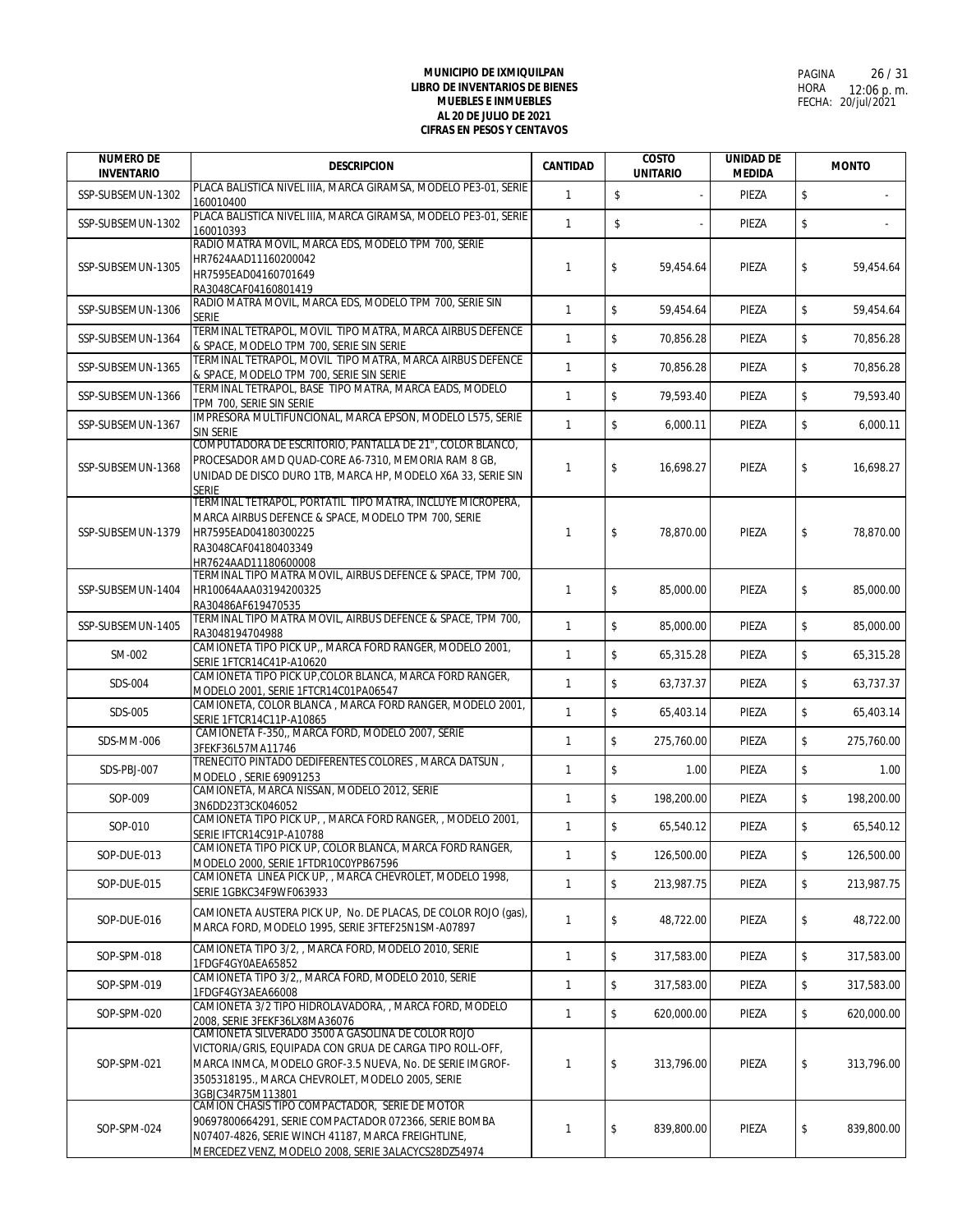**MUNICIPIO DE IXMIQUILPAN**
**LIBRO DE INVENTARIOS DE BIENES**
**MUEBLES E INMUEBLES**
**AL 20 DE JULIO DE 2021**
**CIFRAS EN PESOS Y CENTAVOS**

PAGINA 26 / 31
HORA 12:06 p. m.
FECHA: 20/jul/2021

| NUMERO DE INVENTARIO | DESCRIPCION | CANTIDAD | COSTO UNITARIO | UNIDAD DE MEDIDA | MONTO |
|---|---|---|---|---|---|
| SSP-SUBSEMUN-1302 | PLACA BALISTICA NIVEL IIIA, MARCA GIRAMSA, MODELO PE3-01, SERIE 160010400 | 1 | $ - | PIEZA | $ - |
| SSP-SUBSEMUN-1302 | PLACA BALISTICA NIVEL IIIA, MARCA GIRAMSA, MODELO PE3-01, SERIE 160010393 | 1 | $ - | PIEZA | $ - |
| SSP-SUBSEMUN-1305 | RADIO MATRA MOVIL, MARCA EDS, MODELO TPM 700, SERIE HR7624AAD11160200042 HR7595EAD04160701649 RA3048CAF04160801419 | 1 | $ 59,454.64 | PIEZA | $ 59,454.64 |
| SSP-SUBSEMUN-1306 | RADIO MATRA MOVIL, MARCA EDS, MODELO TPM 700, SERIE SIN SERIE | 1 | $ 59,454.64 | PIEZA | $ 59,454.64 |
| SSP-SUBSEMUN-1364 | TERMINAL TETRAPOL, MOVIL TIPO MATRA, MARCA AIRBUS DEFENCE & SPACE, MODELO TPM 700, SERIE SIN SERIE | 1 | $ 70,856.28 | PIEZA | $ 70,856.28 |
| SSP-SUBSEMUN-1365 | TERMINAL TETRAPOL, MOVIL TIPO MATRA, MARCA AIRBUS DEFENCE & SPACE, MODELO TPM 700, SERIE SIN SERIE | 1 | $ 70,856.28 | PIEZA | $ 70,856.28 |
| SSP-SUBSEMUN-1366 | TERMINAL TETRAPOL, BASE TIPO MATRA, MARCA EADS, MODELO TPM 700, SERIE SIN SERIE | 1 | $ 79,593.40 | PIEZA | $ 79,593.40 |
| SSP-SUBSEMUN-1367 | IMPRESORA MULTIFUNCIONAL, MARCA EPSON, MODELO L575, SERIE SIN SERIE | 1 | $ 6,000.11 | PIEZA | $ 6,000.11 |
| SSP-SUBSEMUN-1368 | COMPUTADORA DE ESCRITORIO, PANTALLA DE 21", COLOR BLANCO, PROCESADOR AMD QUAD-CORE A6-7310, MEMORIA RAM 8 GB, UNIDAD DE DISCO DURO 1TB, MARCA HP, MODELO X6A 33, SERIE SIN SERIE | 1 | $ 16,698.27 | PIEZA | $ 16,698.27 |
| SSP-SUBSEMUN-1379 | TERMINAL TETRAPOL, PORTATIL TIPO MATRA, INCLUYE MICROPERA, MARCA AIRBUS DEFENCE & SPACE, MODELO TPM 700, SERIE HR7595EAD04180300225 RA3048CAF04180403349 HR7624AAD11180600008 | 1 | $ 78,870.00 | PIEZA | $ 78,870.00 |
| SSP-SUBSEMUN-1404 | TERMINAL TIPO MATRA MOVIL, AIRBUS DEFENCE & SPACE, TPM 700, HR10064AAA03194200325 RA30486AF619470535 | 1 | $ 85,000.00 | PIEZA | $ 85,000.00 |
| SSP-SUBSEMUN-1405 | TERMINAL TIPO MATRA MOVIL, AIRBUS DEFENCE & SPACE, TPM 700, RA3048194704988 | 1 | $ 85,000.00 | PIEZA | $ 85,000.00 |
| SM-002 | CAMIONETA TIPO PICK UP,, MARCA FORD RANGER, MODELO 2001, SERIE 1FTCR14C41P-A10620 | 1 | $ 65,315.28 | PIEZA | $ 65,315.28 |
| SDS-004 | CAMIONETA TIPO PICK UP,COLOR BLANCA, MARCA FORD RANGER, MODELO 2001, SERIE 1FTCR14C01PA06547 | 1 | $ 63,737.37 | PIEZA | $ 63,737.37 |
| SDS-005 | CAMIONETA, COLOR BLANCA , MARCA FORD RANGER, MODELO 2001, SERIE 1FTCR14C11P-A10865 | 1 | $ 65,403.14 | PIEZA | $ 65,403.14 |
| SDS-MM-006 | CAMIONETA F-350,, MARCA FORD, MODELO 2007, SERIE 3FEKF36L57MA11746 | 1 | $ 275,760.00 | PIEZA | $ 275,760.00 |
| SDS-PBJ-007 | TRENECITO PINTADO DEDIFERENTES COLORES , MARCA DATSUN , MODELO , SERIE 69091253 | 1 | $ 1.00 | PIEZA | $ 1.00 |
| SOP-009 | CAMIONETA, MARCA NISSAN, MODELO 2012, SERIE 3N6DD23T3CK046052 | 1 | $ 198,200.00 | PIEZA | $ 198,200.00 |
| SOP-010 | CAMIONETA TIPO PICK UP, , MARCA FORD RANGER, , MODELO 2001, SERIE IFTCR14C91P-A10788 | 1 | $ 65,540.12 | PIEZA | $ 65,540.12 |
| SOP-DUE-013 | CAMIONETA TIPO PICK UP, COLOR BLANCA, MARCA FORD RANGER, MODELO 2000, SERIE 1FTDR10C0YPB67596 | 1 | $ 126,500.00 | PIEZA | $ 126,500.00 |
| SOP-DUE-015 | CAMIONETA LINEA PICK UP, , MARCA CHEVROLET, MODELO 1998, SERIE 1GBKC34F9WF063933 | 1 | $ 213,987.75 | PIEZA | $ 213,987.75 |
| SOP-DUE-016 | CAMIONETA AUSTERA PICK UP, No. DE PLACAS, DE COLOR ROJO (gas), MARCA FORD, MODELO 1995, SERIE 3FTEF25N1SM-A07897 | 1 | $ 48,722.00 | PIEZA | $ 48,722.00 |
| SOP-SPM-018 | CAMIONETA TIPO 3/2, , MARCA FORD, MODELO 2010, SERIE 1FDGF4GY0AEA65852 | 1 | $ 317,583.00 | PIEZA | $ 317,583.00 |
| SOP-SPM-019 | CAMIONETA TIPO 3/2,, MARCA FORD, MODELO 2010, SERIE 1FDGF4GY3AEA66008 | 1 | $ 317,583.00 | PIEZA | $ 317,583.00 |
| SOP-SPM-020 | CAMIONETA 3/2 TIPO HIDROLAVADORA, , MARCA FORD, MODELO 2008, SERIE 3FEKF36LX8MA36076 | 1 | $ 620,000.00 | PIEZA | $ 620,000.00 |
| SOP-SPM-021 | CAMIONETA SILVERADO 3500 A GASOLINA DE COLOR ROJO VICTORIA/GRIS, EQUIPADA CON GRUA DE CARGA TIPO ROLL-OFF, MARCA INMCA, MODELO GROF-3.5 NUEVA, No. DE SERIE IMGROF-3505318195., MARCA CHEVROLET, MODELO 2005, SERIE 3GBJC34R75M113801 | 1 | $ 313,796.00 | PIEZA | $ 313,796.00 |
| SOP-SPM-024 | CAMION CHASIS TIPO COMPACTADOR, SERIE DE MOTOR 90697800664291, SERIE COMPACTADOR 072366, SERIE BOMBA N07407-4826, SERIE WINCH 41187, MARCA FREIGHTLINE, MERCEDEZ VENZ, MODELO 2008, SERIE 3ALACYCS28DZ54974 | 1 | $ 839,800.00 | PIEZA | $ 839,800.00 |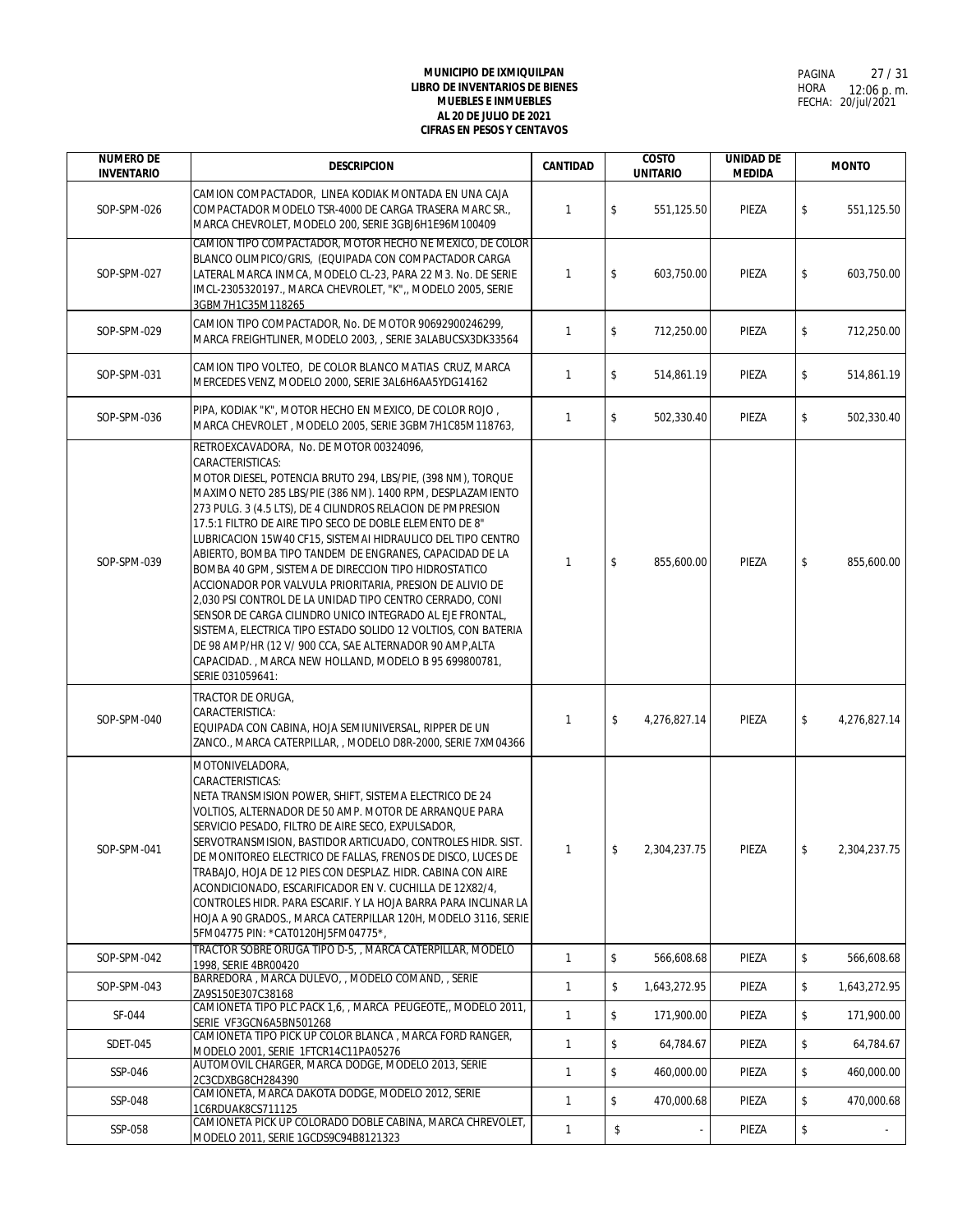**MUNICIPIO DE IXMIQUILPAN**
**LIBRO DE INVENTARIOS DE BIENES**
**MUEBLES E INMUEBLES**
**AL 20 DE JULIO DE 2021**
**CIFRAS EN PESOS Y CENTAVOS**

PAGINA 27 / 31
HORA 12:06 p. m.
FECHA: 20/jul/2021

| NUMERO DE INVENTARIO | DESCRIPCION | CANTIDAD | COSTO UNITARIO | UNIDAD DE MEDIDA | MONTO |
|---|---|---|---|---|---|
| SOP-SPM-026 | CAMION COMPACTADOR, LINEA KODIAK MONTADA EN UNA CAJA COMPACTADOR MODELO TSR-4000 DE CARGA TRASERA MARC SR., MARCA CHEVROLET, MODELO 200, SERIE 3GBJ6H1E96M100409 | 1 | $ 551,125.50 | PIEZA | $ 551,125.50 |
| SOP-SPM-027 | CAMION TIPO COMPACTADOR, MOTOR HECHO NE MEXICO, DE COLOR BLANCO OLIMPICO/GRIS, (EQUIPADA CON COMPACTADOR CARGA LATERAL MARCA INMCA, MODELO CL-23, PARA 22 M3. No. DE SERIE IMCL-2305320197., MARCA CHEVROLET, "K",, MODELO 2005, SERIE 3GBM7H1C35M118265 | 1 | $ 603,750.00 | PIEZA | $ 603,750.00 |
| SOP-SPM-029 | CAMION TIPO COMPACTADOR, No. DE MOTOR 90692900246299, MARCA FREIGHTLINER, MODELO 2003, , SERIE 3ALABUCSX3DK33564 | 1 | $ 712,250.00 | PIEZA | $ 712,250.00 |
| SOP-SPM-031 | CAMION TIPO VOLTEO, DE COLOR BLANCO MATIAS CRUZ, MARCA MERCEDES VENZ, MODELO 2000, SERIE 3AL6H6AA5YDG14162 | 1 | $ 514,861.19 | PIEZA | $ 514,861.19 |
| SOP-SPM-036 | PIPA, KODIAK "K", MOTOR HECHO EN MEXICO, DE COLOR ROJO , MARCA CHEVROLET , MODELO 2005, SERIE 3GBM7H1C85M118763, | 1 | $ 502,330.40 | PIEZA | $ 502,330.40 |
| SOP-SPM-039 | RETROEXCAVADORA, No. DE MOTOR 00324096, CARACTERISTICAS: MOTOR DIESEL, POTENCIA BRUTO 294, LBS/PIE, (398 NM), TORQUE MAXIMO NETO 285 LBS/PIE (386 NM). 1400 RPM, DESPLAZAMIENTO 273 PULG. 3 (4.5 LTS), DE 4 CILINDROS RELACION DE PMPRESION 17.5:1 FILTRO DE AIRE TIPO SECO DE DOBLE ELEMENTO DE 8" LUBRICACION 15W40 CF15, SISTEMAI HIDRAULICO DEL TIPO CENTRO ABIERTO, BOMBA TIPO TANDEM DE ENGRANES, CAPACIDAD DE LA BOMBA 40 GPM, SISTEMA DE DIRECCION TIPO HIDROSTATICO ACCIONADOR POR VALVULA PRIORITARIA, PRESION DE ALIVIO DE 2,030 PSI CONTROL DE LA UNIDAD TIPO CENTRO CERRADO, CONI SENSOR DE CARGA CILINDRO UNICO INTEGRADO AL EJE FRONTAL, SISTEMA, ELECTRICA TIPO ESTADO SOLIDO 12 VOLTIOS, CON BATERIA DE 98 AMP/HR (12 V/ 900 CCA, SAE ALTERNADOR 90 AMP,ALTA CAPACIDAD. , MARCA NEW HOLLAND, MODELO B 95 699800781, SERIE 031059641: | 1 | $ 855,600.00 | PIEZA | $ 855,600.00 |
| SOP-SPM-040 | TRACTOR DE ORUGA, CARACTERISTICA: EQUIPADA CON CABINA, HOJA SEMIUNIVERSAL, RIPPER DE UN ZANCO., MARCA CATERPILLAR, , MODELO D8R-2000, SERIE 7XM04366 | 1 | $ 4,276,827.14 | PIEZA | $ 4,276,827.14 |
| SOP-SPM-041 | MOTONIVELADORA, CARACTERISTICAS: NETA TRANSMISION POWER, SHIFT, SISTEMA ELECTRICO DE 24 VOLTIOS, ALTERNADOR DE 50 AMP. MOTOR DE ARRANQUE PARA SERVICIO PESADO, FILTRO DE AIRE SECO, EXPULSADOR, SERVOTRANSMISION, BASTIDOR ARTICUADO, CONTROLES HIDR. SIST. DE MONITOREO ELECTRICO DE FALLAS, FRENOS DE DISCO, LUCES DE TRABAJO, HOJA DE 12 PIES CON DESPLAZ. HIDR. CABINA CON AIRE ACONDICIONADO, ESCARIFICADOR EN V. CUCHILLA DE 12X82/4, CONTROLES HIDR. PARA ESCARIF. Y LA HOJA BARRA PARA INCLINAR LA HOJA A 90 GRADOS., MARCA CATERPILLAR 120H, MODELO 3116, SERIE 5FM04775 PIN: *CAT0120HJ5FM04775*, | 1 | $ 2,304,237.75 | PIEZA | $ 2,304,237.75 |
| SOP-SPM-042 | TRACTOR SOBRE ORUGA TIPO D-5, , MARCA CATERPILLAR, MODELO 1998, SERIE 4BR00420 | 1 | $ 566,608.68 | PIEZA | $ 566,608.68 |
| SOP-SPM-043 | BARREDORA , MARCA DULEVO, , MODELO COMAND, , SERIE ZA9S150E307C38168 | 1 | $ 1,643,272.95 | PIEZA | $ 1,643,272.95 |
| SF-044 | CAMIONETA TIPO PLC PACK 1,6, , MARCA PEUGEOTE,, MODELO 2011, SERIE VF3GCN6A5BN501268 | 1 | $ 171,900.00 | PIEZA | $ 171,900.00 |
| SDET-045 | CAMIONETA TIPO PICK UP COLOR BLANCA , MARCA FORD RANGER, MODELO 2001, SERIE 1FTCR14C11PA05276 | 1 | $ 64,784.67 | PIEZA | $ 64,784.67 |
| SSP-046 | AUTOMOVIL CHARGER, MARCA DODGE, MODELO 2013, SERIE 2C3CDXBG8CH284390 | 1 | $ 460,000.00 | PIEZA | $ 460,000.00 |
| SSP-048 | CAMIONETA, MARCA DAKOTA DODGE, MODELO 2012, SERIE 1C6RDUAK8CS711125 | 1 | $ 470,000.68 | PIEZA | $ 470,000.68 |
| SSP-058 | CAMIONETA PICK UP COLORADO DOBLE CABINA, MARCA CHREVOLET, MODELO 2011, SERIE 1GCDS9C94B8121323 | 1 | $ - | PIEZA | $ - |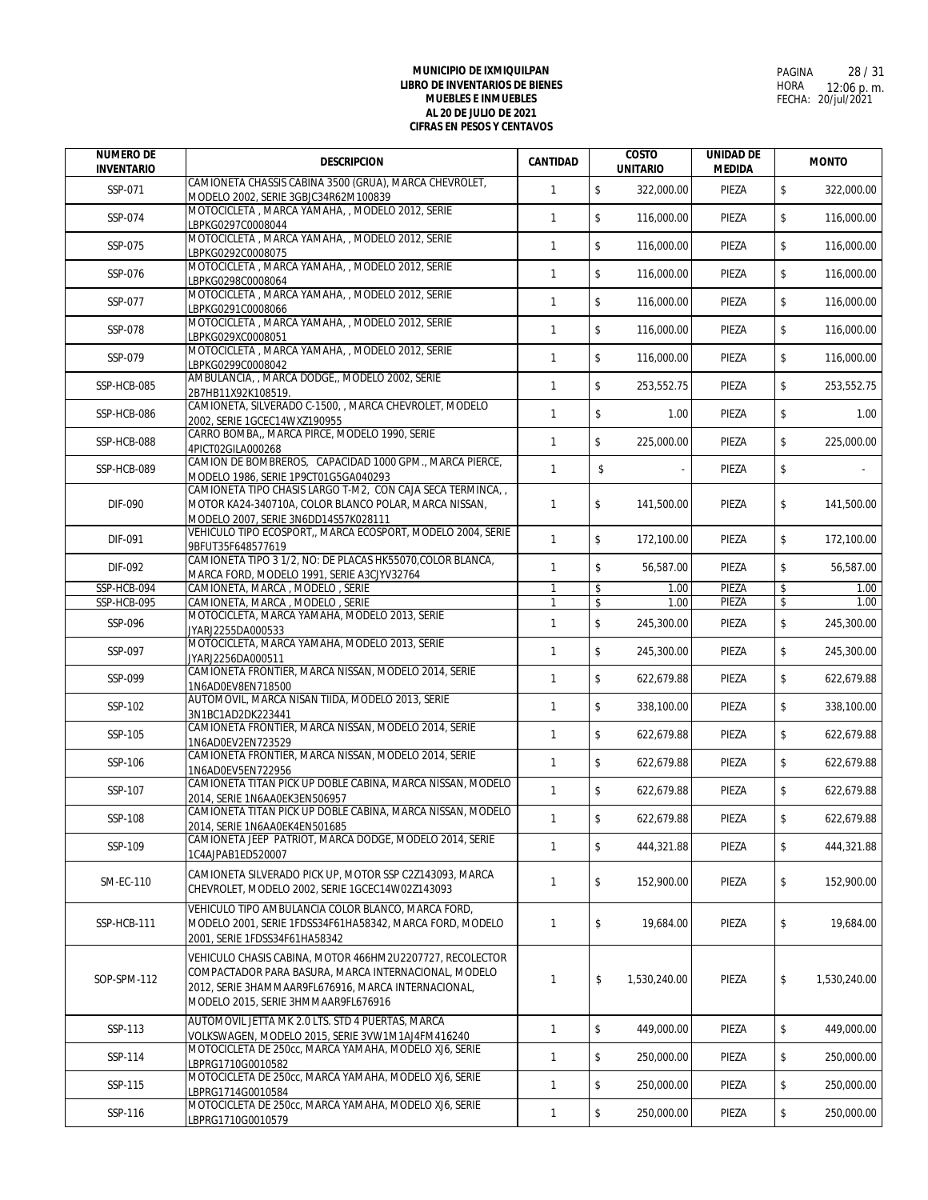**MUNICIPIO DE IXMIQUILPAN**
**LIBRO DE INVENTARIOS DE BIENES**
**MUEBLES E INMUEBLES**
**AL 20 DE JULIO DE 2021**
**CIFRAS EN PESOS Y CENTAVOS**

PAGINA 28 / 31
HORA 12:06 p. m.
FECHA: 20/jul/2021

| NUMERO DE INVENTARIO | DESCRIPCION | CANTIDAD | COSTO UNITARIO | UNIDAD DE MEDIDA | MONTO |
|---|---|---|---|---|---|
| SSP-071 | CAMIONETA CHASSIS CABINA 3500 (GRUA), MARCA CHEVROLET, MODELO 2002, SERIE 3GBJC34R62M100839 | 1 | $ 322,000.00 | PIEZA | $ 322,000.00 |
| SSP-074 | MOTOCICLETA , MARCA YAMAHA, , MODELO 2012, SERIE LBPKG0297C0008044 | 1 | $ 116,000.00 | PIEZA | $ 116,000.00 |
| SSP-075 | MOTOCICLETA , MARCA YAMAHA, , MODELO 2012, SERIE LBPKG0292C0008075 | 1 | $ 116,000.00 | PIEZA | $ 116,000.00 |
| SSP-076 | MOTOCICLETA , MARCA YAMAHA, , MODELO 2012, SERIE LBPKG0298C0008064 | 1 | $ 116,000.00 | PIEZA | $ 116,000.00 |
| SSP-077 | MOTOCICLETA , MARCA YAMAHA, , MODELO 2012, SERIE LBPKG0291C0008066 | 1 | $ 116,000.00 | PIEZA | $ 116,000.00 |
| SSP-078 | MOTOCICLETA , MARCA YAMAHA, , MODELO 2012, SERIE LBPKG029XC0008051 | 1 | $ 116,000.00 | PIEZA | $ 116,000.00 |
| SSP-079 | MOTOCICLETA , MARCA YAMAHA, , MODELO 2012, SERIE LBPKG0299C0008042 | 1 | $ 116,000.00 | PIEZA | $ 116,000.00 |
| SSP-HCB-085 | AMBULANCIA, , MARCA DODGE,, MODELO 2002, SERIE 2B7HB11X92K108519. | 1 | $ 253,552.75 | PIEZA | $ 253,552.75 |
| SSP-HCB-086 | CAMIONETA, SILVERADO C-1500, , MARCA CHEVROLET, MODELO 2002, SERIE 1GCEC14WXZ190955 | 1 | $ 1.00 | PIEZA | $ 1.00 |
| SSP-HCB-088 | CARRO BOMBA,, MARCA PIRCE, MODELO 1990, SERIE 4PICT02GILA000268 | 1 | $ 225,000.00 | PIEZA | $ 225,000.00 |
| SSP-HCB-089 | CAMION DE BOMBREROS, CAPACIDAD 1000 GPM., MARCA PIERCE, MODELO 1986, SERIE 1P9CT01G5GA040293 | 1 | $ - | PIEZA | $ - |
| DIF-090 | CAMIONETA TIPO CHASIS LARGO T-M2, CON CAJA SECA TERMINCA, , MOTOR KA24-340710A, COLOR BLANCO POLAR, MARCA NISSAN, MODELO 2007, SERIE 3N6DD14S57K028111 | 1 | $ 141,500.00 | PIEZA | $ 141,500.00 |
| DIF-091 | VEHICULO TIPO ECOSPORT,, MARCA ECOSPORT, MODELO 2004, SERIE 9BFUT35F648577619 | 1 | $ 172,100.00 | PIEZA | $ 172,100.00 |
| DIF-092 | CAMIONETA TIPO 3 1/2, NO: DE PLACAS HK55070,COLOR BLANCA, MARCA FORD, MODELO 1991, SERIE A3CJYV32764 | 1 | $ 56,587.00 | PIEZA | $ 56,587.00 |
| SSP-HCB-094 | CAMIONETA, MARCA , MODELO , SERIE | 1 | $ 1.00 | PIEZA | $ 1.00 |
| SSP-HCB-095 | CAMIONETA, MARCA , MODELO , SERIE | 1 | $ 1.00 | PIEZA | $ 1.00 |
| SSP-096 | MOTOCICLETA, MARCA YAMAHA, MODELO 2013, SERIE JYARJ2255DA000533 | 1 | $ 245,300.00 | PIEZA | $ 245,300.00 |
| SSP-097 | MOTOCICLETA, MARCA YAMAHA, MODELO 2013, SERIE JYARJ2256DA000511 | 1 | $ 245,300.00 | PIEZA | $ 245,300.00 |
| SSP-099 | CAMIONETA FRONTIER, MARCA NISSAN, MODELO 2014, SERIE 1N6AD0EV8EN718500 | 1 | $ 622,679.88 | PIEZA | $ 622,679.88 |
| SSP-102 | AUTOMOVIL, MARCA NISAN TIIDA, MODELO 2013, SERIE 3N1BC1AD2DK223441 | 1 | $ 338,100.00 | PIEZA | $ 338,100.00 |
| SSP-105 | CAMIONETA FRONTIER, MARCA NISSAN, MODELO 2014, SERIE 1N6AD0EV2EN723529 | 1 | $ 622,679.88 | PIEZA | $ 622,679.88 |
| SSP-106 | CAMIONETA FRONTIER, MARCA NISSAN, MODELO 2014, SERIE 1N6AD0EV5EN722956 | 1 | $ 622,679.88 | PIEZA | $ 622,679.88 |
| SSP-107 | CAMIONETA TITAN PICK UP DOBLE CABINA, MARCA NISSAN, MODELO 2014, SERIE 1N6AA0EK3EN506957 | 1 | $ 622,679.88 | PIEZA | $ 622,679.88 |
| SSP-108 | CAMIONETA TITAN PICK UP DOBLE CABINA, MARCA NISSAN, MODELO 2014, SERIE 1N6AA0EK4EN501685 | 1 | $ 622,679.88 | PIEZA | $ 622,679.88 |
| SSP-109 | CAMIONETA JEEP PATRIOT, MARCA DODGE, MODELO 2014, SERIE 1C4AJPAB1ED520007 | 1 | $ 444,321.88 | PIEZA | $ 444,321.88 |
| SM-EC-110 | CAMIONETA SILVERADO PICK UP, MOTOR SSP C2Z143093, MARCA CHEVROLET, MODELO 2002, SERIE 1GCEC14W02Z143093 | 1 | $ 152,900.00 | PIEZA | $ 152,900.00 |
| SSP-HCB-111 | VEHICULO TIPO AMBULANCIA COLOR BLANCO, MARCA FORD, MODELO 2001, SERIE 1FDSS34F61HA58342, MARCA FORD, MODELO 2001, SERIE 1FDSS34F61HA58342 | 1 | $ 19,684.00 | PIEZA | $ 19,684.00 |
| SOP-SPM-112 | VEHICULO CHASIS CABINA, MOTOR 466HM2U2207727, RECOLECTOR COMPACTADOR PARA BASURA, MARCA INTERNACIONAL, MODELO 2012, SERIE 3HAMMAAR9FL676916, MARCA INTERNACIONAL, MODELO 2015, SERIE 3HMMAAR9FL676916 | 1 | $ 1,530,240.00 | PIEZA | $ 1,530,240.00 |
| SSP-113 | AUTOMOVIL JETTA MK 2.0 LTS. STD 4 PUERTAS, MARCA VOLKSWAGEN, MODELO 2015, SERIE 3VW1M1AJ4FM416240 | 1 | $ 449,000.00 | PIEZA | $ 449,000.00 |
| SSP-114 | MOTOCICLETA DE 250cc, MARCA YAMAHA, MODELO XJ6, SERIE LBPRG1710G0010582 | 1 | $ 250,000.00 | PIEZA | $ 250,000.00 |
| SSP-115 | MOTOCICLETA DE 250cc, MARCA YAMAHA, MODELO XJ6, SERIE LBPRG1714G0010584 | 1 | $ 250,000.00 | PIEZA | $ 250,000.00 |
| SSP-116 | MOTOCICLETA DE 250cc, MARCA YAMAHA, MODELO XJ6, SERIE LBPRG1710G0010579 | 1 | $ 250,000.00 | PIEZA | $ 250,000.00 |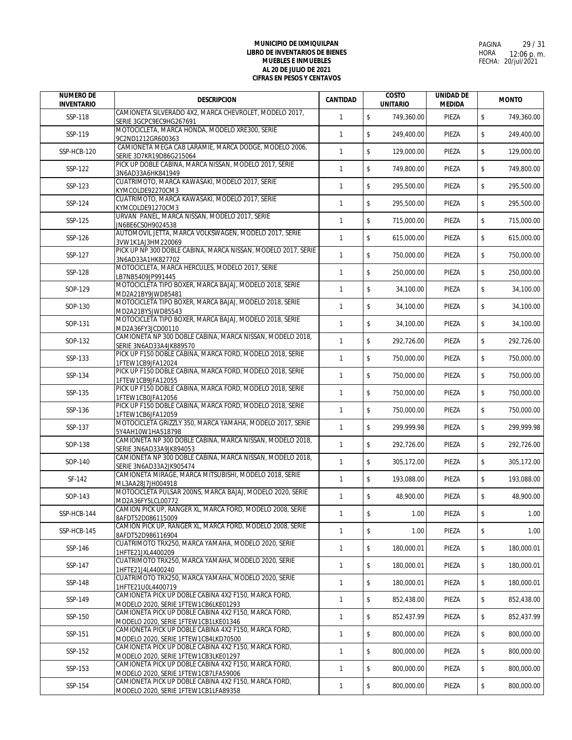**MUNICIPIO DE IXMIQUILPAN**
**LIBRO DE INVENTARIOS DE BIENES**
**MUEBLES E INMUEBLES**
**AL 20 DE JULIO DE 2021**
**CIFRAS EN PESOS Y CENTAVOS**

PAGINA 29 / 31
HORA 12:06 p. m.
FECHA: 20/jul/2021

| NUMERO DE INVENTARIO | DESCRIPCION | CANTIDAD | COSTO UNITARIO | UNIDAD DE MEDIDA | MONTO |
|---|---|---|---|---|---|
| SSP-118 | CAMIONETA SILVERADO 4X2, MARCA CHEVROLET, MODELO 2017, SERIE 3GCPC9EC9HG267691 | 1 | $ 749,360.00 | PIEZA | $ 749,360.00 |
| SSP-119 | MOTOCICLETA, MARCA HONDA, MODELO XRE300, SERIE 9C2ND1212GR600363 | 1 | $ 249,400.00 | PIEZA | $ 249,400.00 |
| SSP-HCB-120 | CAMIONETA MEGA CAB LARAMIE, MARCA DODGE, MODELO 2006, SERIE 3D7KR19D86G215064 | 1 | $ 129,000.00 | PIEZA | $ 129,000.00 |
| SSP-122 | PICK UP DOBLE CABINA, MARCA NISSAN, MODELO 2017, SERIE 3N6AD33A6HK841949 | 1 | $ 749,800.00 | PIEZA | $ 749,800.00 |
| SSP-123 | CUATRIMOTO, MARCA KAWASAKI, MODELO 2017, SERIE KYMCOLDE92270CM3 | 1 | $ 295,500.00 | PIEZA | $ 295,500.00 |
| SSP-124 | CUATRIMOTO, MARCA KAWASAKI, MODELO 2017, SERIE KYMCOLDE91270CM3 | 1 | $ 295,500.00 | PIEZA | $ 295,500.00 |
| SSP-125 | URVAN PANEL, MARCA NISSAN, MODELO 2017, SERIE JN6BE6CS0H9024538 | 1 | $ 715,000.00 | PIEZA | $ 715,000.00 |
| SSP-126 | AUTOMOVIL JETTA, MARCA VOLKSWAGEN, MODELO 2017, SERIE 3VW1K1AJ3HM220069 | 1 | $ 615,000.00 | PIEZA | $ 615,000.00 |
| SSP-127 | PICK UP NP 300 DOBLE CABINA, MARCA NISSAN, MODELO 2017, SERIE 3N6AD33A1HK827702 | 1 | $ 750,000.00 | PIEZA | $ 750,000.00 |
| SSP-128 | MOTOCICLETA, MARCA HERCULES, MODELO 2017, SERIE LB7NB5409JP991445 | 1 | $ 250,000.00 | PIEZA | $ 250,000.00 |
| SOP-129 | MOTOCICLETA TIPO BOXER, MARCA BAJAJ, MODELO 2018, SERIE MD2A21BY9JWD85481 | 1 | $ 34,100.00 | PIEZA | $ 34,100.00 |
| SOP-130 | MOTOCICLETA TIPO BOXER, MARCA BAJAJ, MODELO 2018, SERIE MD2A21BY5JWD85543 | 1 | $ 34,100.00 | PIEZA | $ 34,100.00 |
| SOP-131 | MOTOCICLETA TIPO BOXER, MARCA BAJAJ, MODELO 2018, SERIE MD2A36FY3JCD00110 | 1 | $ 34,100.00 | PIEZA | $ 34,100.00 |
| SOP-132 | CAMIONETA NP 300 DOBLE CABINA, MARCA NISSAN, MODELO 2018, SERIE 3N6AD33A4JK889570 | 1 | $ 292,726.00 | PIEZA | $ 292,726.00 |
| SSP-133 | PICK UP F150 DOBLE CABINA, MARCA FORD, MODELO 2018, SERIE 1FTEW1CB9JFA12024 | 1 | $ 750,000.00 | PIEZA | $ 750,000.00 |
| SSP-134 | PICK UP F150 DOBLE CABINA, MARCA FORD, MODELO 2018, SERIE 1FTEW1CB9JFA12055 | 1 | $ 750,000.00 | PIEZA | $ 750,000.00 |
| SSP-135 | PICK UP F150 DOBLE CABINA, MARCA FORD, MODELO 2018, SERIE 1FTEW1CB0JFA12056 | 1 | $ 750,000.00 | PIEZA | $ 750,000.00 |
| SSP-136 | PICK UP F150 DOBLE CABINA, MARCA FORD, MODELO 2018, SERIE 1FTEW1CB6JFA12059 | 1 | $ 750,000.00 | PIEZA | $ 750,000.00 |
| SSP-137 | MOTOCICLETA GRIZZLY 350, MARCA YAMAHA, MODELO 2017, SERIE 5Y4AH10W1HA518798 | 1 | $ 299,999.98 | PIEZA | $ 299,999.98 |
| SOP-138 | CAMIONETA NP 300 DOBLE CABINA, MARCA NISSAN, MODELO 2018, SERIE 3N6AD33A9JK894053 | 1 | $ 292,726.00 | PIEZA | $ 292,726.00 |
| SOP-140 | CAMIONETA NP 300 DOBLE CABINA, MARCA NISSAN, MODELO 2018, SERIE 3N6AD33A2JK905474 | 1 | $ 305,172.00 | PIEZA | $ 305,172.00 |
| SF-142 | CAMIONETA MIRAGE, MARCA MITSUBISHI, MODELO 2018, SERIE ML3AA28J7JH004918 | 1 | $ 193,088.00 | PIEZA | $ 193,088.00 |
| SOP-143 | MOTOCICLETA PULSAR 200NS, MARCA BAJAJ, MODELO 2020, SERIE MD2A36FY5LCL00772 | 1 | $ 48,900.00 | PIEZA | $ 48,900.00 |
| SSP-HCB-144 | CAMION PICK UP, RANGER XL, MARCA FORD, MODELO 2008, SERIE 8AFDT52D086115009 | 1 | $ 1.00 | PIEZA | $ 1.00 |
| SSP-HCB-145 | CAMION PICK UP, RANGER XL, MARCA FORD, MODELO 2008, SERIE 8AFDT52D986116904 | 1 | $ 1.00 | PIEZA | $ 1.00 |
| SSP-146 | CUATRIMOTO TRX250, MARCA YAMAHA, MODELO 2020, SERIE 1HFTE21JXL4400209 | 1 | $ 180,000.01 | PIEZA | $ 180,000.01 |
| SSP-147 | CUATRIMOTO TRX250, MARCA YAMAHA, MODELO 2020, SERIE 1HFTE21J4L4400240 | 1 | $ 180,000.01 | PIEZA | $ 180,000.01 |
| SSP-148 | CUATRIMOTO TRX250, MARCA YAMAHA, MODELO 2020, SERIE 1HFTE21U0L4400719 | 1 | $ 180,000.01 | PIEZA | $ 180,000.01 |
| SSP-149 | CAMIONETA PICK UP DOBLE CABINA 4X2 F150, MARCA FORD, MODELO 2020, SERIE 1FTEW1CB6LKE01293 | 1 | $ 852,438.00 | PIEZA | $ 852,438.00 |
| SSP-150 | CAMIONETA PICK UP DOBLE CABINA 4X2 F150, MARCA FORD, MODELO 2020, SERIE 1FTEW1CB1LKE01346 | 1 | $ 852,437.99 | PIEZA | $ 852,437.99 |
| SSP-151 | CAMIONETA PICK UP DOBLE CABINA 4X2 F150, MARCA FORD, MODELO 2020, SERIE 1FTEW1CB4LKD70500 | 1 | $ 800,000.00 | PIEZA | $ 800,000.00 |
| SSP-152 | CAMIONETA PICK UP DOBLE CABINA 4X2 F150, MARCA FORD, MODELO 2020, SERIE 1FTEW1CB3LKE01297 | 1 | $ 800,000.00 | PIEZA | $ 800,000.00 |
| SSP-153 | CAMIONETA PICK UP DOBLE CABINA 4X2 F150, MARCA FORD, MODELO 2020, SERIE 1FTEW1CB7LFA59006 | 1 | $ 800,000.00 | PIEZA | $ 800,000.00 |
| SSP-154 | CAMIONETA PICK UP DOBLE CABINA 4X2 F150, MARCA FORD, MODELO 2020, SERIE 1FTEW1CB1LFA89358 | 1 | $ 800,000.00 | PIEZA | $ 800,000.00 |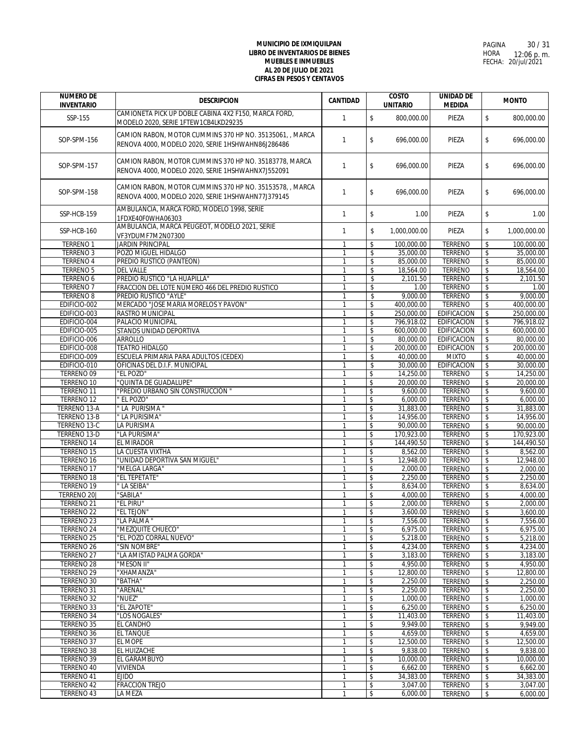**MUNICIPIO DE IXMIQUILPAN**
**LIBRO DE INVENTARIOS DE BIENES**
**MUEBLES E INMUEBLES**
**AL 20 DE JULIO DE 2021**
**CIFRAS EN PESOS Y CENTAVOS**

PAGINA 30 / 31
HORA 12:06 p. m.
FECHA: 20/jul/2021

| NUMERO DE INVENTARIO | DESCRIPCION | CANTIDAD | COSTO UNITARIO | UNIDAD DE MEDIDA | MONTO |
|---|---|---|---|---|---|
| SSP-155 | CAMIONETA PICK UP DOBLE CABINA 4X2 F150, MARCA FORD, MODELO 2020, SERIE 1FTEW1CB4LKD29235 | 1 | $ 800,000.00 | PIEZA | $ 800,000.00 |
| SOP-SPM-156 | CAMION RABON, MOTOR CUMMINS 370 HP NO. 35135061, , MARCA RENOVA 4000, MODELO 2020, SERIE 1HSHWAHN86J286486 | 1 | $ 696,000.00 | PIEZA | $ 696,000.00 |
| SOP-SPM-157 | CAMION RABON, MOTOR CUMMINS 370 HP NO. 35183778, MARCA RENOVA 4000, MODELO 2020, SERIE 1HSHWAHNX7J552091 | 1 | $ 696,000.00 | PIEZA | $ 696,000.00 |
| SOP-SPM-158 | CAMION RABON, MOTOR CUMMINS 370 HP NO. 35153578, , MARCA RENOVA 4000, MODELO 2020, SERIE 1HSHWAHN77J379145 | 1 | $ 696,000.00 | PIEZA | $ 696,000.00 |
| SSP-HCB-159 | AMBULANCIA, MARCA FORD, MODELO 1998, SERIE 1FDXE40F0WHA06303 | 1 | $ 1.00 | PIEZA | $ 1.00 |
| SSP-HCB-160 | AMBULANCIA, MARCA PEUGEOT, MODELO 2021, SERIE VF3YDUMF7M2N07300 | 1 | $ 1,000,000.00 | PIEZA | $ 1,000,000.00 |
| TERRENO 1 | JARDIN PRINCIPAL | 1 | $ 100,000.00 | TERRENO | $ 100,000.00 |
| TERRENO 3 | POZO MIGUEL HIDALGO | 1 | $ 35,000.00 | TERRENO | $ 35,000.00 |
| TERRENO 4 | PREDIO RUSTICO (PANTEON) | 1 | $ 85,000.00 | TERRENO | $ 85,000.00 |
| TERRENO 5 | DEL VALLE | 1 | $ 18,564.00 | TERRENO | $ 18,564.00 |
| TERRENO 6 | PREDIO RUSTICO "LA HUAPILLA" | 1 | $ 2,101.50 | TERRENO | $ 2,101.50 |
| TERRENO 7 | FRACCION DEL LOTE NUMERO 466 DEL PREDIO RUSTICO | 1 | $ 1.00 | TERRENO | $ 1.00 |
| TERRENO 8 | PREDIO RUSTICO "AYLE" | 1 | $ 9,000.00 | TERRENO | $ 9,000.00 |
| EDIFICIO-002 | MERCADO "JOSE MARIA MORELOS Y PAVON" | 1 | $ 400,000.00 | TERRENO | $ 400,000.00 |
| EDIFICIO-003 | RASTRO MUNICIPAL | 1 | $ 250,000.00 | EDIFICACION | $ 250,000.00 |
| EDIFICIO-004 | PALACIO MUNICIPAL | 1 | $ 796,918.02 | EDIFICACION | $ 796,918.02 |
| EDIFICIO-005 | STANDS UNIDAD DEPORTIVA | 1 | $ 600,000.00 | EDIFICACION | $ 600,000.00 |
| EDIFICIO-006 | ARROLLO | 1 | $ 80,000.00 | EDIFICACION | $ 80,000.00 |
| EDIFICIO-008 | TEATRO HIDALGO | 1 | $ 200,000.00 | EDIFICACION | $ 200,000.00 |
| EDIFICIO-009 | ESCUELA PRIMARIA PARA ADULTOS (CEDEX) | 1 | $ 40,000.00 | MIXTO | $ 40,000.00 |
| EDIFICIO-010 | OFICINAS DEL D.I.F. MUNICIPAL | 1 | $ 30,000.00 | EDIFICACION | $ 30,000.00 |
| TERRENO 09 | "EL POZO" | 1 | $ 14,250.00 | TERRENO | $ 14,250.00 |
| TERRENO 10 | "QUINTA DE GUADALUPE" | 1 | $ 20,000.00 | TERRENO | $ 20,000.00 |
| TERRENO 11 | "PREDIO URBANO SIN CONSTRUCCIÓN " | 1 | $ 9,600.00 | TERRENO | $ 9,600.00 |
| TERRENO 12 | " EL POZO" | 1 | $ 6,000.00 | TERRENO | $ 6,000.00 |
| TERRENO 13-A | " LA PURISIMA " | 1 | $ 31,883.00 | TERRENO | $ 31,883.00 |
| TERRENO 13-B | " LA PURISIMA" | 1 | $ 14,956.00 | TERRENO | $ 14,956.00 |
| TERRENO 13-C | LA PURISIMA | 1 | $ 90,000.00 | TERRENO | $ 90,000.00 |
| TERRENO 13-D | "LA PURISIMA" | 1 | $ 170,923.00 | TERRENO | $ 170,923.00 |
| TERRENO 14 | EL MIRADOR | 1 | $ 144,490.50 | TERRENO | $ 144,490.50 |
| TERRENO 15 | LA CUESTA VIXTHA | 1 | $ 8,562.00 | TERRENO | $ 8,562.00 |
| TERRENO 16 | "UNIDAD DEPORTIVA SAN MIGUEL" | 1 | $ 12,948.00 | TERRENO | $ 12,948.00 |
| TERRENO 17 | "MELGA LARGA" | 1 | $ 2,000.00 | TERRENO | $ 2,000.00 |
| TERRENO 18 | "EL TEPETATE" | 1 | $ 2,250.00 | TERRENO | $ 2,250.00 |
| TERRENO 19 | " LA SEIBA" | 1 | $ 8,634.00 | TERRENO | $ 8,634.00 |
| TERRENO 20| | "SABILA" | 1 | $ 4,000.00 | TERRENO | $ 4,000.00 |
| TERRENO 21 | "EL PIRU" | 1 | $ 2,000.00 | TERRENO | $ 2,000.00 |
| TERRENO 22 | "EL TEJON" | 1 | $ 3,600.00 | TERRENO | $ 3,600.00 |
| TERRENO 23 | "LA PALMA " | 1 | $ 7,556.00 | TERRENO | $ 7,556.00 |
| TERRENO 24 | "MEZQUITE CHUECO" | 1 | $ 6,975.00 | TERRENO | $ 6,975.00 |
| TERRENO 25 | "EL POZO CORRAL NUEVO" | 1 | $ 5,218.00 | TERRENO | $ 5,218.00 |
| TERRENO 26 | "SIN NOMBRE" | 1 | $ 4,234.00 | TERRENO | $ 4,234.00 |
| TERRENO 27 | "LA AMISTAD PALMA GORDA" | 1 | $ 3,183.00 | TERRENO | $ 3,183.00 |
| TERRENO 28 | "MESON II" | 1 | $ 4,950.00 | TERRENO | $ 4,950.00 |
| TERRENO 29 | "XHAMANZA" | 1 | $ 12,800.00 | TERRENO | $ 12,800.00 |
| TERRENO 30 | "BATHA" | 1 | $ 2,250.00 | TERRENO | $ 2,250.00 |
| TERRENO 31 | "ARENAL" | 1 | $ 2,250.00 | TERRENO | $ 2,250.00 |
| TERRENO 32 | "NUEZ" | 1 | $ 1,000.00 | TERRENO | $ 1,000.00 |
| TERRENO 33 | "EL ZAPOTE" | 1 | $ 6,250.00 | TERRENO | $ 6,250.00 |
| TERRENO 34 | "LOS NOGALES" | 1 | $ 11,403.00 | TERRENO | $ 11,403.00 |
| TERRENO 35 | EL CANDHO | 1 | $ 9,949.00 | TERRENO | $ 9,949.00 |
| TERRENO 36 | EL TANQUE | 1 | $ 4,659.00 | TERRENO | $ 4,659.00 |
| TERRENO 37 | EL MOPE | 1 | $ 12,500.00 | TERRENO | $ 12,500.00 |
| TERRENO 38 | EL HUIZACHE | 1 | $ 9,838.00 | TERRENO | $ 9,838.00 |
| TERRENO 39 | EL GARAMBUYO | 1 | $ 10,000.00 | TERRENO | $ 10,000.00 |
| TERRENO 40 | VIVIENDA | 1 | $ 6,662.00 | TERRENO | $ 6,662.00 |
| TERRENO 41 | EJIDO | 1 | $ 34,383.00 | TERRENO | $ 34,383.00 |
| TERRENO 42 | FRACCIÓN TREJO | 1 | $ 3,047.00 | TERRENO | $ 3,047.00 |
| TERRENO 43 | LA MEZA | 1 | $ 6,000.00 | TERRENO | $ 6,000.00 |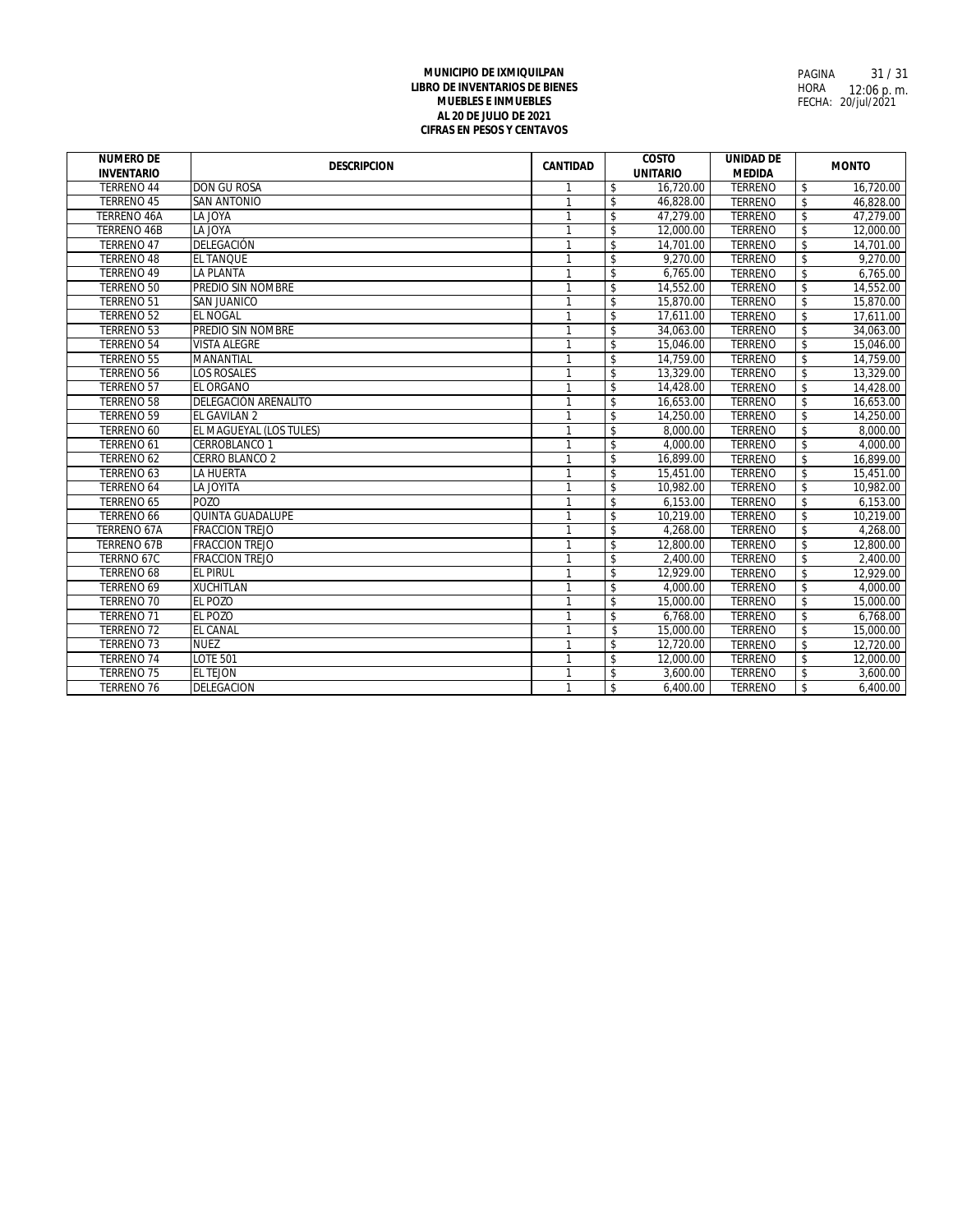**MUNICIPIO DE IXMIQUILPAN**
**LIBRO DE INVENTARIOS DE BIENES**
**MUEBLES E INMUEBLES**
**AL 20 DE JULIO DE 2021**
**CIFRAS EN PESOS Y CENTAVOS**

PAGINA 31 / 31
HORA 12:06 p. m.
FECHA: 20/jul/2021

| NUMERO DE INVENTARIO | DESCRIPCION | CANTIDAD | COSTO UNITARIO | UNIDAD DE MEDIDA | MONTO |
|---|---|---|---|---|---|
| TERRENO 44 | DON GU ROSA | 1 | $ 16,720.00 | TERRENO | $ 16,720.00 |
| TERRENO 45 | SAN ANTONIO | 1 | $ 46,828.00 | TERRENO | $ 46,828.00 |
| TERRENO 46A | LA JOYA | 1 | $ 47,279.00 | TERRENO | $ 47,279.00 |
| TERRENO 46B | LA JOYA | 1 | $ 12,000.00 | TERRENO | $ 12,000.00 |
| TERRENO 47 | DELEGACIÓN | 1 | $ 14,701.00 | TERRENO | $ 14,701.00 |
| TERRENO 48 | EL TANQUE | 1 | $ 9,270.00 | TERRENO | $ 9,270.00 |
| TERRENO 49 | LA PLANTA | 1 | $ 6,765.00 | TERRENO | $ 6,765.00 |
| TERRENO 50 | PREDIO SIN NOMBRE | 1 | $ 14,552.00 | TERRENO | $ 14,552.00 |
| TERRENO 51 | SAN JUANICO | 1 | $ 15,870.00 | TERRENO | $ 15,870.00 |
| TERRENO 52 | EL NOGAL | 1 | $ 17,611.00 | TERRENO | $ 17,611.00 |
| TERRENO 53 | PREDIO SIN NOMBRE | 1 | $ 34,063.00 | TERRENO | $ 34,063.00 |
| TERRENO 54 | VISTA ALEGRE | 1 | $ 15,046.00 | TERRENO | $ 15,046.00 |
| TERRENO 55 | MANANTIAL | 1 | $ 14,759.00 | TERRENO | $ 14,759.00 |
| TERRENO 56 | LOS ROSALES | 1 | $ 13,329.00 | TERRENO | $ 13,329.00 |
| TERRENO 57 | EL ORGANO | 1 | $ 14,428.00 | TERRENO | $ 14,428.00 |
| TERRENO 58 | DELEGACIÓN ARENALITO | 1 | $ 16,653.00 | TERRENO | $ 16,653.00 |
| TERRENO 59 | EL GAVILAN 2 | 1 | $ 14,250.00 | TERRENO | $ 14,250.00 |
| TERRENO 60 | EL MAGUEYAL (LOS TULES) | 1 | $ 8,000.00 | TERRENO | $ 8,000.00 |
| TERRENO 61 | CERROBLANCO 1 | 1 | $ 4,000.00 | TERRENO | $ 4,000.00 |
| TERRENO 62 | CERRO BLANCO 2 | 1 | $ 16,899.00 | TERRENO | $ 16,899.00 |
| TERRENO 63 | LA HUERTA | 1 | $ 15,451.00 | TERRENO | $ 15,451.00 |
| TERRENO 64 | LA JOYITA | 1 | $ 10,982.00 | TERRENO | $ 10,982.00 |
| TERRENO 65 | POZO | 1 | $ 6,153.00 | TERRENO | $ 6,153.00 |
| TERRENO 66 | QUINTA GUADALUPE | 1 | $ 10,219.00 | TERRENO | $ 10,219.00 |
| TERRENO 67A | FRACCION TREJO | 1 | $ 4,268.00 | TERRENO | $ 4,268.00 |
| TERRENO 67B | FRACCION TREJO | 1 | $ 12,800.00 | TERRENO | $ 12,800.00 |
| TERRNO 67C | FRACCION TREJO | 1 | $ 2,400.00 | TERRENO | $ 2,400.00 |
| TERRENO 68 | EL PIRUL | 1 | $ 12,929.00 | TERRENO | $ 12,929.00 |
| TERRENO 69 | XUCHITLAN | 1 | $ 4,000.00 | TERRENO | $ 4,000.00 |
| TERRENO 70 | EL POZO | 1 | $ 15,000.00 | TERRENO | $ 15,000.00 |
| TERRENO 71 | EL POZO | 1 | $ 6,768.00 | TERRENO | $ 6,768.00 |
| TERRENO 72 | EL CANAL | 1 | $ 15,000.00 | TERRENO | $ 15,000.00 |
| TERRENO 73 | NUEZ | 1 | $ 12,720.00 | TERRENO | $ 12,720.00 |
| TERRENO 74 | LOTE 501 | 1 | $ 12,000.00 | TERRENO | $ 12,000.00 |
| TERRENO 75 | EL TEJON | 1 | $ 3,600.00 | TERRENO | $ 3,600.00 |
| TERRENO 76 | DELEGACION | 1 | $ 6,400.00 | TERRENO | $ 6,400.00 |